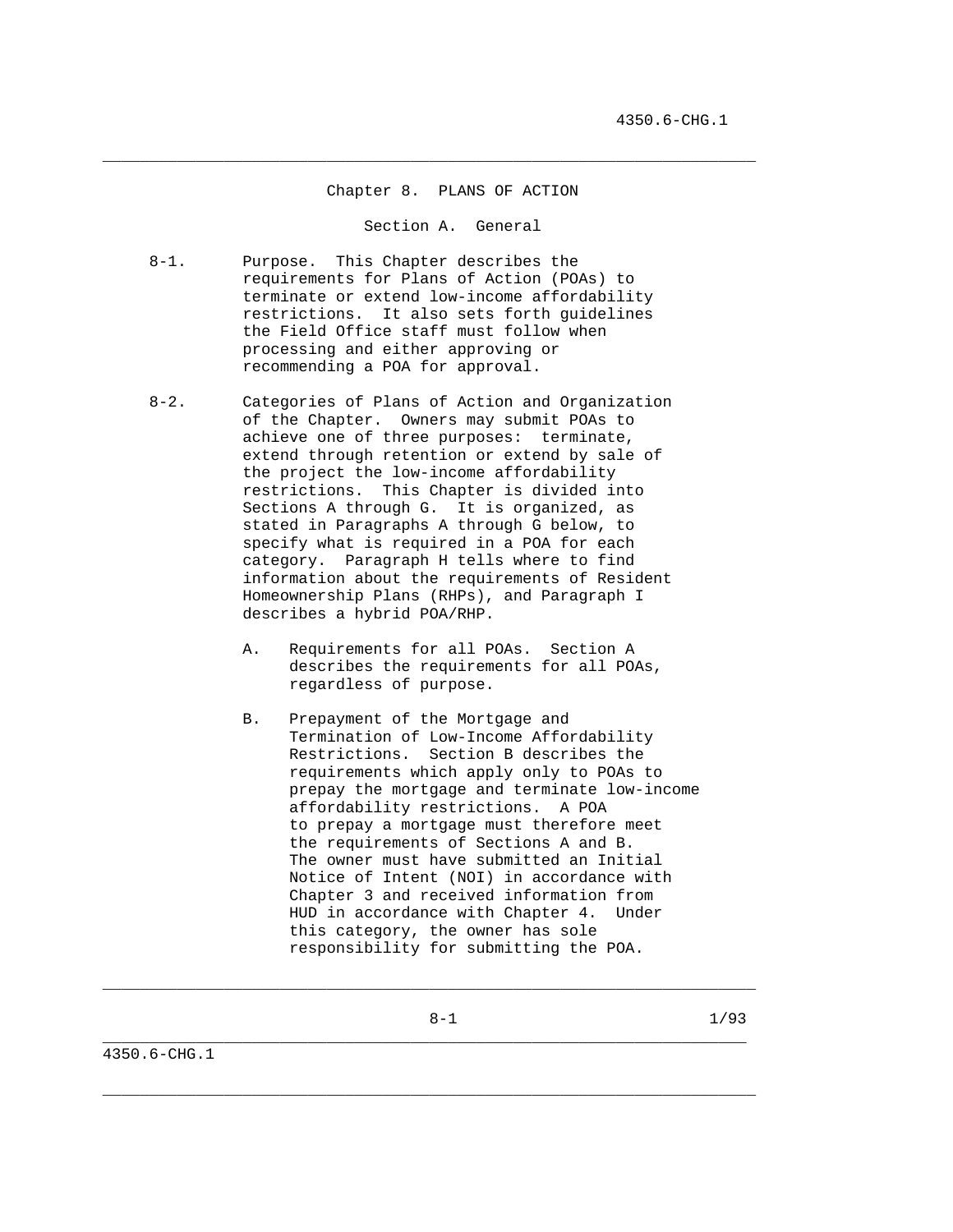# Chapter 8. PLANS OF ACTION

## Section A. General

8-1. Purpose. This Chapter describes the requirements for Plans of Action (POAs) to terminate or extend low-income affordability restrictions. It also sets forth guidelines the Field Office staff must follow when processing and either approving or recommending a POA for approval.

8-2. Categories of Plans of Action and Organization of the Chapter. Owners may submit POAs to achieve one of three purposes: terminate, extend through retention or extend by sale of the project the low-income affordability restrictions. This Chapter is divided into Sections A through G. It is organized, as stated in Paragraphs A through G below, to specify what is required in a POA for each category. Paragraph H tells where to find information about the requirements of Resident Homeownership Plans (RHPs), and Paragraph I describes a hybrid POA/RHP.

A. Requirements for all POAs. Section A describes the requirements for all POAs, regardless of purpose.

B. Prepayment of the Mortgage and Termination of Low-Income Affordability Restrictions. Section B describes the requirements which apply only to POAs to prepay the mortgage and terminate low-income affordability restrictions. A POA to prepay a mortgage must therefore meet the requirements of Sections A and B. The owner must have submitted an Initial Notice of Intent (NOI) in accordance with Chapter 3 and received information from HUD in accordance with Chapter 4. Under this category, the owner has sole responsibility for submitting the POA.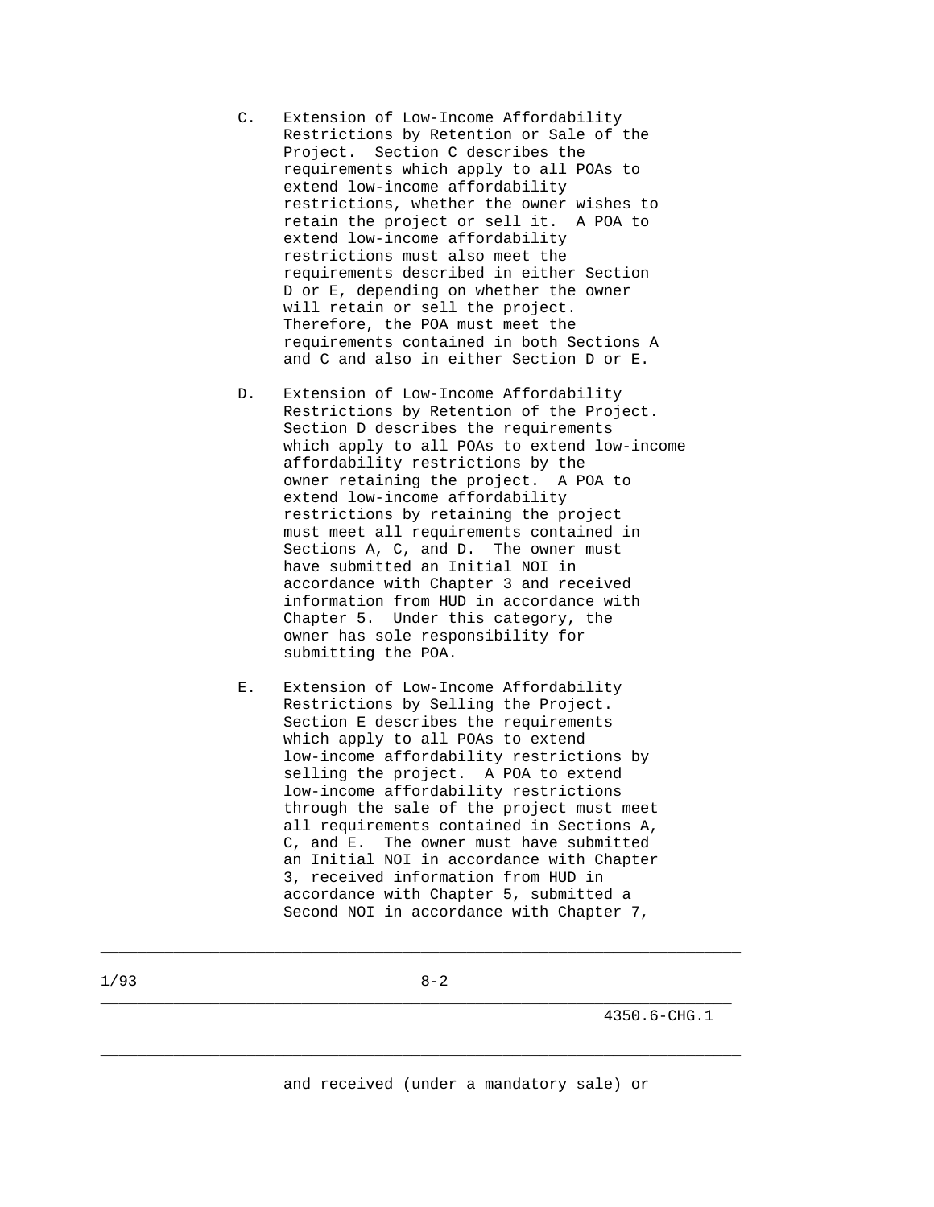C. Extension of Low-Income Affordability Restrictions by Retention or Sale of the Project. Section C describes the requirements which apply to all POAs to extend low-income affordability restrictions, whether the owner wishes to retain the project or sell it. A POA to extend low-income affordability restrictions must also meet the requirements described in either Section D or E, depending on whether the owner will retain or sell the project. Therefore, the POA must meet the requirements contained in both Sections A and C and also in either Section D or E.

D. Extension of Low-Income Affordability Restrictions by Retention of the Project. Section D describes the requirements which apply to all POAs to extend low-income affordability restrictions by the owner retaining the project. A POA to extend low-income affordability restrictions by retaining the project must meet all requirements contained in Sections A, C, and D. The owner must have submitted an Initial NOI in accordance with Chapter 3 and received information from HUD in accordance with Chapter 5. Under this category, the owner has sole responsibility for submitting the POA.

E. Extension of Low-Income Affordability Restrictions by Selling the Project. Section E describes the requirements which apply to all POAs to extend low-income affordability restrictions by selling the project. A POA to extend low-income affordability restrictions through the sale of the project must meet all requirements contained in Sections A, C, and E. The owner must have submitted an Initial NOI in accordance with Chapter 3, received information from HUD in accordance with Chapter 5, submitted a Second NOI in accordance with Chapter 7,

and received (under a mandatory sale) or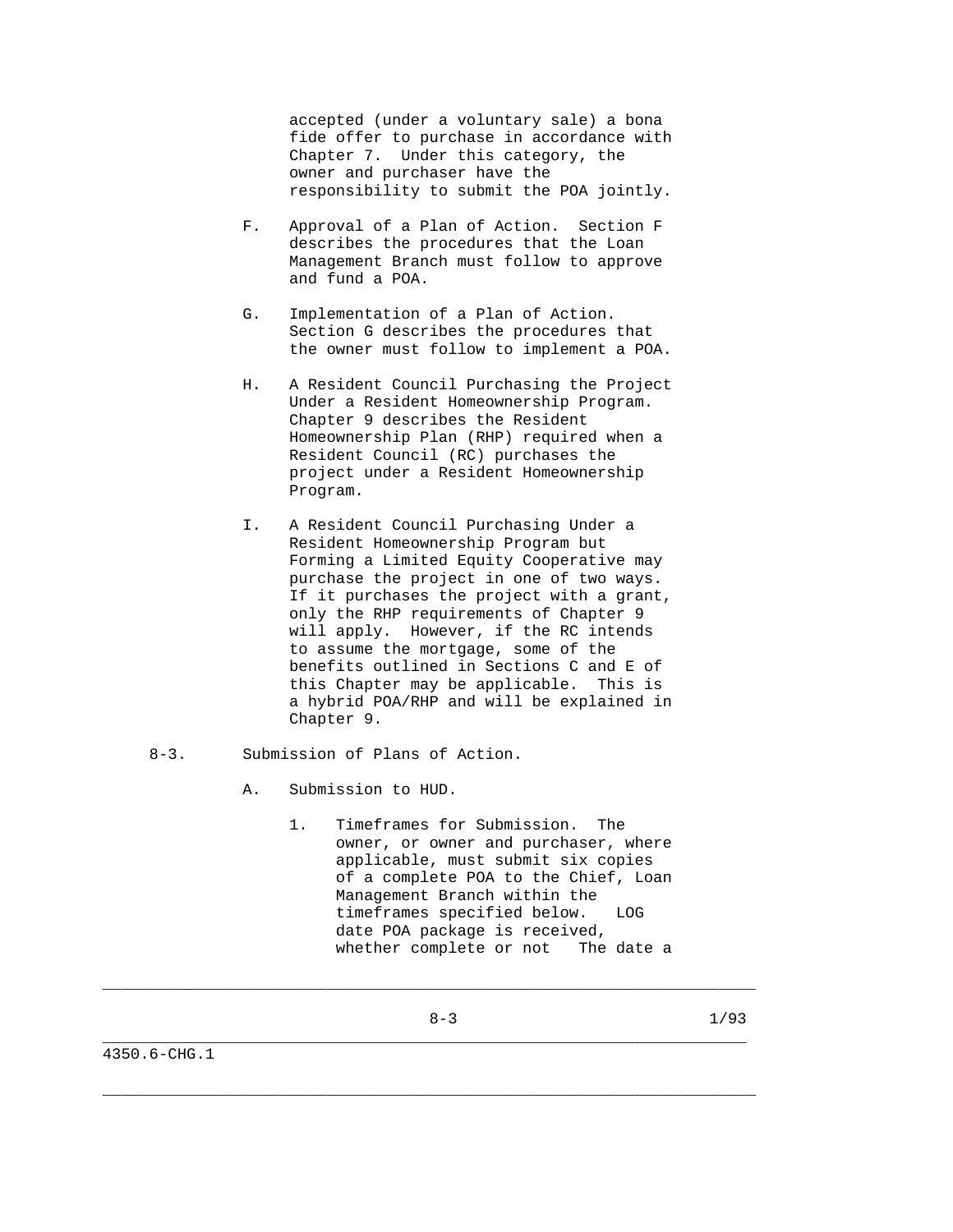accepted (under a voluntary sale) a bona fide offer to purchase in accordance with Chapter 7. Under this category, the owner and purchaser have the responsibility to submit the POA jointly.

F. Approval of a Plan of Action. Section F describes the procedures that the Loan Management Branch must follow to approve and fund a POA.

G. Implementation of a Plan of Action. Section G describes the procedures that the owner must follow to implement a POA.

H. A Resident Council Purchasing the Project Under a Resident Homeownership Program. Chapter 9 describes the Resident Homeownership Plan (RHP) required when a Resident Council (RC) purchases the project under a Resident Homeownership Program.

I. A Resident Council Purchasing Under a Resident Homeownership Program but Forming a Limited Equity Cooperative may purchase the project in one of two ways. If it purchases the project with a grant, only the RHP requirements of Chapter 9 will apply. However, if the RC intends to assume the mortgage, some of the benefits outlined in Sections C and E of this Chapter may be applicable. This is a hybrid POA/RHP and will be explained in Chapter 9.

8-3. Submission of Plans of Action.

A. Submission to HUD.

1. Timeframes for Submission. The owner, or owner and purchaser, where applicable, must submit six copies of a complete POA to the Chief, Loan Management Branch within the timeframes specified below. LOG date POA package is received, whether complete or not The date a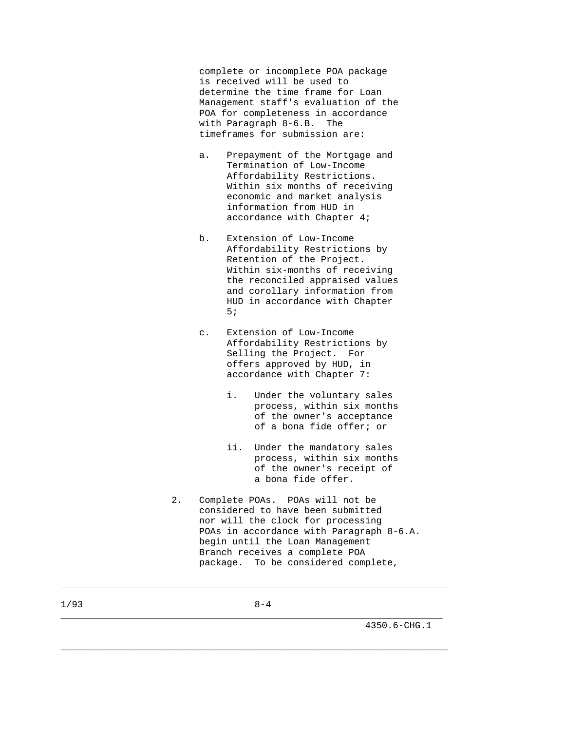complete or incomplete POA package is received will be used to determine the time frame for Loan Management staff's evaluation of the POA for completeness in accordance with Paragraph 8-6.B. The timeframes for submission are:

a. Prepayment of the Mortgage and Termination of Low-Income Affordability Restrictions. Within six months of receiving economic and market analysis information from HUD in accordance with Chapter 4;

b. Extension of Low-Income Affordability Restrictions by Retention of the Project. Within six-months of receiving the reconciled appraised values and corollary information from HUD in accordance with Chapter 5;

c. Extension of Low-Income Affordability Restrictions by Selling the Project. For offers approved by HUD, in accordance with Chapter 7:

   i. Under the voluntary sales process, within six months of the owner's acceptance of a bona fide offer; or

   ii. Under the mandatory sales process, within six months of the owner's receipt of a bona fide offer.

2. Complete POAs. POAs will not be considered to have been submitted nor will the clock for processing POAs in accordance with Paragraph 8-6.A. begin until the Loan Management Branch receives a complete POA package. To be considered complete,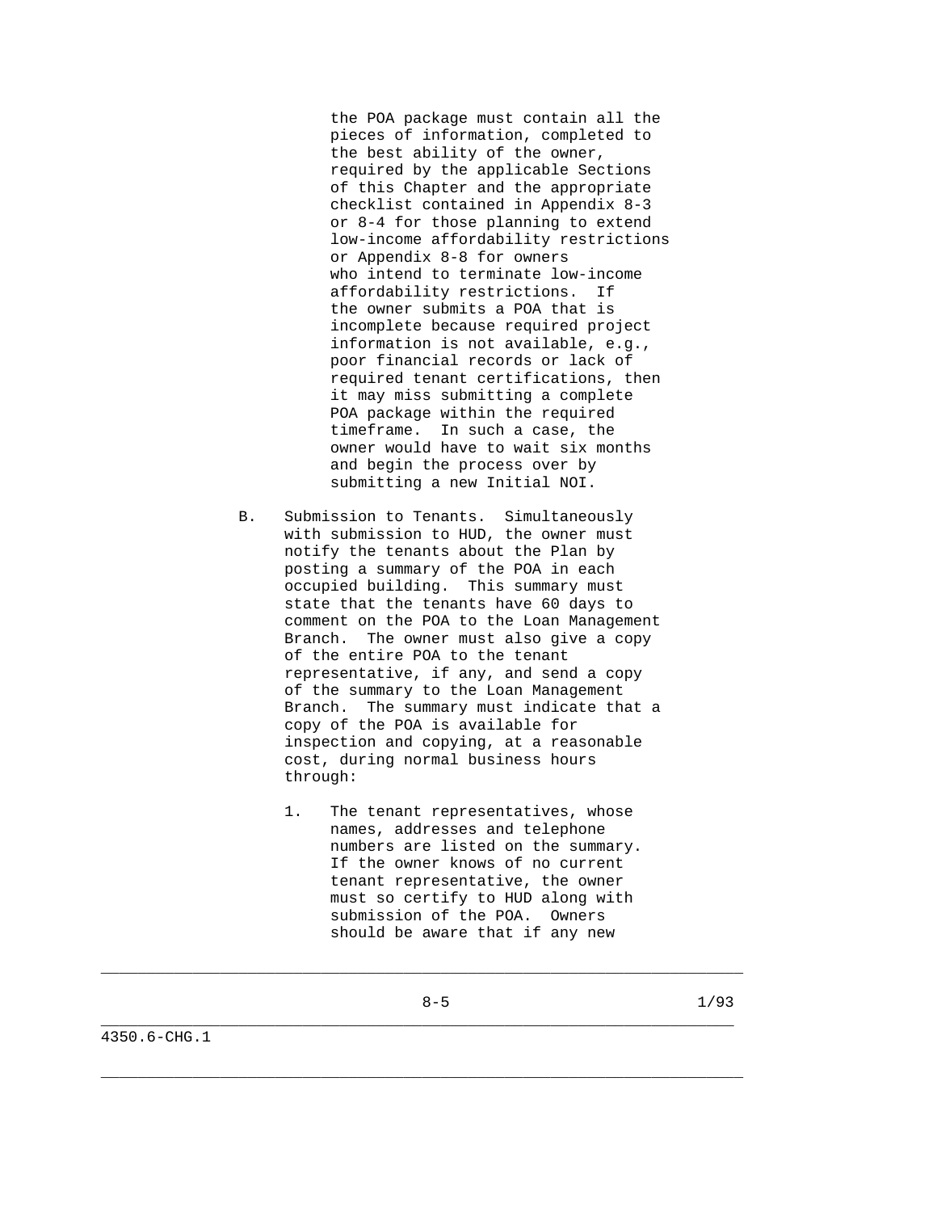the POA package must contain all the pieces of information, completed to the best ability of the owner, required by the applicable Sections of this Chapter and the appropriate checklist contained in Appendix 8-3 or 8-4 for those planning to extend low-income affordability restrictions or Appendix 8-8 for owners who intend to terminate low-income affordability restrictions. If the owner submits a POA that is incomplete because required project information is not available, e.g., poor financial records or lack of required tenant certifications, then it may miss submitting a complete POA package within the required timeframe. In such a case, the owner would have to wait six months and begin the process over by submitting a new Initial NOI.

B. Submission to Tenants. Simultaneously with submission to HUD, the owner must notify the tenants about the Plan by posting a summary of the POA in each occupied building. This summary must state that the tenants have 60 days to comment on the POA to the Loan Management Branch. The owner must also give a copy of the entire POA to the tenant representative, if any, and send a copy of the summary to the Loan Management Branch. The summary must indicate that a copy of the POA is available for inspection and copying, at a reasonable cost, during normal business hours through:

1. The tenant representatives, whose names, addresses and telephone numbers are listed on the summary. If the owner knows of no current tenant representative, the owner must so certify to HUD along with submission of the POA. Owners should be aware that if any new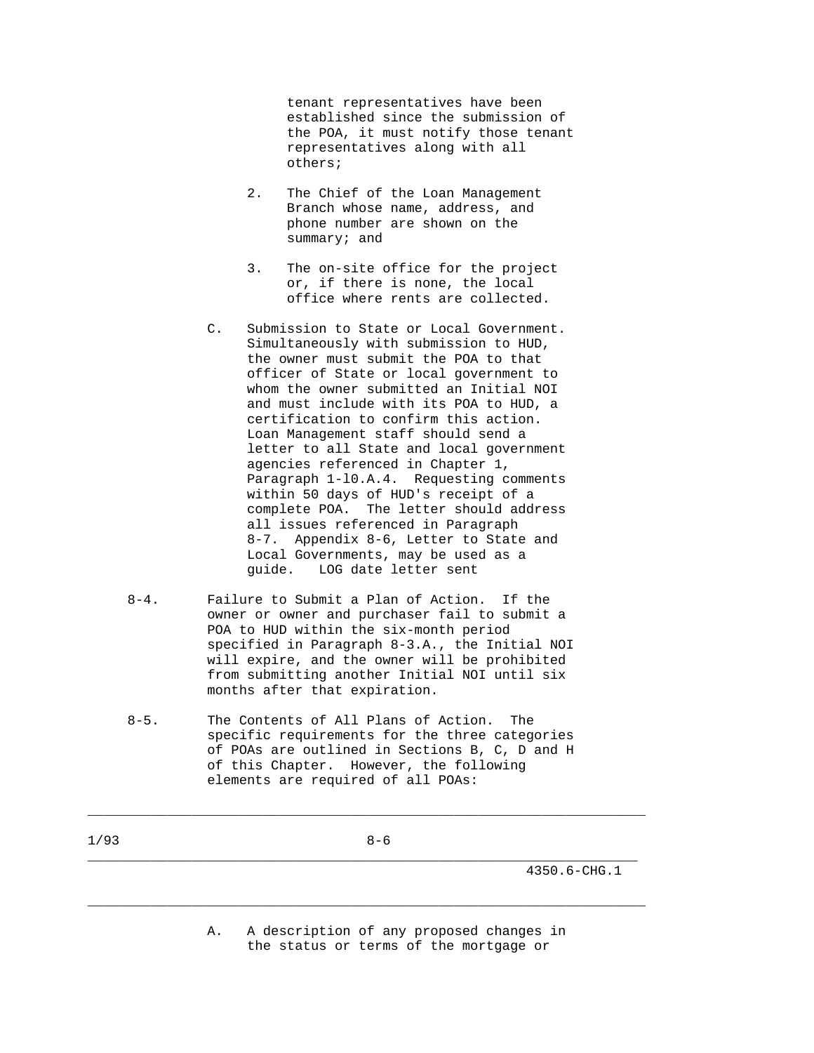tenant representatives have been established since the submission of the POA, it must notify those tenant representatives along with all others;

2. The Chief of the Loan Management Branch whose name, address, and phone number are shown on the summary; and

3. The on-site office for the project or, if there is none, the local office where rents are collected.

C. Submission to State or Local Government. Simultaneously with submission to HUD, the owner must submit the POA to that officer of State or local government to whom the owner submitted an Initial NOI and must include with its POA to HUD, a certification to confirm this action. Loan Management staff should send a letter to all State and local government agencies referenced in Chapter 1, Paragraph 1-l0.A.4. Requesting comments within 50 days of HUD's receipt of a complete POA. The letter should address all issues referenced in Paragraph 8-7. Appendix 8-6, Letter to State and Local Governments, may be used as a guide. LOG date letter sent

8-4. Failure to Submit a Plan of Action. If the owner or owner and purchaser fail to submit a POA to HUD within the six-month period specified in Paragraph 8-3.A., the Initial NOI will expire, and the owner will be prohibited from submitting another Initial NOI until six months after that expiration.

8-5. The Contents of All Plans of Action. The specific requirements for the three categories of POAs are outlined in Sections B, C, D and H of this Chapter. However, the following elements are required of all POAs:

A. A description of any proposed changes in the status or terms of the mortgage or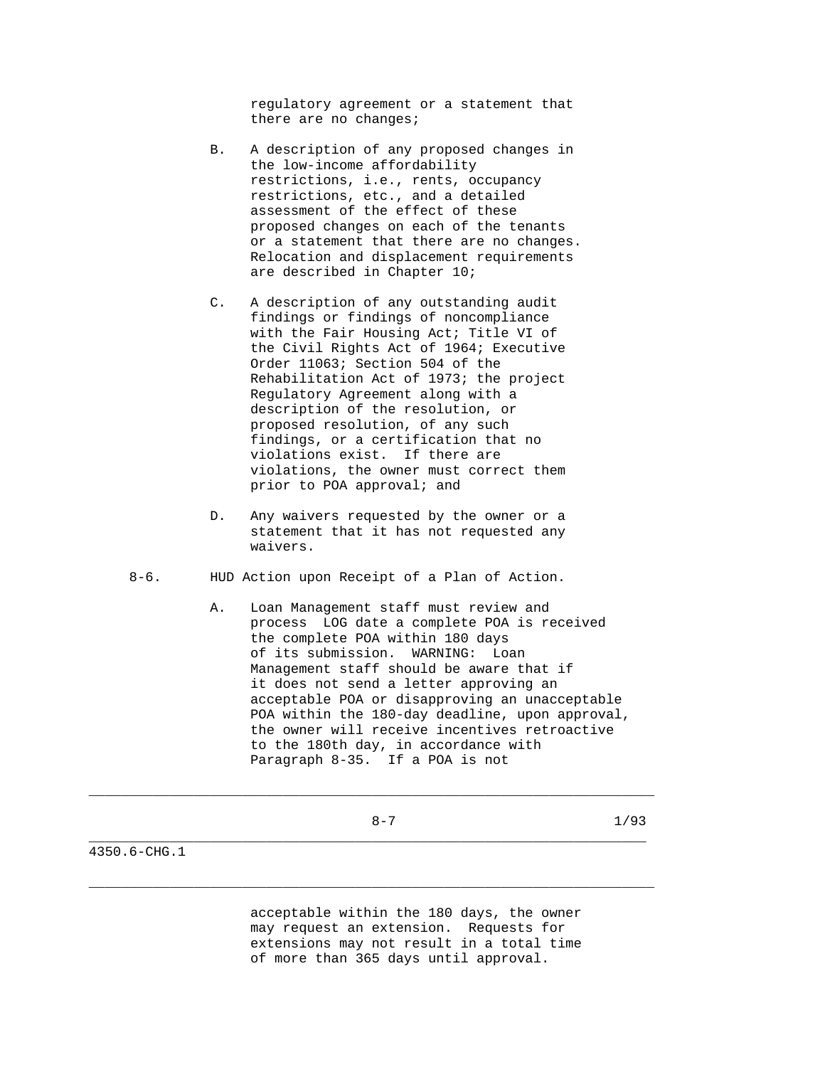regulatory agreement or a statement that there are no changes;

B. A description of any proposed changes in the low-income affordability restrictions, i.e., rents, occupancy restrictions, etc., and a detailed assessment of the effect of these proposed changes on each of the tenants or a statement that there are no changes. Relocation and displacement requirements are described in Chapter 10;

C. A description of any outstanding audit findings or findings of noncompliance with the Fair Housing Act; Title VI of the Civil Rights Act of 1964; Executive Order 11063; Section 504 of the Rehabilitation Act of 1973; the project Regulatory Agreement along with a description of the resolution, or proposed resolution, of any such findings, or a certification that no violations exist. If there are violations, the owner must correct them prior to POA approval; and

D. Any waivers requested by the owner or a statement that it has not requested any waivers.

8-6. HUD Action upon Receipt of a Plan of Action.

A. Loan Management staff must review and process LOG date a complete POA is received the complete POA within 180 days of its submission. WARNING: Loan Management staff should be aware that if it does not send a letter approving an acceptable POA or disapproving an unacceptable POA within the 180-day deadline, upon approval, the owner will receive incentives retroactive to the 180th day, in accordance with Paragraph 8-35. If a POA is not acceptable within the 180 days, the owner may request an extension. Requests for extensions may not result in a total time of more than 365 days until approval.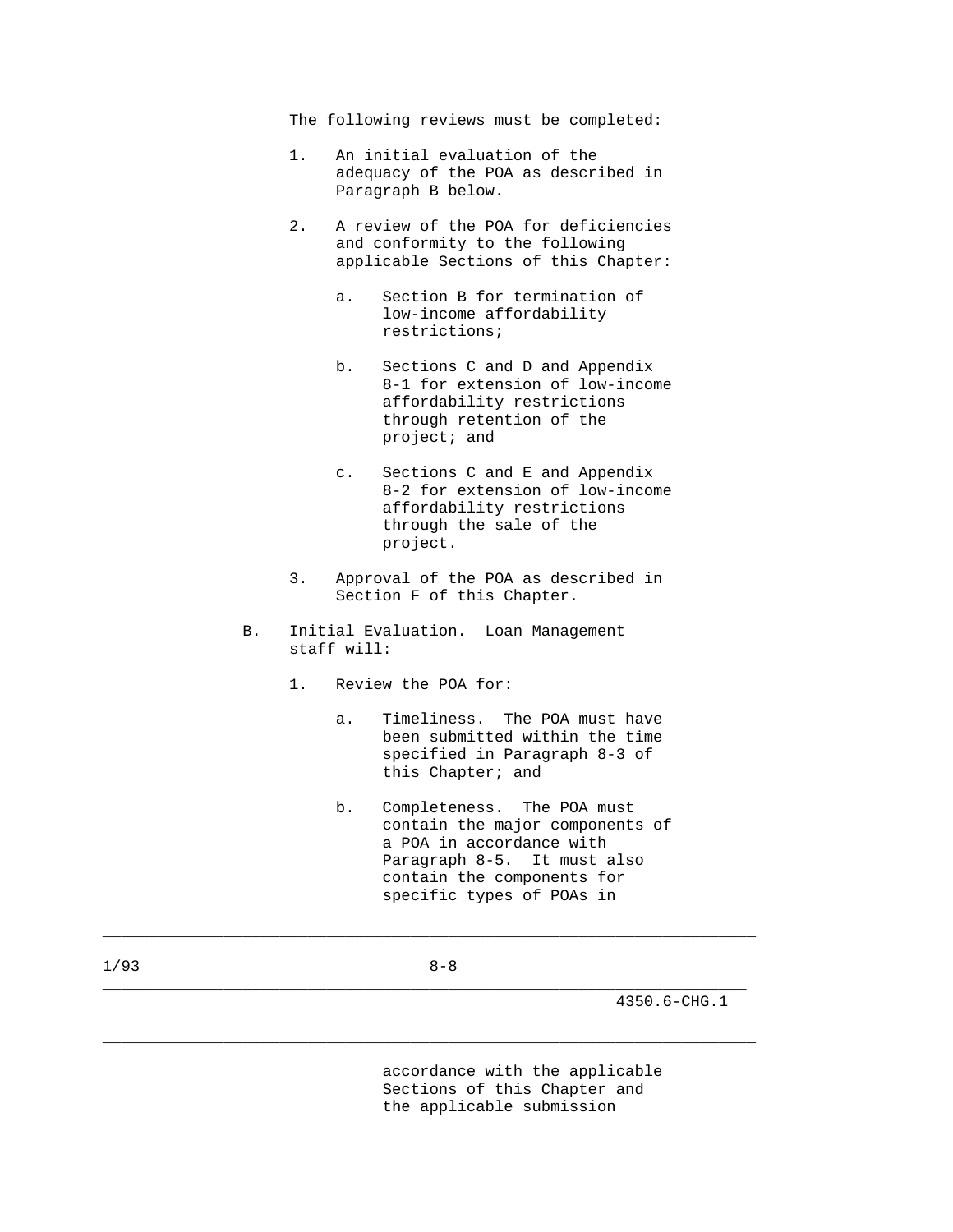The following reviews must be completed:

1. An initial evaluation of the adequacy of the POA as described in Paragraph B below.

2. A review of the POA for deficiencies and conformity to the following applicable Sections of this Chapter:

   a. Section B for termination of low-income affordability restrictions;

   b. Sections C and D and Appendix 8-1 for extension of low-income affordability restrictions through retention of the project; and

   c. Sections C and E and Appendix 8-2 for extension of low-income affordability restrictions through the sale of the project.

3. Approval of the POA as described in Section F of this Chapter.

B. Initial Evaluation. Loan Management staff will:

   1. Review the POA for:

      a. Timeliness. The POA must have been submitted within the time specified in Paragraph 8-3 of this Chapter; and

      b. Completeness. The POA must contain the major components of a POA in accordance with Paragraph 8-5. It must also contain the components for specific types of POAs in accordance with the applicable Sections of this Chapter and the applicable submission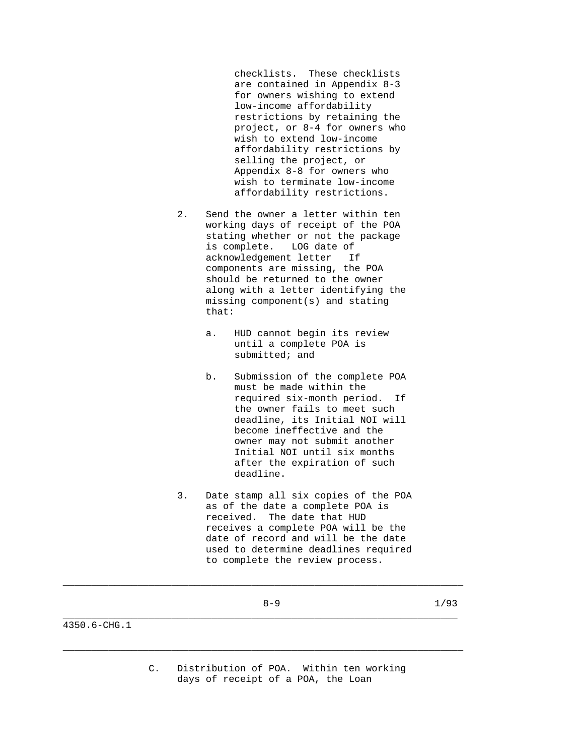checklists. These checklists are contained in Appendix 8-3 for owners wishing to extend low-income affordability restrictions by retaining the project, or 8-4 for owners who wish to extend low-income affordability restrictions by selling the project, or Appendix 8-8 for owners who wish to terminate low-income affordability restrictions.

2. Send the owner a letter within ten working days of receipt of the POA stating whether or not the package is complete. LOG date of acknowledgement letter If components are missing, the POA should be returned to the owner along with a letter identifying the missing component(s) and stating that:

   a. HUD cannot begin its review until a complete POA is submitted; and

   b. Submission of the complete POA must be made within the required six-month period. If the owner fails to meet such deadline, its Initial NOI will become ineffective and the owner may not submit another Initial NOI until six months after the expiration of such deadline.

3. Date stamp all six copies of the POA as of the date a complete POA is received. The date that HUD receives a complete POA will be the date of record and will be the date used to determine deadlines required to complete the review process.

C. Distribution of POA. Within ten working days of receipt of a POA, the Loan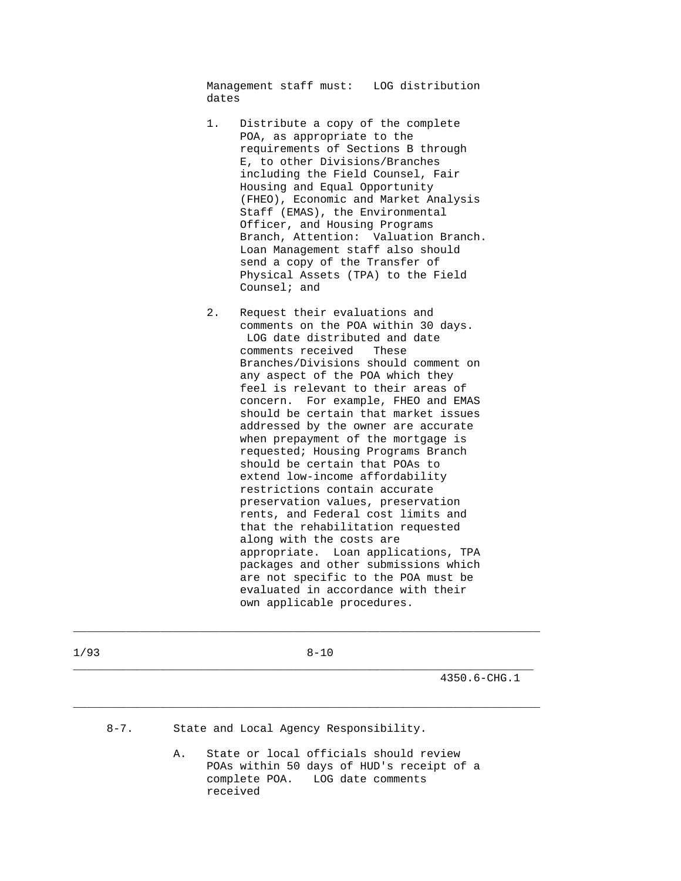Management staff must:   LOG distribution dates

1. Distribute a copy of the complete POA, as appropriate to the requirements of Sections B through E, to other Divisions/Branches including the Field Counsel, Fair Housing and Equal Opportunity (FHEO), Economic and Market Analysis Staff (EMAS), the Environmental Officer, and Housing Programs Branch, Attention: Valuation Branch. Loan Management staff also should send a copy of the Transfer of Physical Assets (TPA) to the Field Counsel; and

2. Request their evaluations and comments on the POA within 30 days. LOG date distributed and date comments received   These Branches/Divisions should comment on any aspect of the POA which they feel is relevant to their areas of concern. For example, FHEO and EMAS should be certain that market issues addressed by the owner are accurate when prepayment of the mortgage is requested; Housing Programs Branch should be certain that POAs to extend low-income affordability restrictions contain accurate preservation values, preservation rents, and Federal cost limits and that the rehabilitation requested along with the costs are appropriate. Loan applications, TPA packages and other submissions which are not specific to the POA must be evaluated in accordance with their own applicable procedures.

8-7. State and Local Agency Responsibility.

A. State or local officials should review POAs within 50 days of HUD's receipt of a complete POA.   LOG date comments received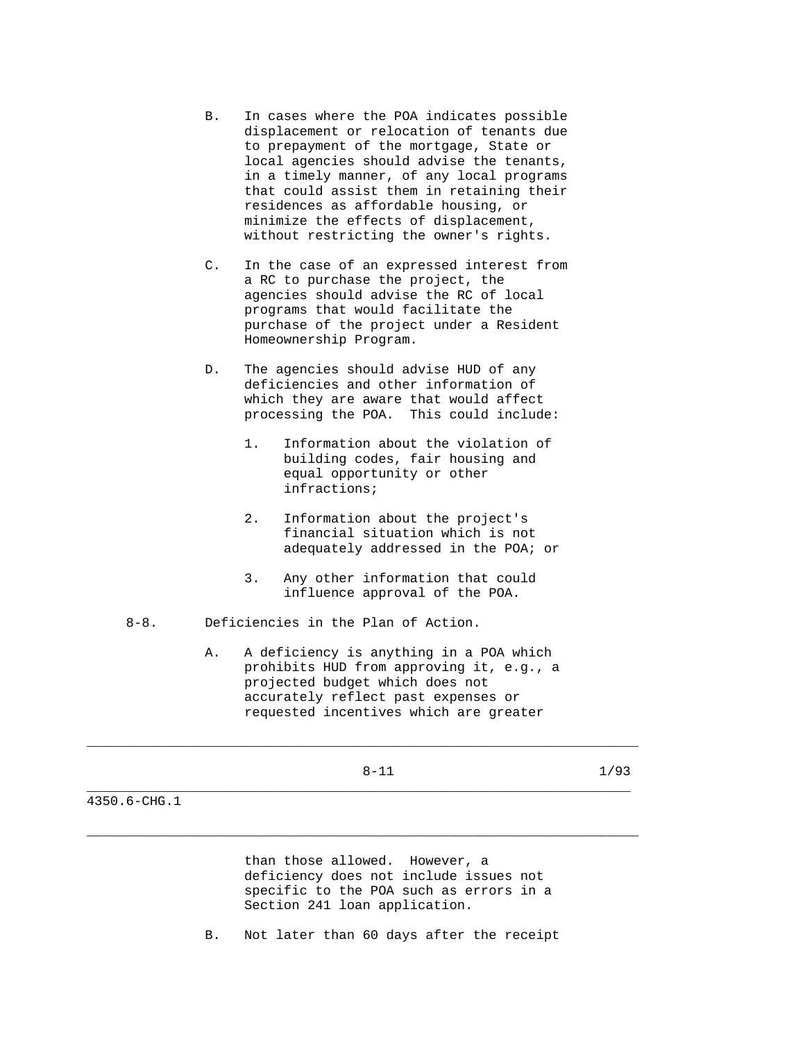B. In cases where the POA indicates possible displacement or relocation of tenants due to prepayment of the mortgage, State or local agencies should advise the tenants, in a timely manner, of any local programs that could assist them in retaining their residences as affordable housing, or minimize the effects of displacement, without restricting the owner's rights.

C. In the case of an expressed interest from a RC to purchase the project, the agencies should advise the RC of local programs that would facilitate the purchase of the project under a Resident Homeownership Program.

D. The agencies should advise HUD of any deficiencies and other information of which they are aware that would affect processing the POA. This could include:

1. Information about the violation of building codes, fair housing and equal opportunity or other infractions;

2. Information about the project's financial situation which is not adequately addressed in the POA; or

3. Any other information that could influence approval of the POA.

8-8. Deficiencies in the Plan of Action.

A. A deficiency is anything in a POA which prohibits HUD from approving it, e.g., a projected budget which does not accurately reflect past expenses or requested incentives which are greater than those allowed. However, a deficiency does not include issues not specific to the POA such as errors in a Section 241 loan application.

B. Not later than 60 days after the receipt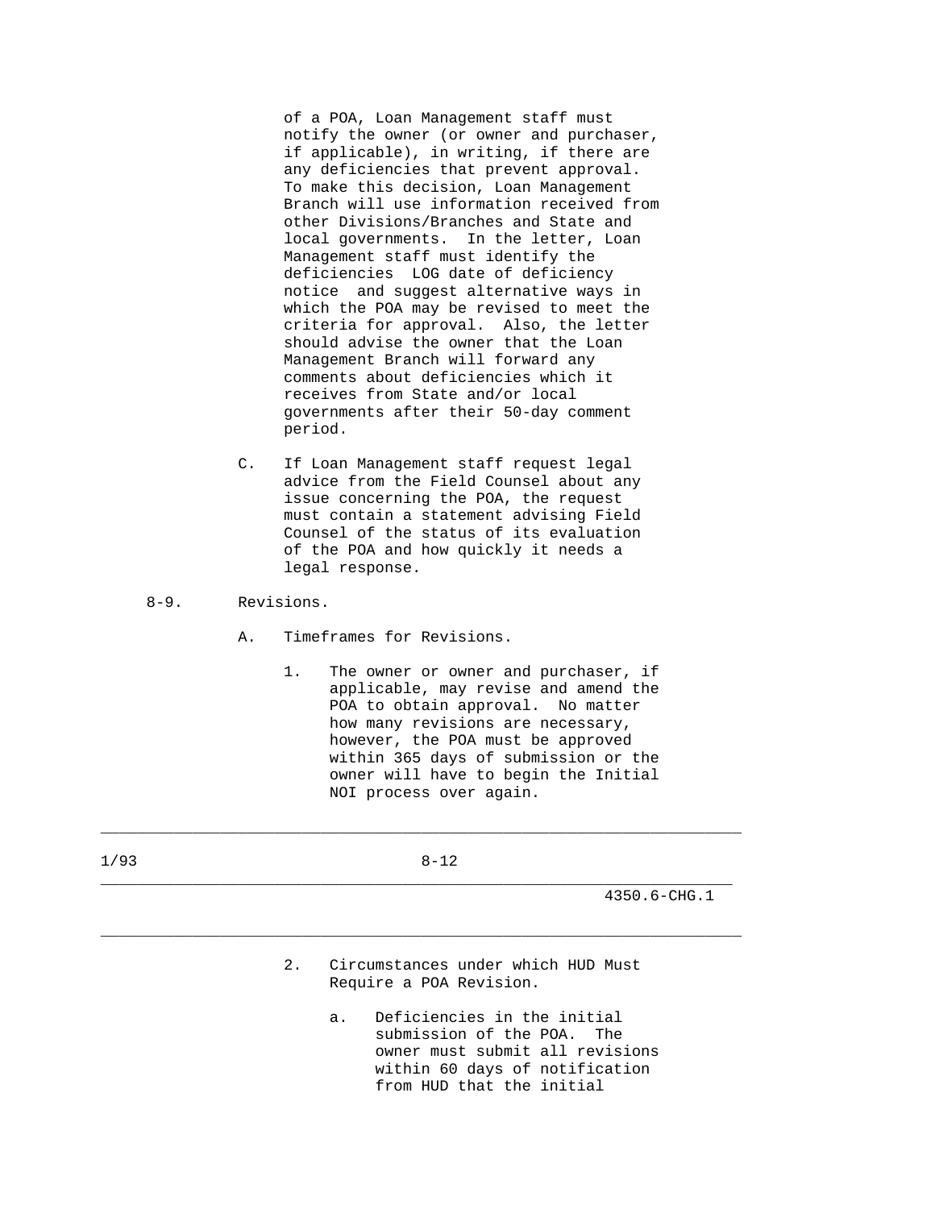of a POA, Loan Management staff must notify the owner (or owner and purchaser, if applicable), in writing, if there are any deficiencies that prevent approval. To make this decision, Loan Management Branch will use information received from other Divisions/Branches and State and local governments. In the letter, Loan Management staff must identify the deficiencies LOG date of deficiency notice and suggest alternative ways in which the POA may be revised to meet the criteria for approval. Also, the letter should advise the owner that the Loan Management Branch will forward any comments about deficiencies which it receives from State and/or local governments after their 50-day comment period.

C. If Loan Management staff request legal advice from the Field Counsel about any issue concerning the POA, the request must contain a statement advising Field Counsel of the status of its evaluation of the POA and how quickly it needs a legal response.

8-9. Revisions.

A. Timeframes for Revisions.

1. The owner or owner and purchaser, if applicable, may revise and amend the POA to obtain approval. No matter how many revisions are necessary, however, the POA must be approved within 365 days of submission or the owner will have to begin the Initial NOI process over again.

2. Circumstances under which HUD Must Require a POA Revision.

a. Deficiencies in the initial submission of the POA. The owner must submit all revisions within 60 days of notification from HUD that the initial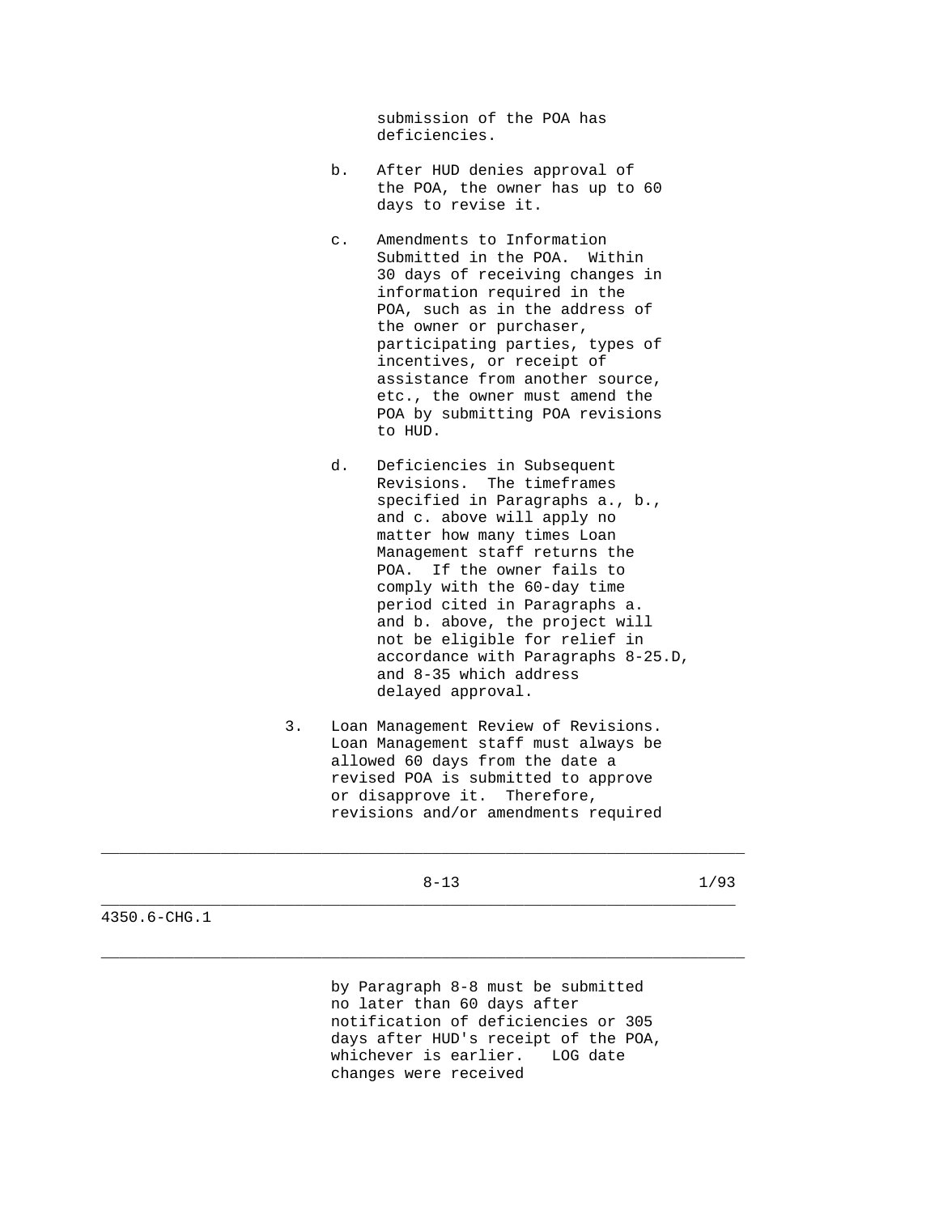submission of the POA has deficiencies.

b. After HUD denies approval of the POA, the owner has up to 60 days to revise it.

c. Amendments to Information Submitted in the POA. Within 30 days of receiving changes in information required in the POA, such as in the address of the owner or purchaser, participating parties, types of incentives, or receipt of assistance from another source, etc., the owner must amend the POA by submitting POA revisions to HUD.

d. Deficiencies in Subsequent Revisions. The timeframes specified in Paragraphs a., b., and c. above will apply no matter how many times Loan Management staff returns the POA. If the owner fails to comply with the 60-day time period cited in Paragraphs a. and b. above, the project will not be eligible for relief in accordance with Paragraphs 8-25.D, and 8-35 which address delayed approval.

3. Loan Management Review of Revisions. Loan Management staff must always be allowed 60 days from the date a revised POA is submitted to approve or disapprove it. Therefore, revisions and/or amendments required by Paragraph 8-8 must be submitted no later than 60 days after notification of deficiencies or 305 days after HUD's receipt of the POA, whichever is earlier. LOG date changes were received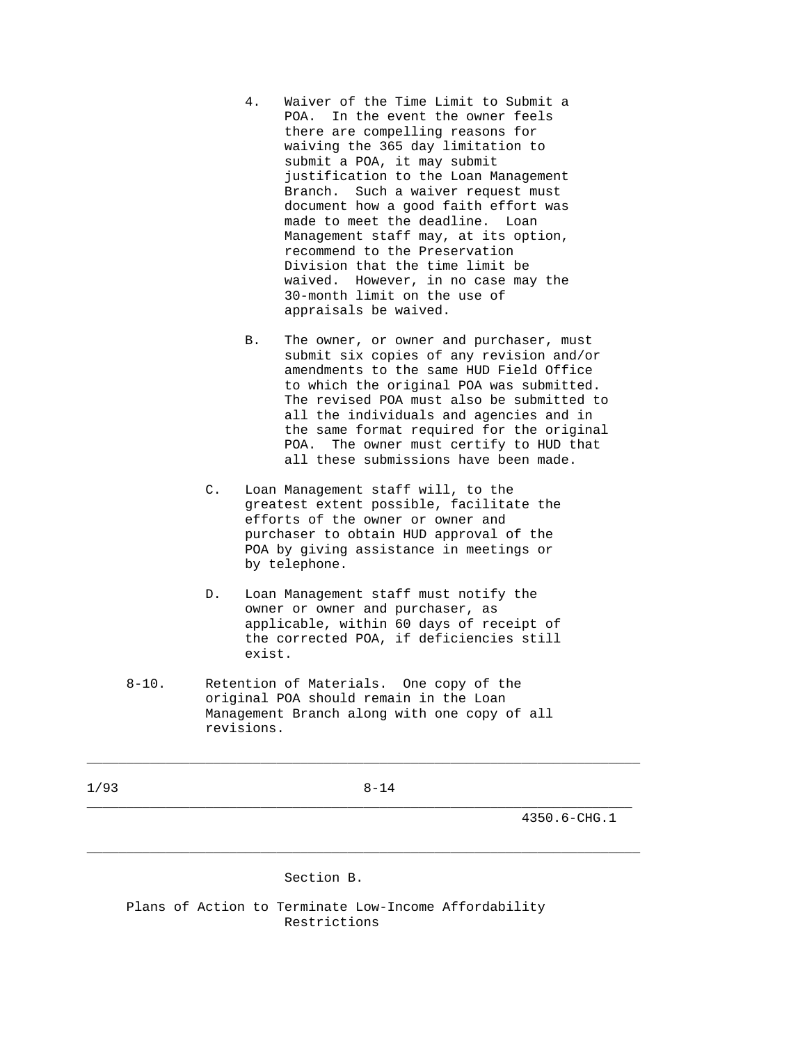4. Waiver of the Time Limit to Submit a POA. In the event the owner feels there are compelling reasons for waiving the 365 day limitation to submit a POA, it may submit justification to the Loan Management Branch. Such a waiver request must document how a good faith effort was made to meet the deadline. Loan Management staff may, at its option, recommend to the Preservation Division that the time limit be waived. However, in no case may the 30-month limit on the use of appraisals be waived.

B. The owner, or owner and purchaser, must submit six copies of any revision and/or amendments to the same HUD Field Office to which the original POA was submitted. The revised POA must also be submitted to all the individuals and agencies and in the same format required for the original POA. The owner must certify to HUD that all these submissions have been made.

C. Loan Management staff will, to the greatest extent possible, facilitate the efforts of the owner or owner and purchaser to obtain HUD approval of the POA by giving assistance in meetings or by telephone.

D. Loan Management staff must notify the owner or owner and purchaser, as applicable, within 60 days of receipt of the corrected POA, if deficiencies still exist.

8-10. Retention of Materials. One copy of the original POA should remain in the Loan Management Branch along with one copy of all revisions.

## Section B.

## Plans of Action to Terminate Low-Income Affordability Restrictions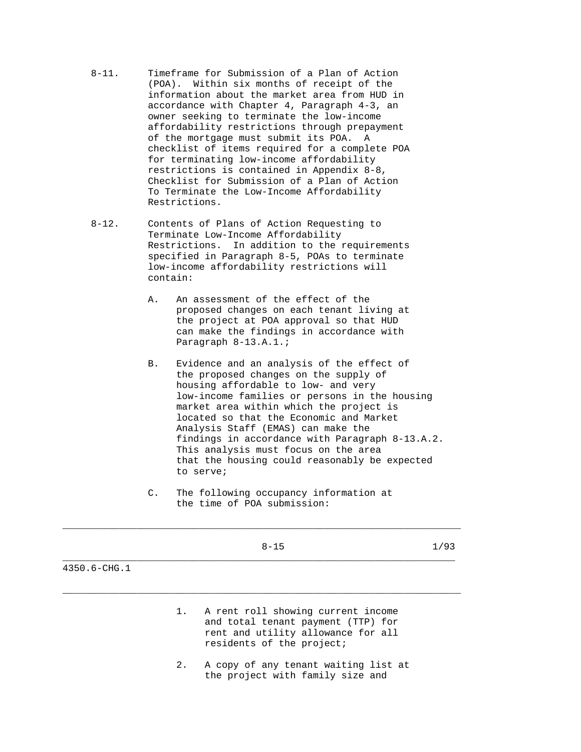8-11. Timeframe for Submission of a Plan of Action (POA). Within six months of receipt of the information about the market area from HUD in accordance with Chapter 4, Paragraph 4-3, an owner seeking to terminate the low-income affordability restrictions through prepayment of the mortgage must submit its POA. A checklist of items required for a complete POA for terminating low-income affordability restrictions is contained in Appendix 8-8, Checklist for Submission of a Plan of Action To Terminate the Low-Income Affordability Restrictions.

8-12. Contents of Plans of Action Requesting to Terminate Low-Income Affordability Restrictions. In addition to the requirements specified in Paragraph 8-5, POAs to terminate low-income affordability restrictions will contain:

A. An assessment of the effect of the proposed changes on each tenant living at the project at POA approval so that HUD can make the findings in accordance with Paragraph 8-13.A.1.;

B. Evidence and an analysis of the effect of the proposed changes on the supply of housing affordable to low- and very low-income families or persons in the housing market area within which the project is located so that the Economic and Market Analysis Staff (EMAS) can make the findings in accordance with Paragraph 8-13.A.2. This analysis must focus on the area that the housing could reasonably be expected to serve;

C. The following occupancy information at the time of POA submission:

1. A rent roll showing current income and total tenant payment (TTP) for rent and utility allowance for all residents of the project;

2. A copy of any tenant waiting list at the project with family size and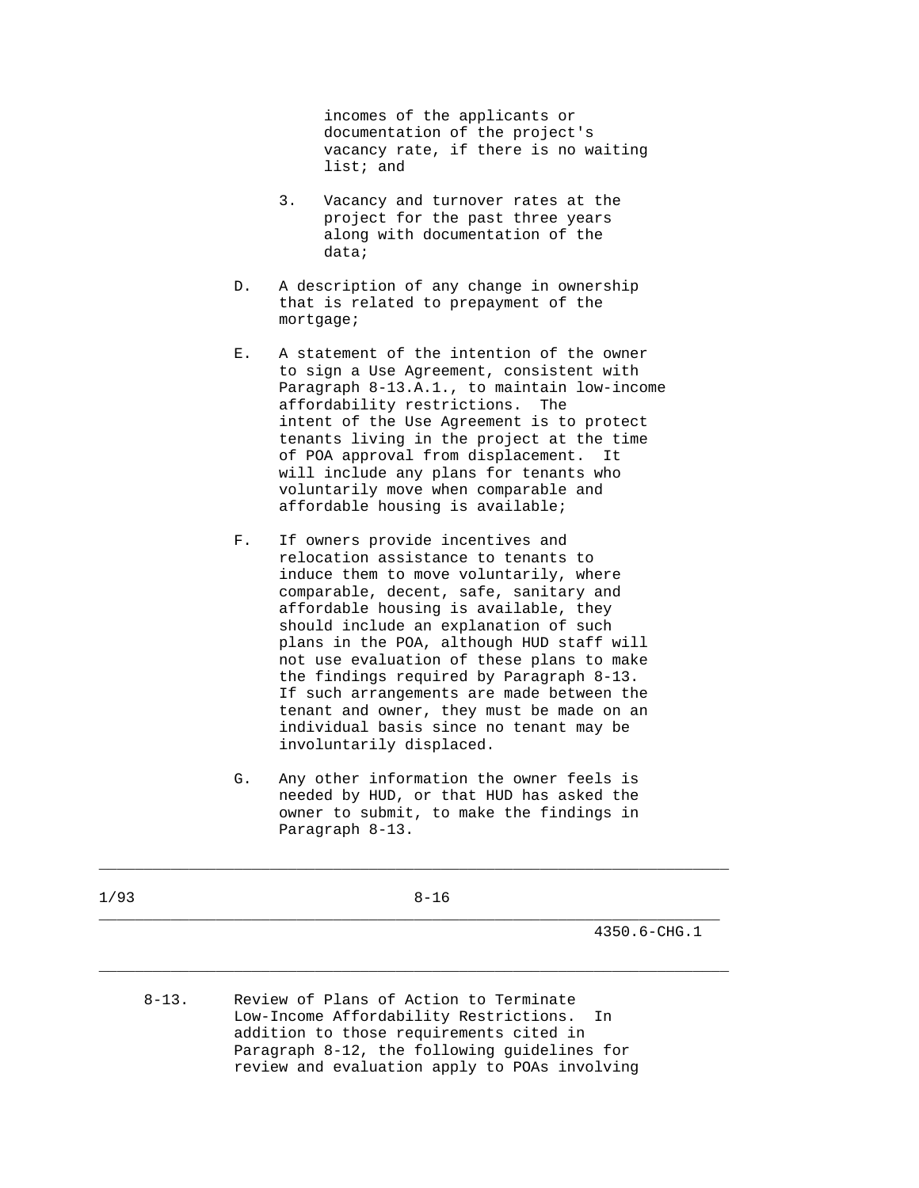incomes of the applicants or documentation of the project's vacancy rate, if there is no waiting list; and

3. Vacancy and turnover rates at the project for the past three years along with documentation of the data;

D. A description of any change in ownership that is related to prepayment of the mortgage;

E. A statement of the intention of the owner to sign a Use Agreement, consistent with Paragraph 8-13.A.1., to maintain low-income affordability restrictions. The intent of the Use Agreement is to protect tenants living in the project at the time of POA approval from displacement. It will include any plans for tenants who voluntarily move when comparable and affordable housing is available;

F. If owners provide incentives and relocation assistance to tenants to induce them to move voluntarily, where comparable, decent, safe, sanitary and affordable housing is available, they should include an explanation of such plans in the POA, although HUD staff will not use evaluation of these plans to make the findings required by Paragraph 8-13. If such arrangements are made between the tenant and owner, they must be made on an individual basis since no tenant may be involuntarily displaced.

G. Any other information the owner feels is needed by HUD, or that HUD has asked the owner to submit, to make the findings in Paragraph 8-13.

8-13. Review of Plans of Action to Terminate Low-Income Affordability Restrictions. In addition to those requirements cited in Paragraph 8-12, the following guidelines for review and evaluation apply to POAs involving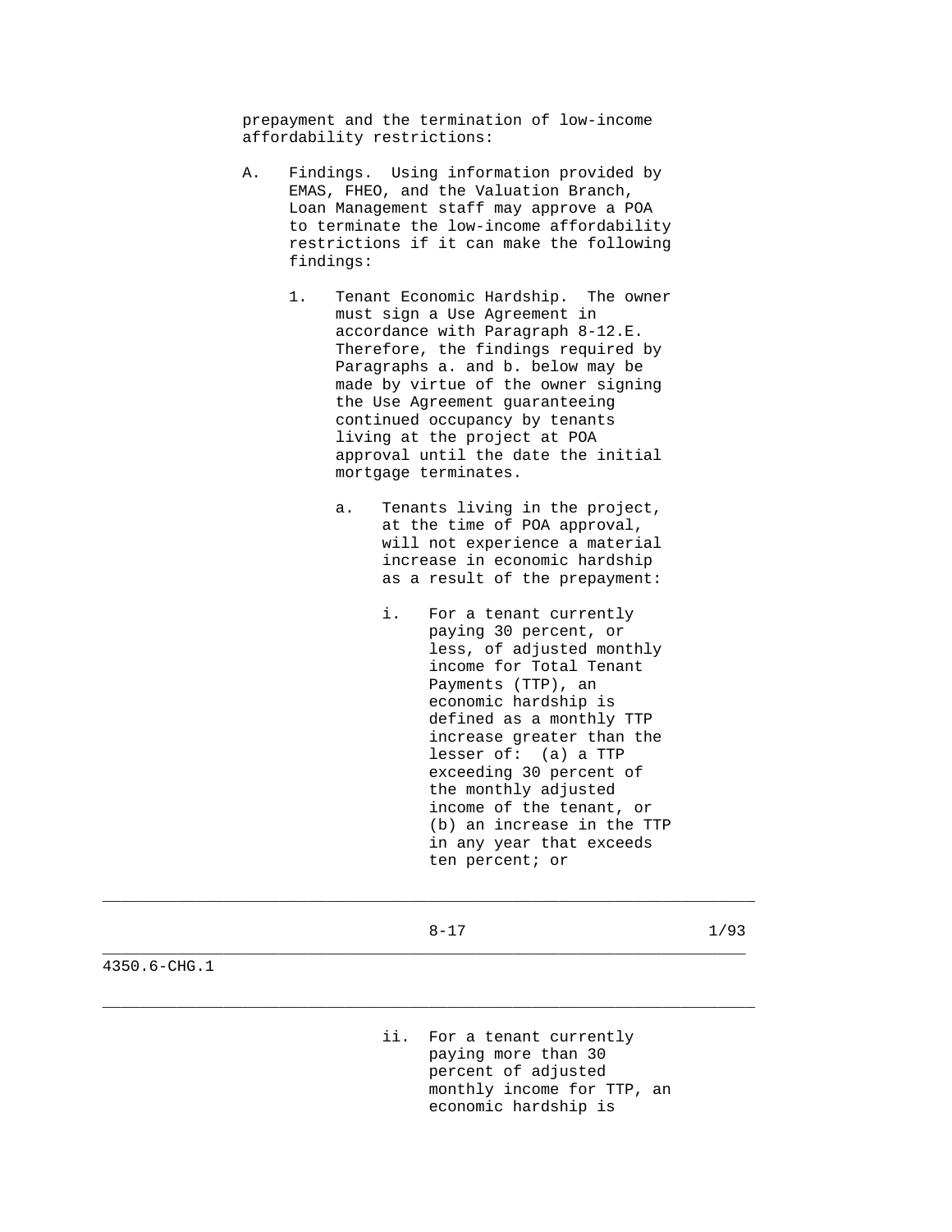prepayment and the termination of low-income affordability restrictions:

A. Findings. Using information provided by EMAS, FHEO, and the Valuation Branch, Loan Management staff may approve a POA to terminate the low-income affordability restrictions if it can make the following findings:

   1. Tenant Economic Hardship. The owner must sign a Use Agreement in accordance with Paragraph 8-12.E. Therefore, the findings required by Paragraphs a. and b. below may be made by virtue of the owner signing the Use Agreement guaranteeing continued occupancy by tenants living at the project at POA approval until the date the initial mortgage terminates.

      a. Tenants living in the project, at the time of POA approval, will not experience a material increase in economic hardship as a result of the prepayment:

         i. For a tenant currently paying 30 percent, or less, of adjusted monthly income for Total Tenant Payments (TTP), an economic hardship is defined as a monthly TTP increase greater than the lesser of: (a) a TTP exceeding 30 percent of the monthly adjusted income of the tenant, or (b) an increase in the TTP in any year that exceeds ten percent; or

         ii. For a tenant currently paying more than 30 percent of adjusted monthly income for TTP, an economic hardship is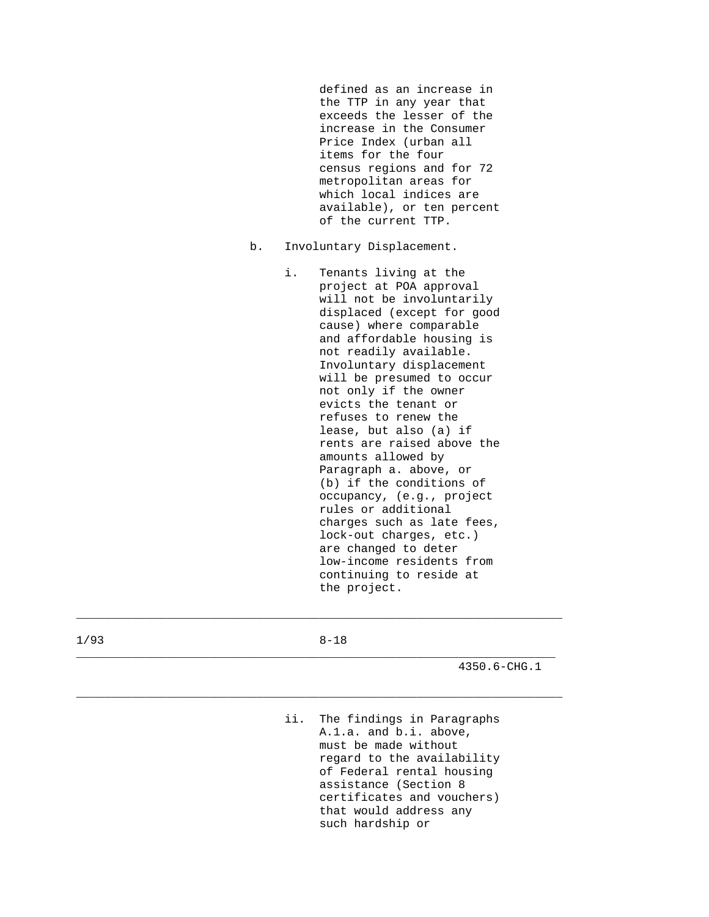defined as an increase in the TTP in any year that exceeds the lesser of the increase in the Consumer Price Index (urban all items for the four census regions and for 72 metropolitan areas for which local indices are available), or ten percent of the current TTP.

b. Involuntary Displacement.

i. Tenants living at the project at POA approval will not be involuntarily displaced (except for good cause) where comparable and affordable housing is not readily available. Involuntary displacement will be presumed to occur not only if the owner evicts the tenant or refuses to renew the lease, but also (a) if rents are raised above the amounts allowed by Paragraph a. above, or (b) if the conditions of occupancy, (e.g., project rules or additional charges such as late fees, lock-out charges, etc.) are changed to deter low-income residents from continuing to reside at the project.

ii. The findings in Paragraphs A.1.a. and b.i. above, must be made without regard to the availability of Federal rental housing assistance (Section 8 certificates and vouchers) that would address any such hardship or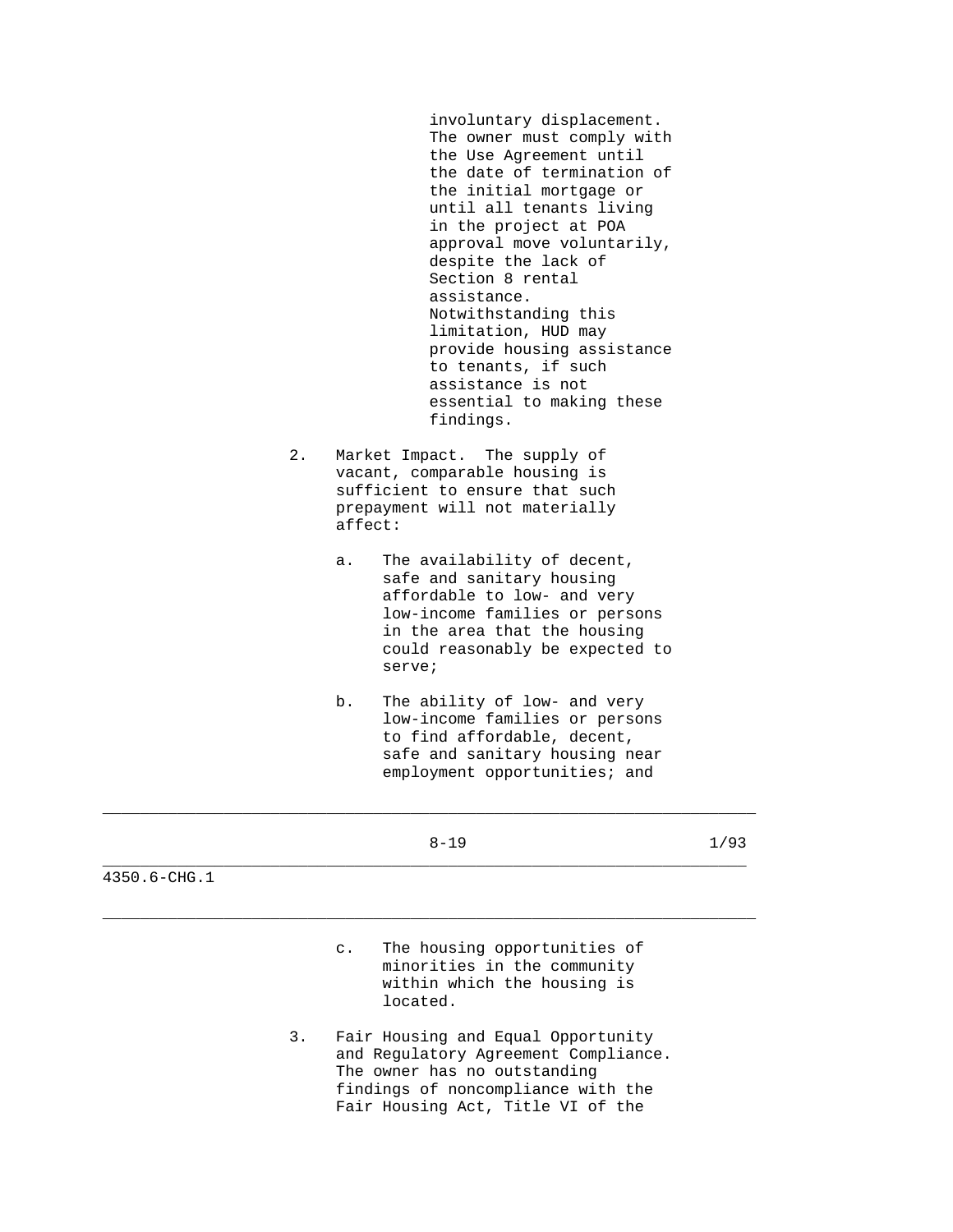involuntary displacement. The owner must comply with the Use Agreement until the date of termination of the initial mortgage or until all tenants living in the project at POA approval move voluntarily, despite the lack of Section 8 rental assistance. Notwithstanding this limitation, HUD may provide housing assistance to tenants, if such assistance is not essential to making these findings.

2. Market Impact. The supply of vacant, comparable housing is sufficient to ensure that such prepayment will not materially affect:

   a. The availability of decent, safe and sanitary housing affordable to low- and very low-income families or persons in the area that the housing could reasonably be expected to serve;

   b. The ability of low- and very low-income families or persons to find affordable, decent, safe and sanitary housing near employment opportunities; and

   c. The housing opportunities of minorities in the community within which the housing is located.

3. Fair Housing and Equal Opportunity and Regulatory Agreement Compliance. The owner has no outstanding findings of noncompliance with the Fair Housing Act, Title VI of the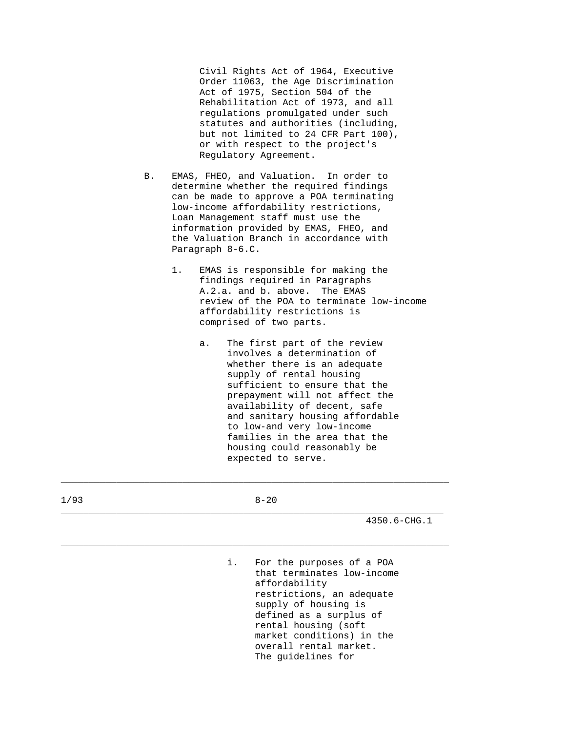Civil Rights Act of 1964, Executive Order 11063, the Age Discrimination Act of 1975, Section 504 of the Rehabilitation Act of 1973, and all regulations promulgated under such statutes and authorities (including, but not limited to 24 CFR Part 100), or with respect to the project's Regulatory Agreement.

B. EMAS, FHEO, and Valuation. In order to determine whether the required findings can be made to approve a POA terminating low-income affordability restrictions, Loan Management staff must use the information provided by EMAS, FHEO, and the Valuation Branch in accordance with Paragraph 8-6.C.

1. EMAS is responsible for making the findings required in Paragraphs A.2.a. and b. above. The EMAS review of the POA to terminate low-income affordability restrictions is comprised of two parts.

   a. The first part of the review involves a determination of whether there is an adequate supply of rental housing sufficient to ensure that the prepayment will not affect the availability of decent, safe and sanitary housing affordable to low-and very low-income families in the area that the housing could reasonably be expected to serve.

      i. For the purposes of a POA that terminates low-income affordability restrictions, an adequate supply of housing is defined as a surplus of rental housing (soft market conditions) in the overall rental market. The guidelines for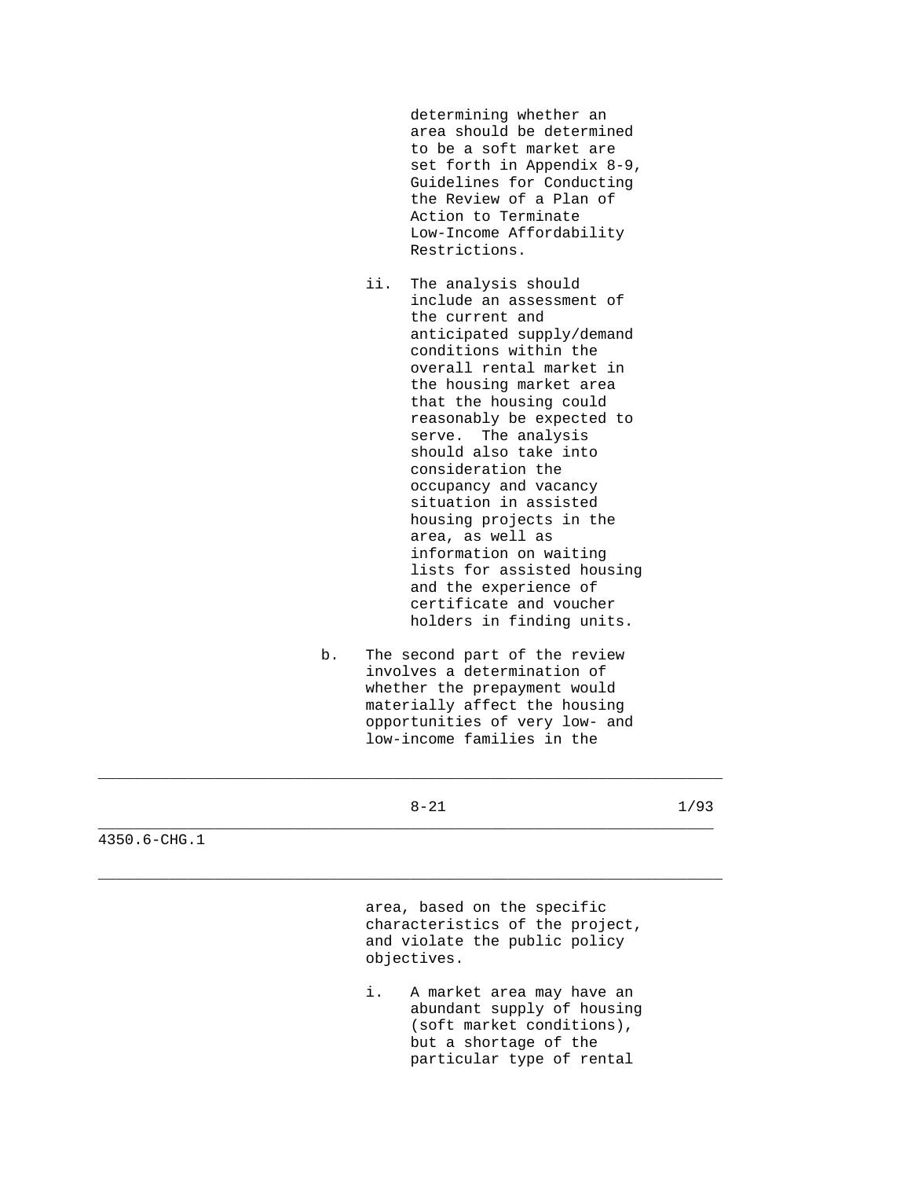determining whether an area should be determined to be a soft market are set forth in Appendix 8-9, Guidelines for Conducting the Review of a Plan of Action to Terminate Low-Income Affordability Restrictions.

ii. The analysis should include an assessment of the current and anticipated supply/demand conditions within the overall rental market in the housing market area that the housing could reasonably be expected to serve. The analysis should also take into consideration the occupancy and vacancy situation in assisted housing projects in the area, as well as information on waiting lists for assisted housing and the experience of certificate and voucher holders in finding units.

b. The second part of the review involves a determination of whether the prepayment would materially affect the housing opportunities of very low- and low-income families in the area, based on the specific characteristics of the project, and violate the public policy objectives.

i. A market area may have an abundant supply of housing (soft market conditions), but a shortage of the particular type of rental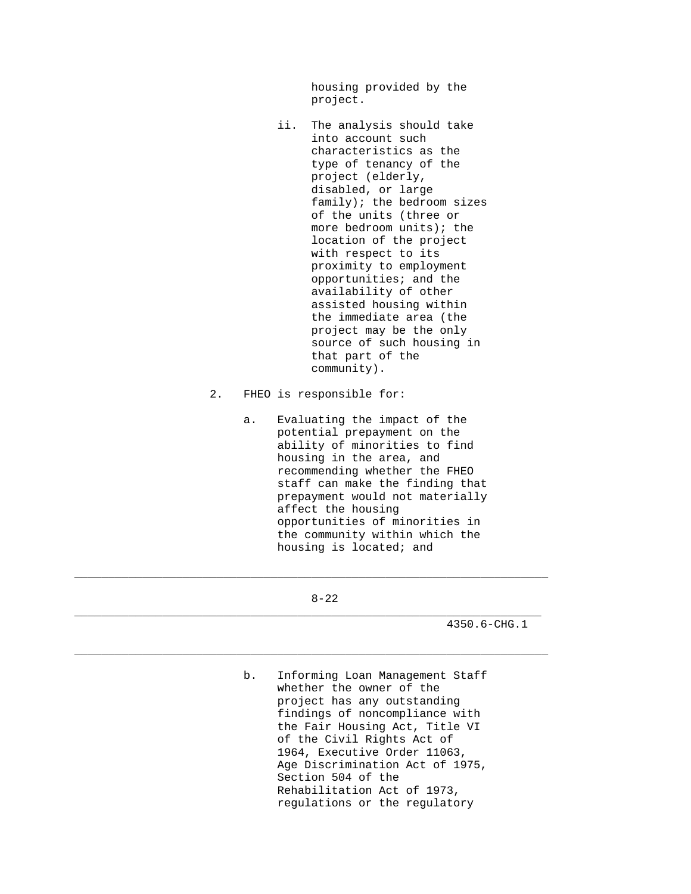housing provided by the project.

ii. The analysis should take into account such characteristics as the type of tenancy of the project (elderly, disabled, or large family); the bedroom sizes of the units (three or more bedroom units); the location of the project with respect to its proximity to employment opportunities; and the availability of other assisted housing within the immediate area (the project may be the only source of such housing in that part of the community).

2. FHEO is responsible for:

   a. Evaluating the impact of the potential prepayment on the ability of minorities to find housing in the area, and recommending whether the FHEO staff can make the finding that prepayment would not materially affect the housing opportunities of minorities in the community within which the housing is located; and

   b. Informing Loan Management Staff whether the owner of the project has any outstanding findings of noncompliance with the Fair Housing Act, Title VI of the Civil Rights Act of 1964, Executive Order 11063, Age Discrimination Act of 1975, Section 504 of the Rehabilitation Act of 1973, regulations or the regulatory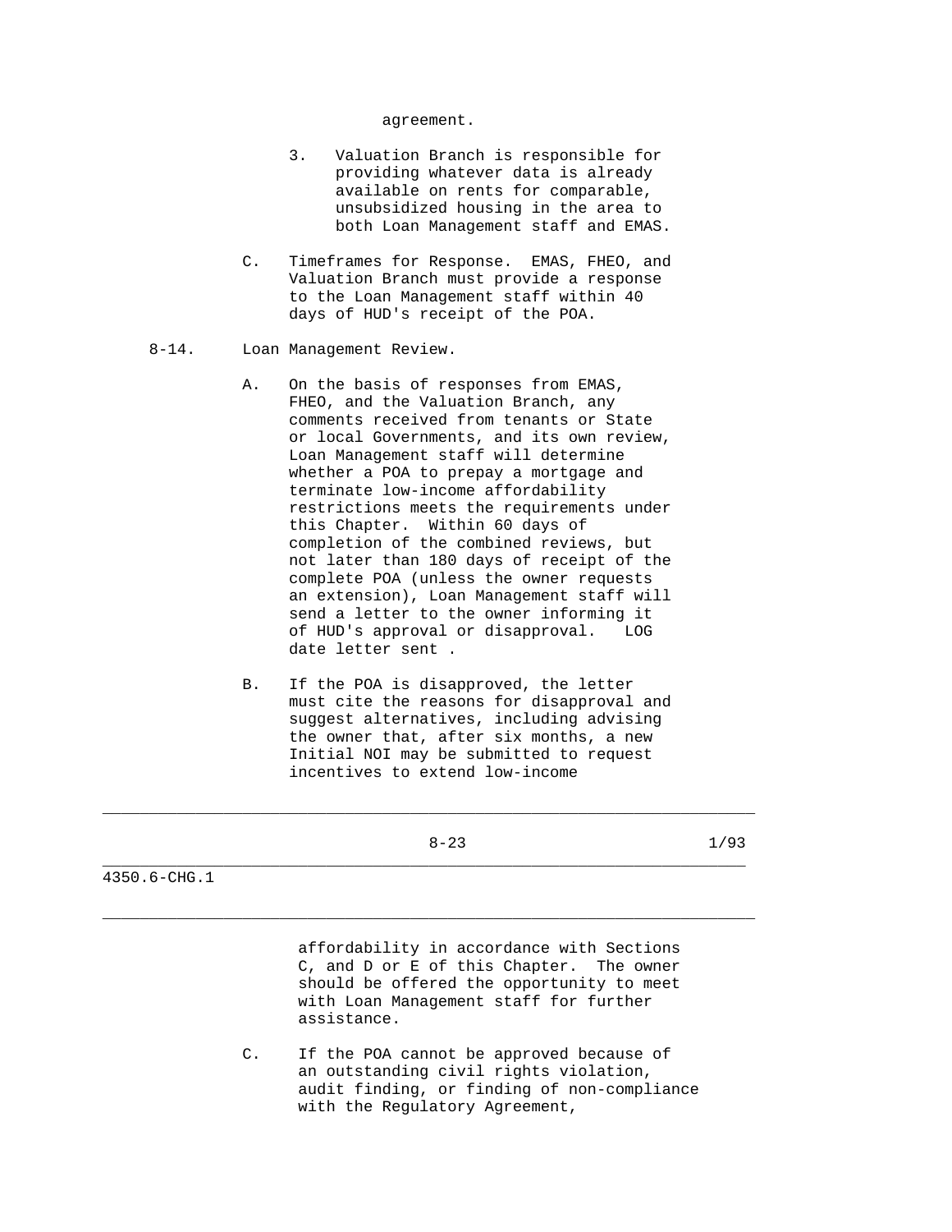agreement.

3. Valuation Branch is responsible for providing whatever data is already available on rents for comparable, unsubsidized housing in the area to both Loan Management staff and EMAS.

C. Timeframes for Response. EMAS, FHEO, and Valuation Branch must provide a response to the Loan Management staff within 40 days of HUD's receipt of the POA.

8-14. Loan Management Review.

A. On the basis of responses from EMAS, FHEO, and the Valuation Branch, any comments received from tenants or State or local Governments, and its own review, Loan Management staff will determine whether a POA to prepay a mortgage and terminate low-income affordability restrictions meets the requirements under this Chapter. Within 60 days of completion of the combined reviews, but not later than 180 days of receipt of the complete POA (unless the owner requests an extension), Loan Management staff will send a letter to the owner informing it of HUD's approval or disapproval. LOG date letter sent .

B. If the POA is disapproved, the letter must cite the reasons for disapproval and suggest alternatives, including advising the owner that, after six months, a new Initial NOI may be submitted to request incentives to extend low-income affordability in accordance with Sections C, and D or E of this Chapter. The owner should be offered the opportunity to meet with Loan Management staff for further assistance.

C. If the POA cannot be approved because of an outstanding civil rights violation, audit finding, or finding of non-compliance with the Regulatory Agreement,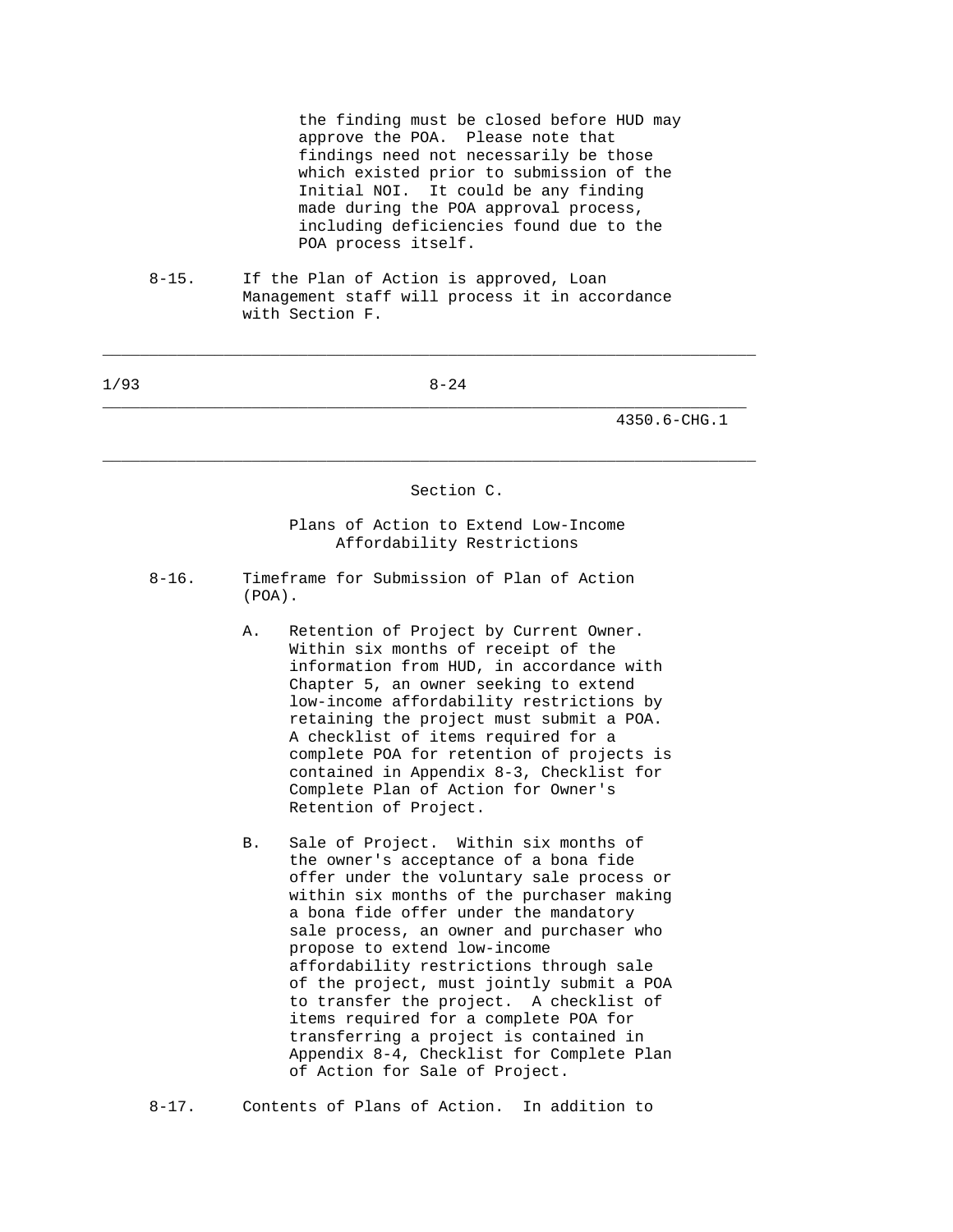the finding must be closed before HUD may approve the POA. Please note that findings need not necessarily be those which existed prior to submission of the Initial NOI. It could be any finding made during the POA approval process, including deficiencies found due to the POA process itself.

8-15. If the Plan of Action is approved, Loan Management staff will process it in accordance with Section F.

## Section C.

### Plans of Action to Extend Low-Income Affordability Restrictions

8-16. Timeframe for Submission of Plan of Action (POA).

A. Retention of Project by Current Owner. Within six months of receipt of the information from HUD, in accordance with Chapter 5, an owner seeking to extend low-income affordability restrictions by retaining the project must submit a POA. A checklist of items required for a complete POA for retention of projects is contained in Appendix 8-3, Checklist for Complete Plan of Action for Owner's Retention of Project.

B. Sale of Project. Within six months of the owner's acceptance of a bona fide offer under the voluntary sale process or within six months of the purchaser making a bona fide offer under the mandatory sale process, an owner and purchaser who propose to extend low-income affordability restrictions through sale of the project, must jointly submit a POA to transfer the project. A checklist of items required for a complete POA for transferring a project is contained in Appendix 8-4, Checklist for Complete Plan of Action for Sale of Project.

8-17. Contents of Plans of Action. In addition to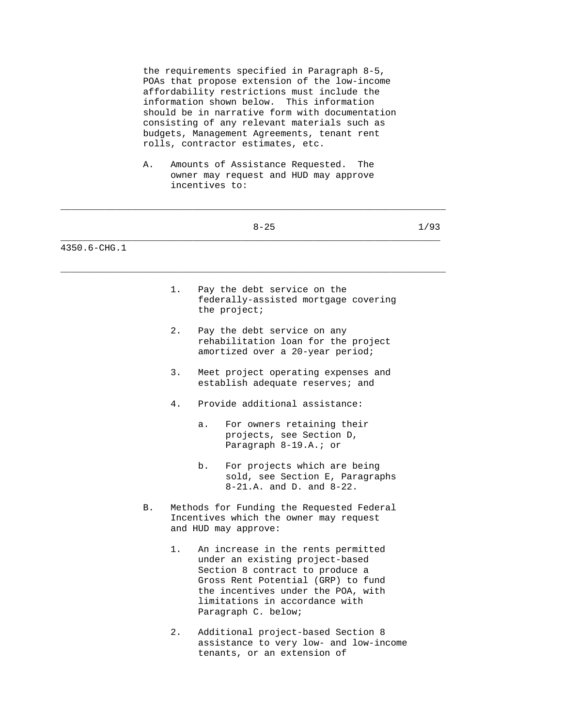the requirements specified in Paragraph 8-5, POAs that propose extension of the low-income affordability restrictions must include the information shown below. This information should be in narrative form with documentation consisting of any relevant materials such as budgets, Management Agreements, tenant rent rolls, contractor estimates, etc.

A. Amounts of Assistance Requested. The owner may request and HUD may approve incentives to:

1. Pay the debt service on the federally-assisted mortgage covering the project;

2. Pay the debt service on any rehabilitation loan for the project amortized over a 20-year period;

3. Meet project operating expenses and establish adequate reserves; and

4. Provide additional assistance:

   a. For owners retaining their projects, see Section D, Paragraph 8-19.A.; or

   b. For projects which are being sold, see Section E, Paragraphs 8-21.A. and D. and 8-22.

B. Methods for Funding the Requested Federal Incentives which the owner may request and HUD may approve:

1. An increase in the rents permitted under an existing project-based Section 8 contract to produce a Gross Rent Potential (GRP) to fund the incentives under the POA, with limitations in accordance with Paragraph C. below;

2. Additional project-based Section 8 assistance to very low- and low-income tenants, or an extension of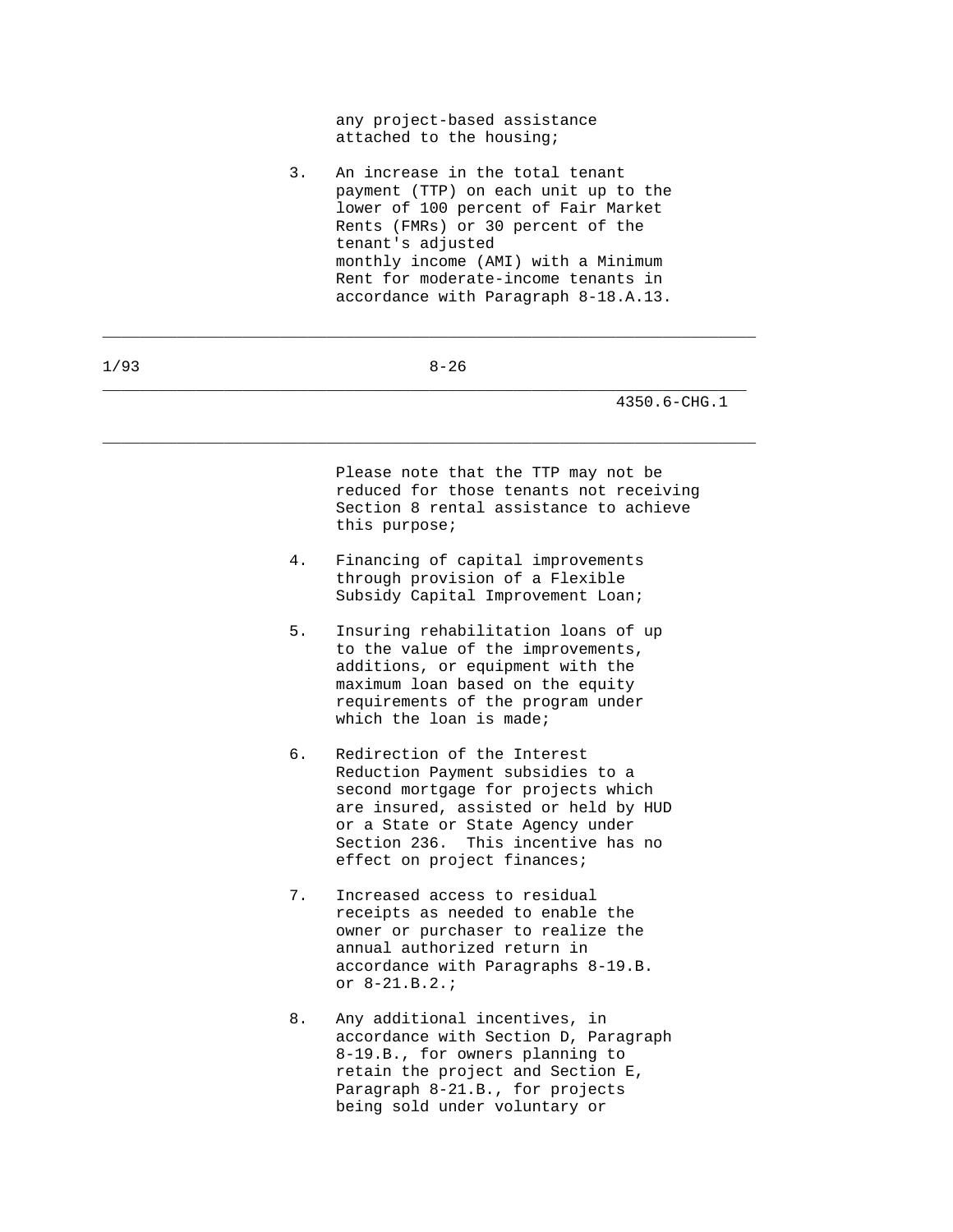any project-based assistance attached to the housing;

3. An increase in the total tenant payment (TTP) on each unit up to the lower of 100 percent of Fair Market Rents (FMRs) or 30 percent of the tenant's adjusted monthly income (AMI) with a Minimum Rent for moderate-income tenants in accordance with Paragraph 8-18.A.13. Please note that the TTP may not be reduced for those tenants not receiving Section 8 rental assistance to achieve this purpose;

4. Financing of capital improvements through provision of a Flexible Subsidy Capital Improvement Loan;

5. Insuring rehabilitation loans of up to the value of the improvements, additions, or equipment with the maximum loan based on the equity requirements of the program under which the loan is made;

6. Redirection of the Interest Reduction Payment subsidies to a second mortgage for projects which are insured, assisted or held by HUD or a State or State Agency under Section 236. This incentive has no effect on project finances;

7. Increased access to residual receipts as needed to enable the owner or purchaser to realize the annual authorized return in accordance with Paragraphs 8-19.B. or 8-21.B.2.;

8. Any additional incentives, in accordance with Section D, Paragraph 8-19.B., for owners planning to retain the project and Section E, Paragraph 8-21.B., for projects being sold under voluntary or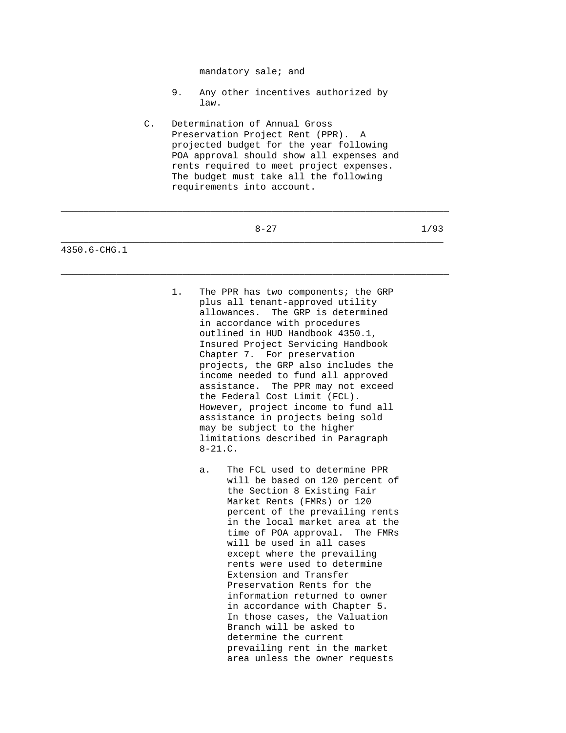mandatory sale; and

9. Any other incentives authorized by law.

C. Determination of Annual Gross Preservation Project Rent (PPR). A projected budget for the year following POA approval should show all expenses and rents required to meet project expenses. The budget must take all the following requirements into account.

1. The PPR has two components; the GRP plus all tenant-approved utility allowances. The GRP is determined in accordance with procedures outlined in HUD Handbook 4350.1, Insured Project Servicing Handbook Chapter 7. For preservation projects, the GRP also includes the income needed to fund all approved assistance. The PPR may not exceed the Federal Cost Limit (FCL). However, project income to fund all assistance in projects being sold may be subject to the higher limitations described in Paragraph 8-21.C.

   a. The FCL used to determine PPR will be based on 120 percent of the Section 8 Existing Fair Market Rents (FMRs) or 120 percent of the prevailing rents in the local market area at the time of POA approval. The FMRs will be used in all cases except where the prevailing rents were used to determine Extension and Transfer Preservation Rents for the information returned to owner in accordance with Chapter 5. In those cases, the Valuation Branch will be asked to determine the current prevailing rent in the market area unless the owner requests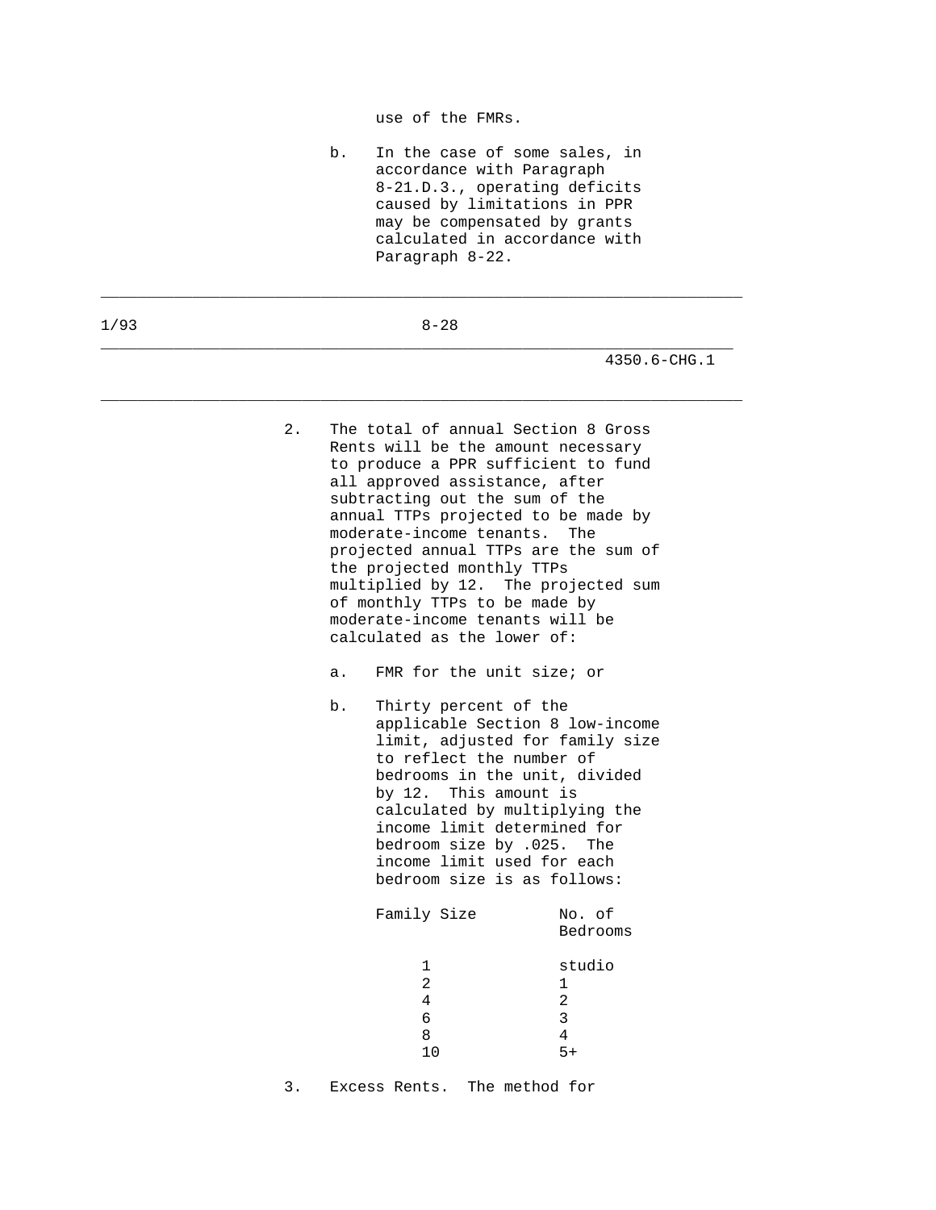use of the FMRs.

b. In the case of some sales, in accordance with Paragraph 8-21.D.3., operating deficits caused by limitations in PPR may be compensated by grants calculated in accordance with Paragraph 8-22.

2. The total of annual Section 8 Gross Rents will be the amount necessary to produce a PPR sufficient to fund all approved assistance, after subtracting out the sum of the annual TTPs projected to be made by moderate-income tenants. The projected annual TTPs are the sum of the projected monthly TTPs multiplied by 12. The projected sum of monthly TTPs to be made by moderate-income tenants will be calculated as the lower of:

   a. FMR for the unit size; or

   b. Thirty percent of the applicable Section 8 low-income limit, adjusted for family size to reflect the number of bedrooms in the unit, divided by 12. This amount is calculated by multiplying the income limit determined for bedroom size by .025. The income limit used for each bedroom size is as follows:

| Family Size | No. of Bedrooms |
|---|---|
| 1 | studio |
| 2 | 1 |
| 4 | 2 |
| 6 | 3 |
| 8 | 4 |
| 10 | 5+ |

3. Excess Rents. The method for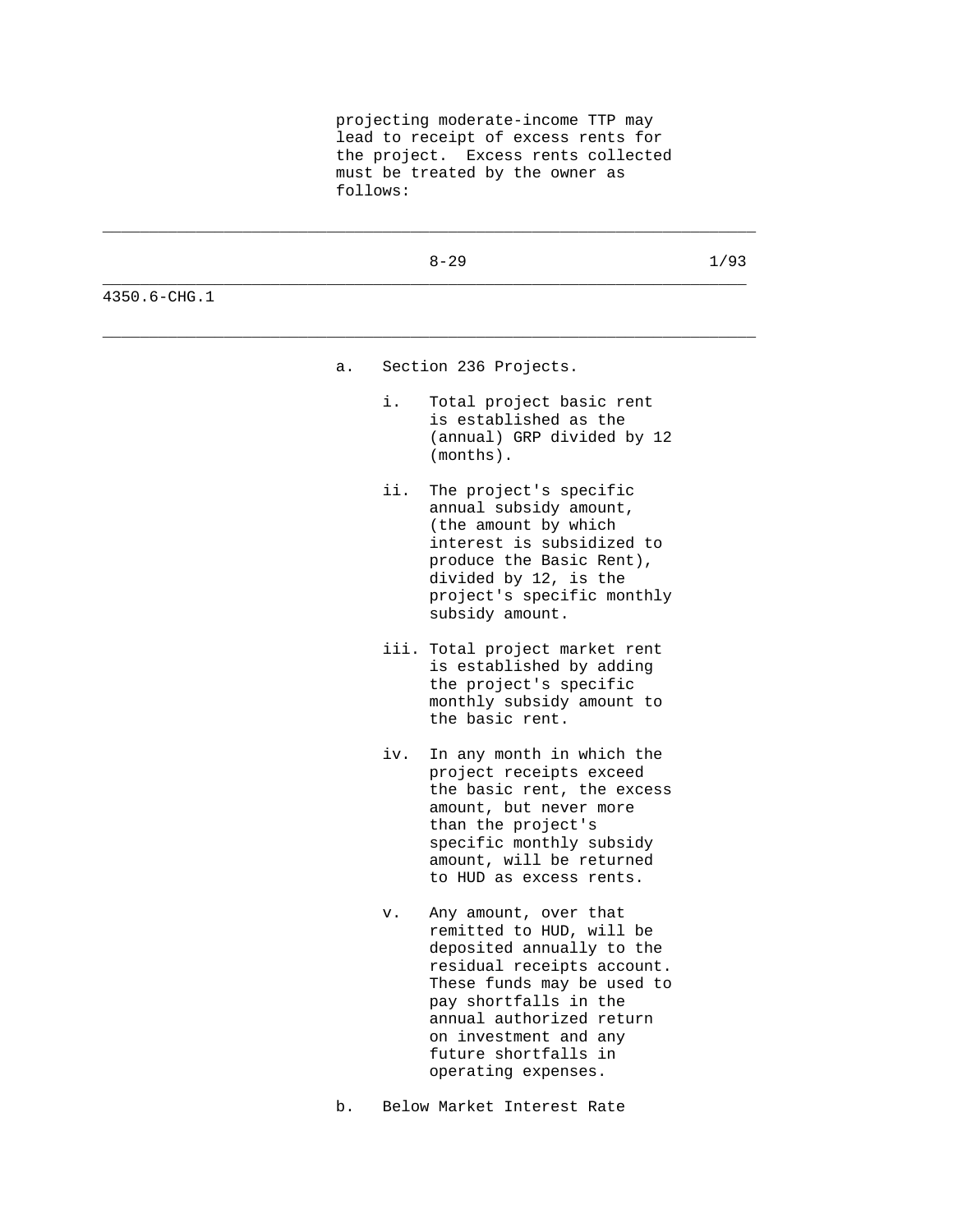projecting moderate-income TTP may lead to receipt of excess rents for the project. Excess rents collected must be treated by the owner as follows:

a. Section 236 Projects.

   i. Total project basic rent is established as the (annual) GRP divided by 12 (months).

   ii. The project's specific annual subsidy amount, (the amount by which interest is subsidized to produce the Basic Rent), divided by 12, is the project's specific monthly subsidy amount.

   iii. Total project market rent is established by adding the project's specific monthly subsidy amount to the basic rent.

   iv. In any month in which the project receipts exceed the basic rent, the excess amount, but never more than the project's specific monthly subsidy amount, will be returned to HUD as excess rents.

   v. Any amount, over that remitted to HUD, will be deposited annually to the residual receipts account. These funds may be used to pay shortfalls in the annual authorized return on investment and any future shortfalls in operating expenses.

b. Below Market Interest Rate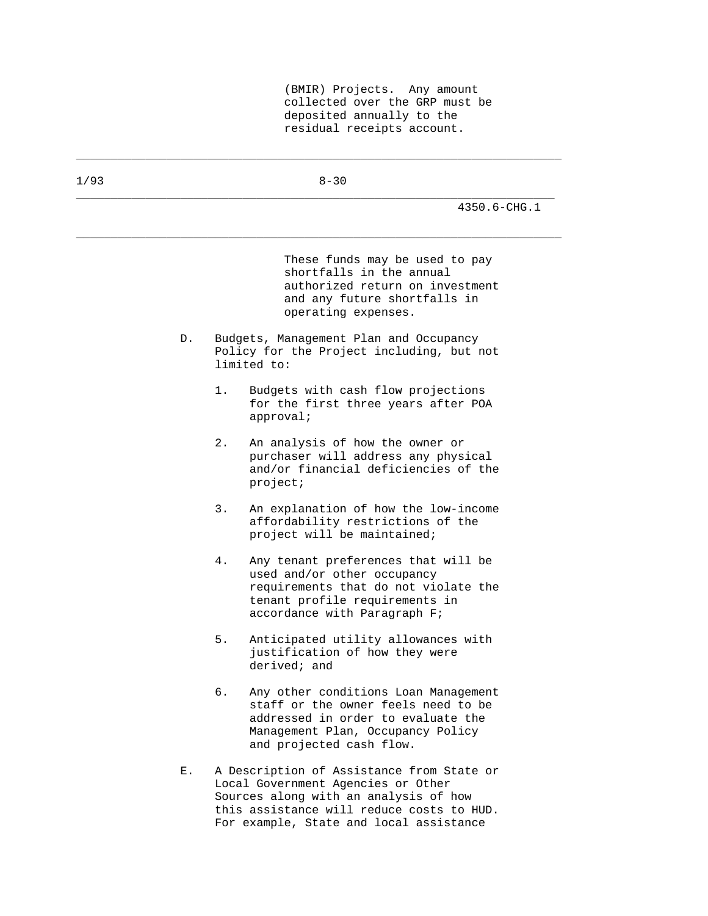(BMIR) Projects. Any amount collected over the GRP must be deposited annually to the residual receipts account.

These funds may be used to pay shortfalls in the annual authorized return on investment and any future shortfalls in operating expenses.

D. Budgets, Management Plan and Occupancy Policy for the Project including, but not limited to:

1. Budgets with cash flow projections for the first three years after POA approval;

2. An analysis of how the owner or purchaser will address any physical and/or financial deficiencies of the project;

3. An explanation of how the low-income affordability restrictions of the project will be maintained;

4. Any tenant preferences that will be used and/or other occupancy requirements that do not violate the tenant profile requirements in accordance with Paragraph F;

5. Anticipated utility allowances with justification of how they were derived; and

6. Any other conditions Loan Management staff or the owner feels need to be addressed in order to evaluate the Management Plan, Occupancy Policy and projected cash flow.

E. A Description of Assistance from State or Local Government Agencies or Other Sources along with an analysis of how this assistance will reduce costs to HUD. For example, State and local assistance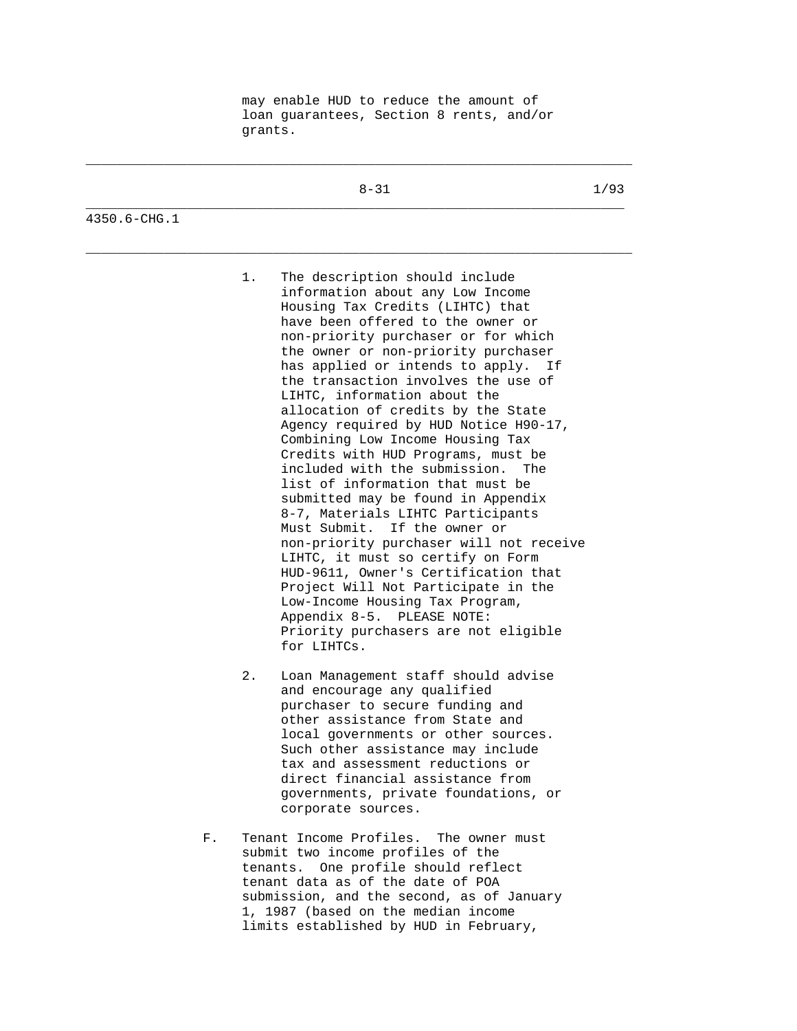may enable HUD to reduce the amount of loan guarantees, Section 8 rents, and/or grants.

1. The description should include information about any Low Income Housing Tax Credits (LIHTC) that have been offered to the owner or non-priority purchaser or for which the owner or non-priority purchaser has applied or intends to apply. If the transaction involves the use of LIHTC, information about the allocation of credits by the State Agency required by HUD Notice H90-17, Combining Low Income Housing Tax Credits with HUD Programs, must be included with the submission. The list of information that must be submitted may be found in Appendix 8-7, Materials LIHTC Participants Must Submit. If the owner or non-priority purchaser will not receive LIHTC, it must so certify on Form HUD-9611, Owner's Certification that Project Will Not Participate in the Low-Income Housing Tax Program, Appendix 8-5. PLEASE NOTE: Priority purchasers are not eligible for LIHTCs.

2. Loan Management staff should advise and encourage any qualified purchaser to secure funding and other assistance from State and local governments or other sources. Such other assistance may include tax and assessment reductions or direct financial assistance from governments, private foundations, or corporate sources.

F. Tenant Income Profiles. The owner must submit two income profiles of the tenants. One profile should reflect tenant data as of the date of POA submission, and the second, as of January 1, 1987 (based on the median income limits established by HUD in February,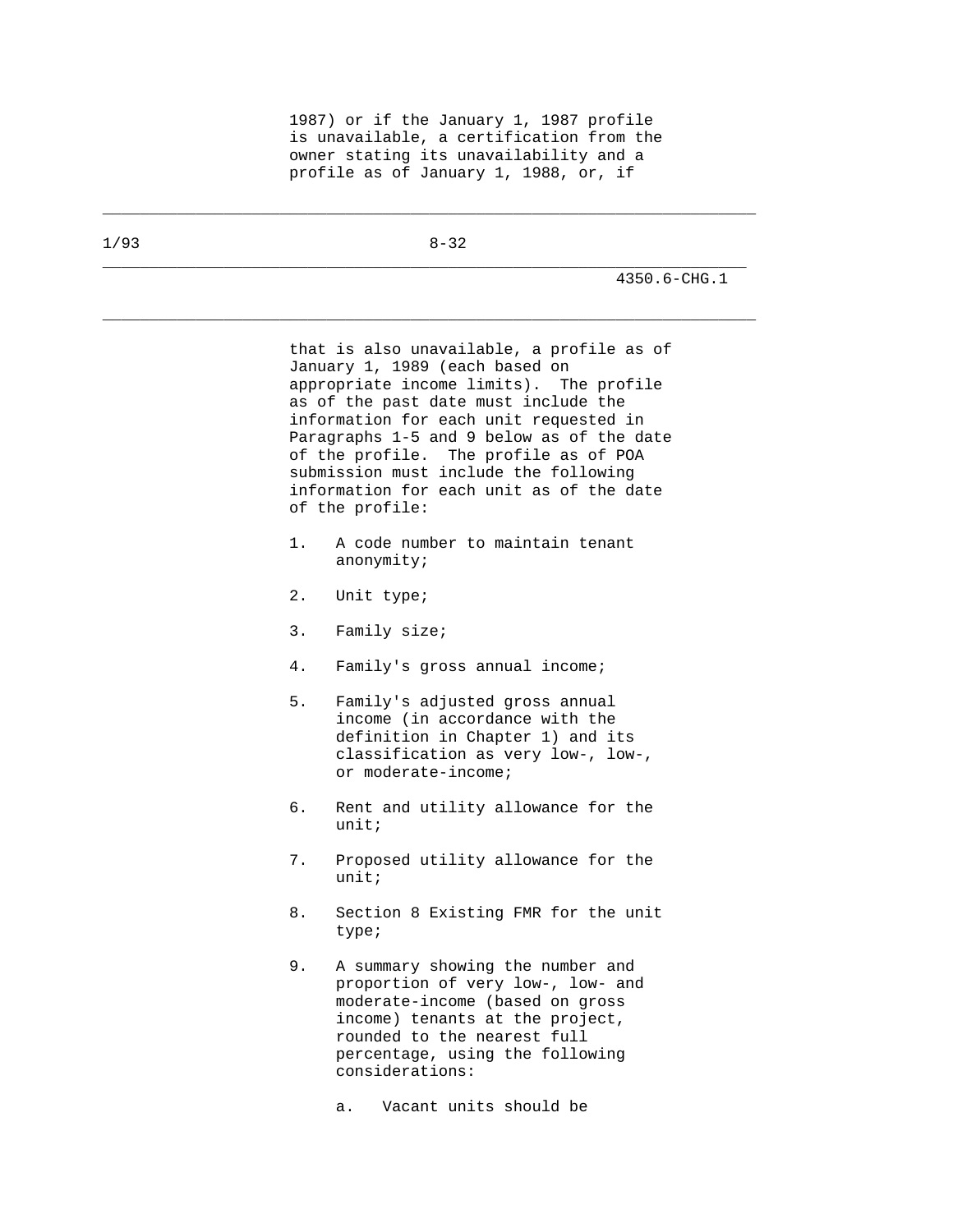1987) or if the January 1, 1987 profile is unavailable, a certification from the owner stating its unavailability and a profile as of January 1, 1988, or, if

that is also unavailable, a profile as of January 1, 1989 (each based on appropriate income limits). The profile as of the past date must include the information for each unit requested in Paragraphs 1-5 and 9 below as of the date of the profile. The profile as of POA submission must include the following information for each unit as of the date of the profile:

1. A code number to maintain tenant anonymity;

2. Unit type;

3. Family size;

4. Family's gross annual income;

5. Family's adjusted gross annual income (in accordance with the definition in Chapter 1) and its classification as very low-, low-, or moderate-income;

6. Rent and utility allowance for the unit;

7. Proposed utility allowance for the unit;

8. Section 8 Existing FMR for the unit type;

9. A summary showing the number and proportion of very low-, low- and moderate-income (based on gross income) tenants at the project, rounded to the nearest full percentage, using the following considerations:

   a. Vacant units should be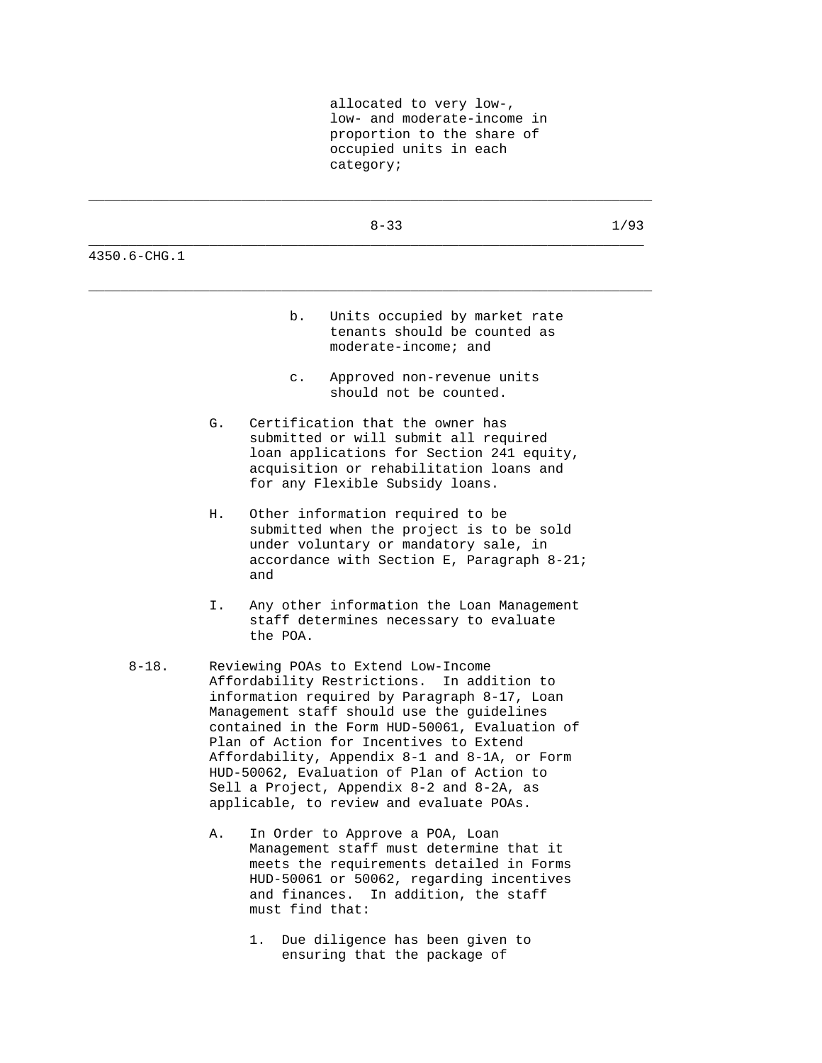allocated to very low-, low- and moderate-income in proportion to the share of occupied units in each category;

b. Units occupied by market rate tenants should be counted as moderate-income; and

c. Approved non-revenue units should not be counted.

G. Certification that the owner has submitted or will submit all required loan applications for Section 241 equity, acquisition or rehabilitation loans and for any Flexible Subsidy loans.

H. Other information required to be submitted when the project is to be sold under voluntary or mandatory sale, in accordance with Section E, Paragraph 8-21; and

I. Any other information the Loan Management staff determines necessary to evaluate the POA.

8-18. Reviewing POAs to Extend Low-Income Affordability Restrictions. In addition to information required by Paragraph 8-17, Loan Management staff should use the guidelines contained in the Form HUD-50061, Evaluation of Plan of Action for Incentives to Extend Affordability, Appendix 8-1 and 8-1A, or Form HUD-50062, Evaluation of Plan of Action to Sell a Project, Appendix 8-2 and 8-2A, as applicable, to review and evaluate POAs.

A. In Order to Approve a POA, Loan Management staff must determine that it meets the requirements detailed in Forms HUD-50061 or 50062, regarding incentives and finances. In addition, the staff must find that:

1. Due diligence has been given to ensuring that the package of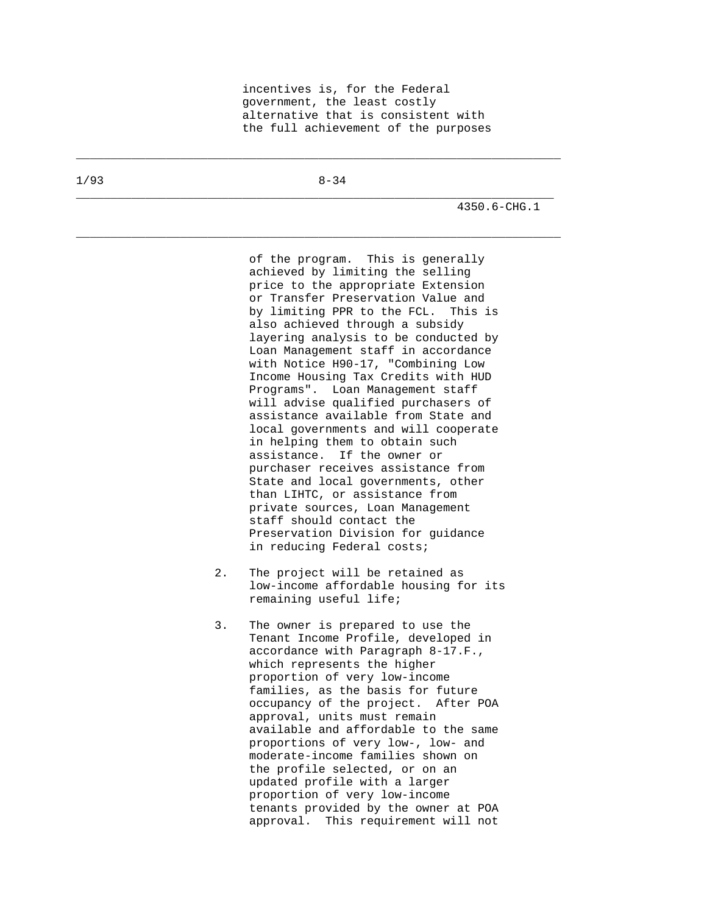incentives is, for the Federal government, the least costly alternative that is consistent with the full achievement of the purposes of the program. This is generally achieved by limiting the selling price to the appropriate Extension or Transfer Preservation Value and by limiting PPR to the FCL. This is also achieved through a subsidy layering analysis to be conducted by Loan Management staff in accordance with Notice H90-17, "Combining Low Income Housing Tax Credits with HUD Programs". Loan Management staff will advise qualified purchasers of assistance available from State and local governments and will cooperate in helping them to obtain such assistance. If the owner or purchaser receives assistance from State and local governments, other than LIHTC, or assistance from private sources, Loan Management staff should contact the Preservation Division for guidance in reducing Federal costs;

2. The project will be retained as low-income affordable housing for its remaining useful life;

3. The owner is prepared to use the Tenant Income Profile, developed in accordance with Paragraph 8-17.F., which represents the higher proportion of very low-income families, as the basis for future occupancy of the project. After POA approval, units must remain available and affordable to the same proportions of very low-, low- and moderate-income families shown on the profile selected, or on an updated profile with a larger proportion of very low-income tenants provided by the owner at POA approval. This requirement will not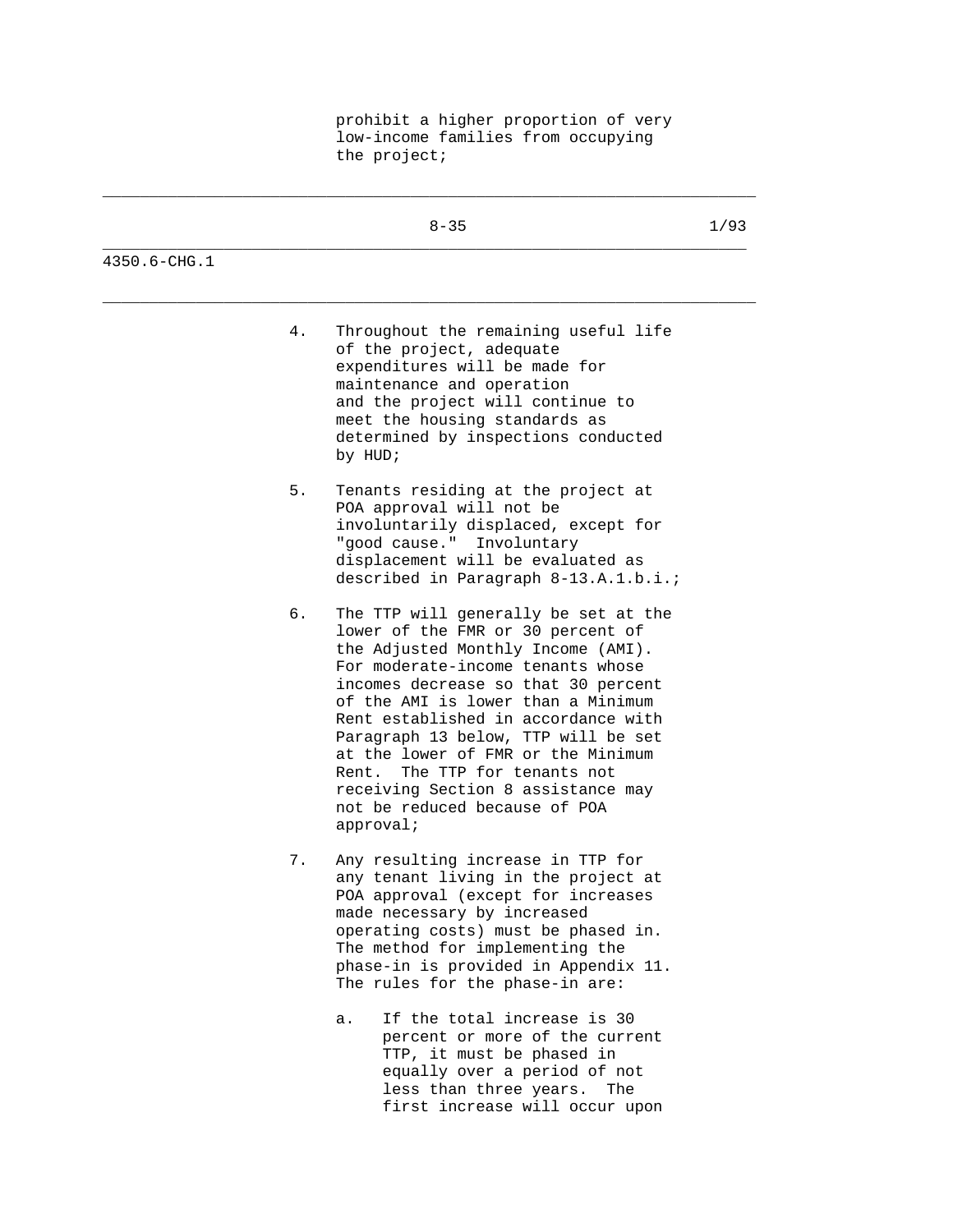prohibit a higher proportion of very low-income families from occupying the project;

4. Throughout the remaining useful life of the project, adequate expenditures will be made for maintenance and operation and the project will continue to meet the housing standards as determined by inspections conducted by HUD;

5. Tenants residing at the project at POA approval will not be involuntarily displaced, except for "good cause." Involuntary displacement will be evaluated as described in Paragraph 8-13.A.1.b.i.;

6. The TTP will generally be set at the lower of the FMR or 30 percent of the Adjusted Monthly Income (AMI). For moderate-income tenants whose incomes decrease so that 30 percent of the AMI is lower than a Minimum Rent established in accordance with Paragraph 13 below, TTP will be set at the lower of FMR or the Minimum Rent. The TTP for tenants not receiving Section 8 assistance may not be reduced because of POA approval;

7. Any resulting increase in TTP for any tenant living in the project at POA approval (except for increases made necessary by increased operating costs) must be phased in. The method for implementing the phase-in is provided in Appendix 11. The rules for the phase-in are:

   a. If the total increase is 30 percent or more of the current TTP, it must be phased in equally over a period of not less than three years. The first increase will occur upon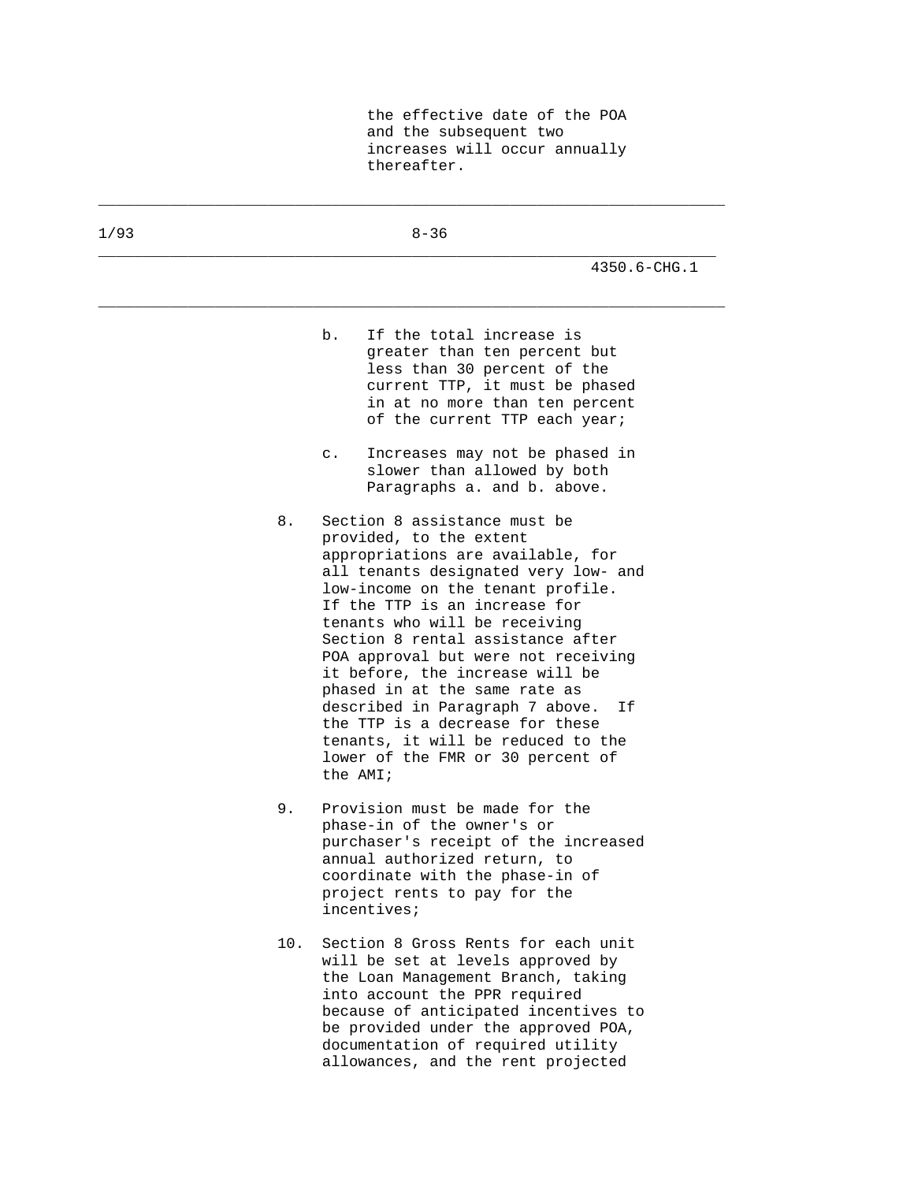the effective date of the POA and the subsequent two increases will occur annually thereafter.

b. If the total increase is greater than ten percent but less than 30 percent of the current TTP, it must be phased in at no more than ten percent of the current TTP each year;

c. Increases may not be phased in slower than allowed by both Paragraphs a. and b. above.

8. Section 8 assistance must be provided, to the extent appropriations are available, for all tenants designated very low- and low-income on the tenant profile. If the TTP is an increase for tenants who will be receiving Section 8 rental assistance after POA approval but were not receiving it before, the increase will be phased in at the same rate as described in Paragraph 7 above. If the TTP is a decrease for these tenants, it will be reduced to the lower of the FMR or 30 percent of the AMI;

9. Provision must be made for the phase-in of the owner's or purchaser's receipt of the increased annual authorized return, to coordinate with the phase-in of project rents to pay for the incentives;

10. Section 8 Gross Rents for each unit will be set at levels approved by the Loan Management Branch, taking into account the PPR required because of anticipated incentives to be provided under the approved POA, documentation of required utility allowances, and the rent projected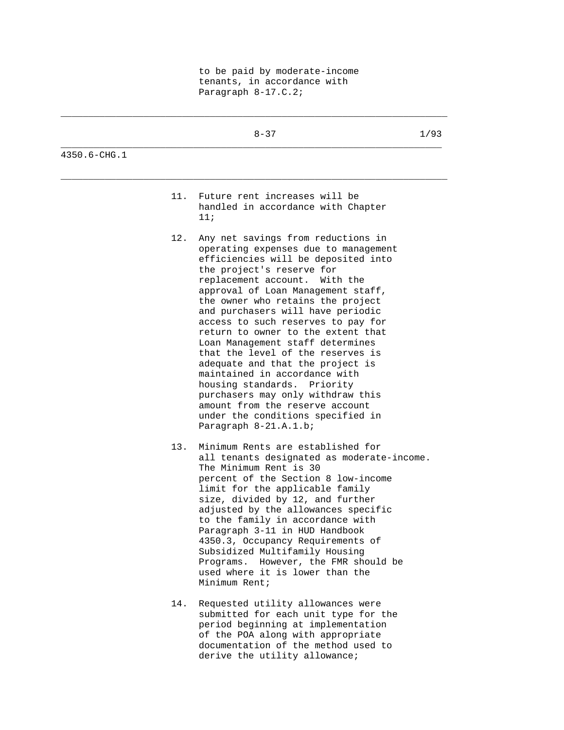to be paid by moderate-income tenants, in accordance with Paragraph 8-17.C.2;

11. Future rent increases will be handled in accordance with Chapter 11;

12. Any net savings from reductions in operating expenses due to management efficiencies will be deposited into the project's reserve for replacement account. With the approval of Loan Management staff, the owner who retains the project and purchasers will have periodic access to such reserves to pay for return to owner to the extent that Loan Management staff determines that the level of the reserves is adequate and that the project is maintained in accordance with housing standards. Priority purchasers may only withdraw this amount from the reserve account under the conditions specified in Paragraph 8-21.A.1.b;

13. Minimum Rents are established for all tenants designated as moderate-income. The Minimum Rent is 30 percent of the Section 8 low-income limit for the applicable family size, divided by 12, and further adjusted by the allowances specific to the family in accordance with Paragraph 3-11 in HUD Handbook 4350.3, Occupancy Requirements of Subsidized Multifamily Housing Programs. However, the FMR should be used where it is lower than the Minimum Rent;

14. Requested utility allowances were submitted for each unit type for the period beginning at implementation of the POA along with appropriate documentation of the method used to derive the utility allowance;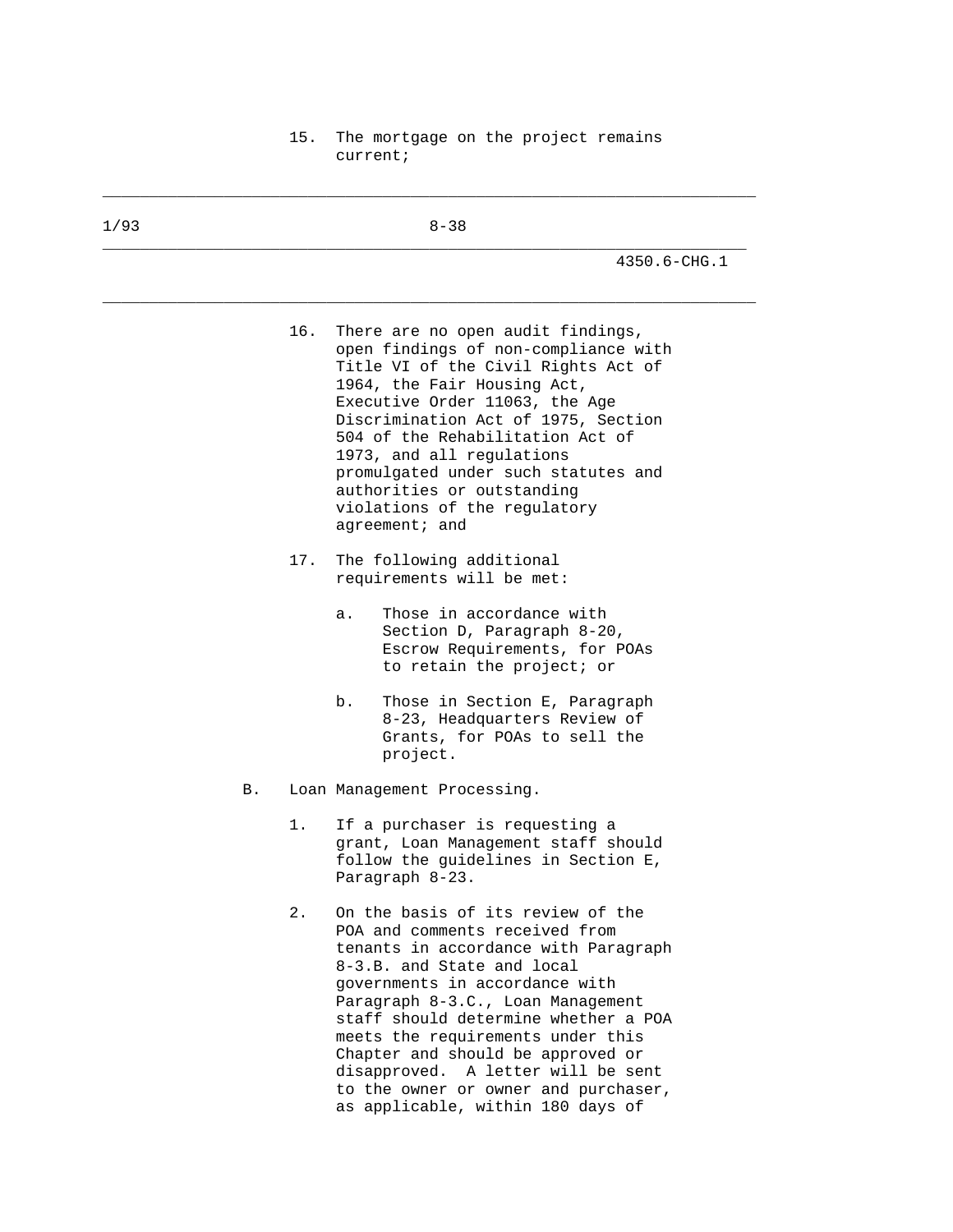15. The mortgage on the project remains current;

16. There are no open audit findings, open findings of non-compliance with Title VI of the Civil Rights Act of 1964, the Fair Housing Act, Executive Order 11063, the Age Discrimination Act of 1975, Section 504 of the Rehabilitation Act of 1973, and all regulations promulgated under such statutes and authorities or outstanding violations of the regulatory agreement; and

17. The following additional requirements will be met:

    a. Those in accordance with Section D, Paragraph 8-20, Escrow Requirements, for POAs to retain the project; or

    b. Those in Section E, Paragraph 8-23, Headquarters Review of Grants, for POAs to sell the project.

B. Loan Management Processing.

1. If a purchaser is requesting a grant, Loan Management staff should follow the guidelines in Section E, Paragraph 8-23.

2. On the basis of its review of the POA and comments received from tenants in accordance with Paragraph 8-3.B. and State and local governments in accordance with Paragraph 8-3.C., Loan Management staff should determine whether a POA meets the requirements under this Chapter and should be approved or disapproved. A letter will be sent to the owner or owner and purchaser, as applicable, within 180 days of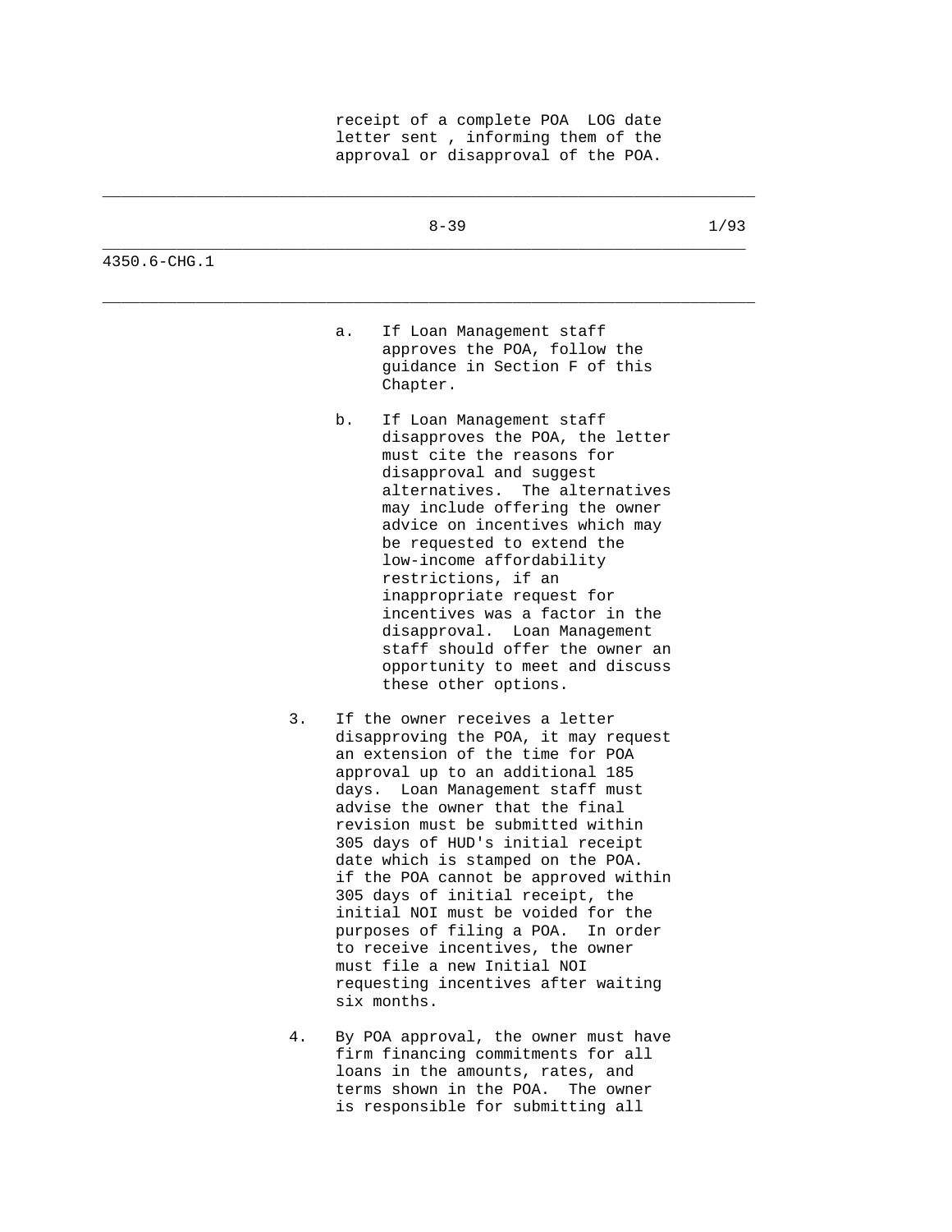receipt of a complete POA  LOG date letter sent , informing them of the approval or disapproval of the POA.

a. If Loan Management staff approves the POA, follow the guidance in Section F of this Chapter.

b. If Loan Management staff disapproves the POA, the letter must cite the reasons for disapproval and suggest alternatives.  The alternatives may include offering the owner advice on incentives which may be requested to extend the low-income affordability restrictions, if an inappropriate request for incentives was a factor in the disapproval.  Loan Management staff should offer the owner an opportunity to meet and discuss these other options.

3. If the owner receives a letter disapproving the POA, it may request an extension of the time for POA approval up to an additional 185 days.  Loan Management staff must advise the owner that the final revision must be submitted within 305 days of HUD's initial receipt date which is stamped on the POA. if the POA cannot be approved within 305 days of initial receipt, the initial NOI must be voided for the purposes of filing a POA.  In order to receive incentives, the owner must file a new Initial NOI requesting incentives after waiting six months.

4. By POA approval, the owner must have firm financing commitments for all loans in the amounts, rates, and terms shown in the POA.  The owner is responsible for submitting all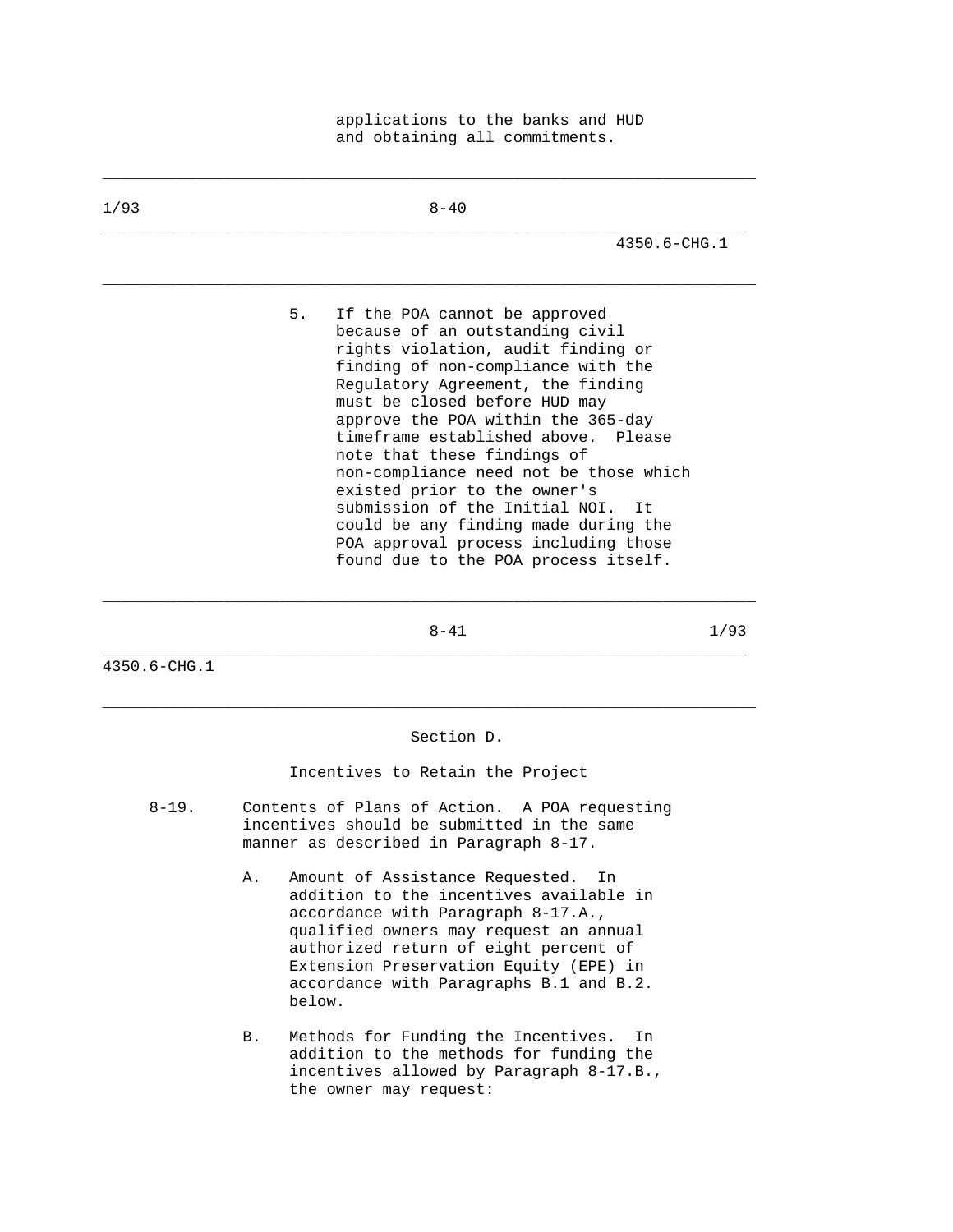applications to the banks and HUD and obtaining all commitments.

5. If the POA cannot be approved because of an outstanding civil rights violation, audit finding or finding of non-compliance with the Regulatory Agreement, the finding must be closed before HUD may approve the POA within the 365-day timeframe established above. Please note that these findings of non-compliance need not be those which existed prior to the owner's submission of the Initial NOI. It could be any finding made during the POA approval process including those found due to the POA process itself.

## Section D.

### Incentives to Retain the Project

8-19. Contents of Plans of Action. A POA requesting incentives should be submitted in the same manner as described in Paragraph 8-17.

A. Amount of Assistance Requested. In addition to the incentives available in accordance with Paragraph 8-17.A., qualified owners may request an annual authorized return of eight percent of Extension Preservation Equity (EPE) in accordance with Paragraphs B.1 and B.2. below.

B. Methods for Funding the Incentives. In addition to the methods for funding the incentives allowed by Paragraph 8-17.B., the owner may request: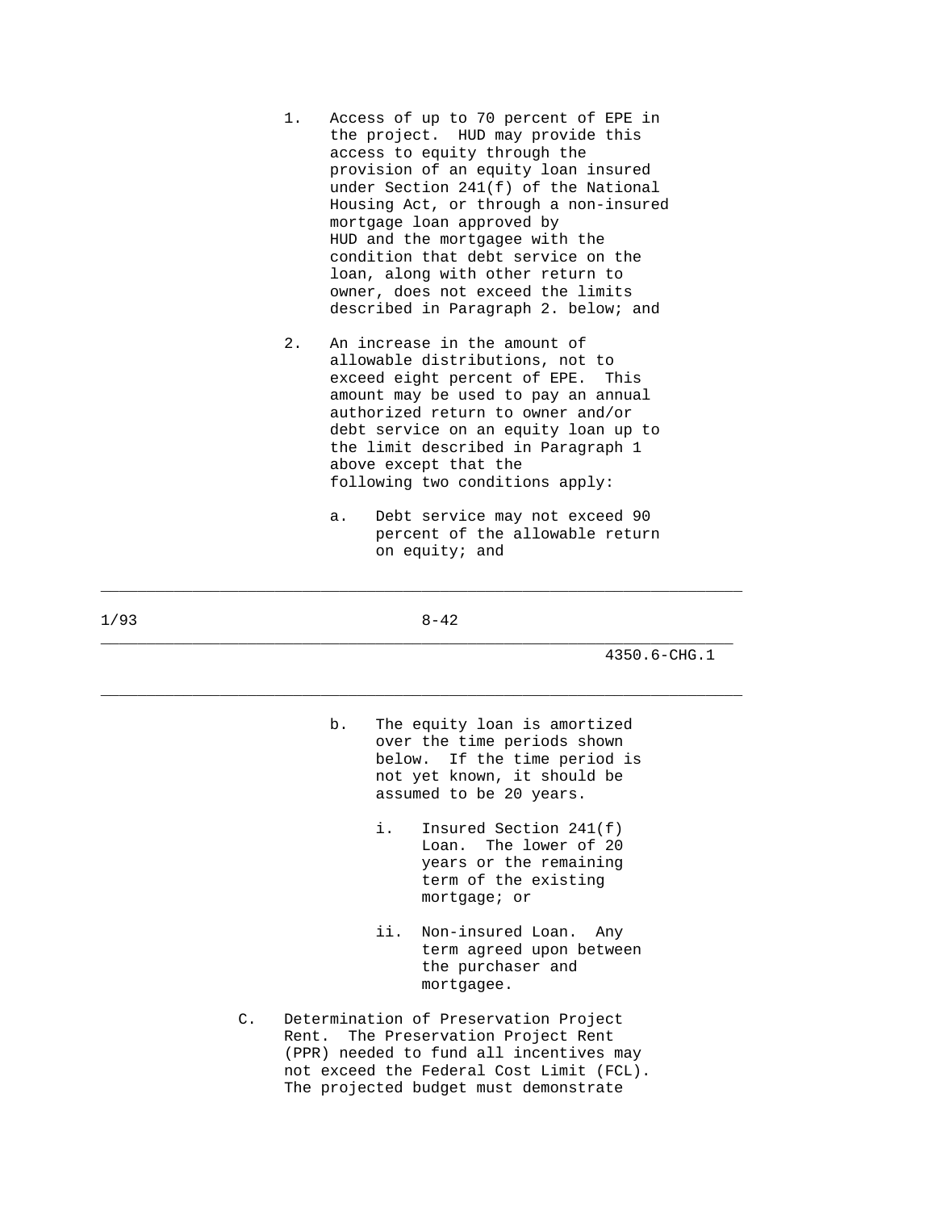1. Access of up to 70 percent of EPE in the project. HUD may provide this access to equity through the provision of an equity loan insured under Section 241(f) of the National Housing Act, or through a non-insured mortgage loan approved by HUD and the mortgagee with the condition that debt service on the loan, along with other return to owner, does not exceed the limits described in Paragraph 2. below; and

2. An increase in the amount of allowable distributions, not to exceed eight percent of EPE. This amount may be used to pay an annual authorized return to owner and/or debt service on an equity loan up to the limit described in Paragraph 1 above except that the following two conditions apply:

   a. Debt service may not exceed 90 percent of the allowable return on equity; and

   b. The equity loan is amortized over the time periods shown below. If the time period is not yet known, it should be assumed to be 20 years.

      i. Insured Section 241(f) Loan. The lower of 20 years or the remaining term of the existing mortgage; or

      ii. Non-insured Loan. Any term agreed upon between the purchaser and mortgagee.

C. Determination of Preservation Project Rent. The Preservation Project Rent (PPR) needed to fund all incentives may not exceed the Federal Cost Limit (FCL). The projected budget must demonstrate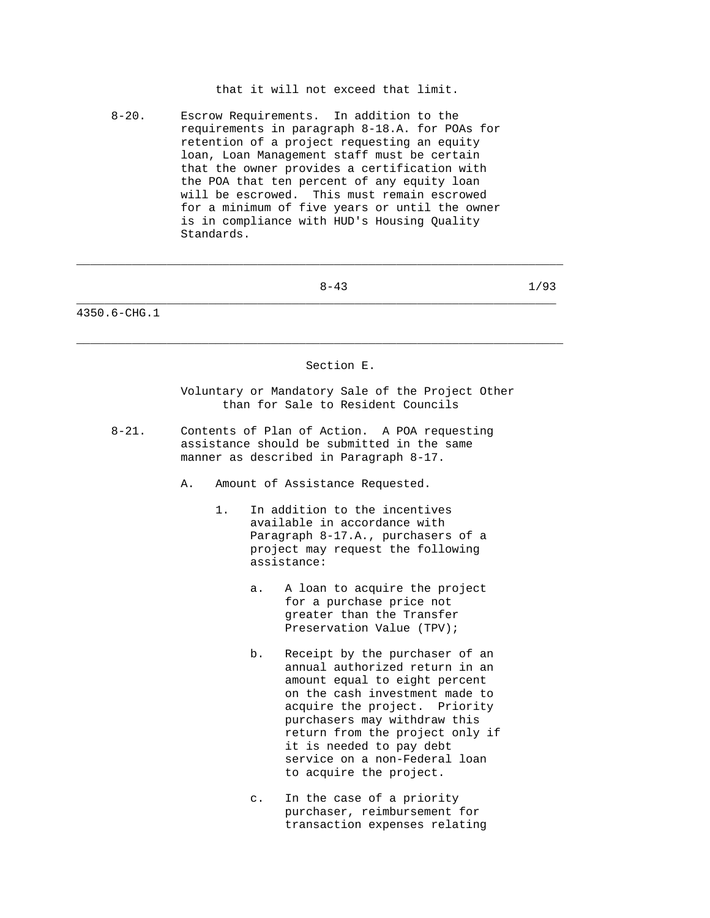that it will not exceed that limit.

8-20. Escrow Requirements. In addition to the requirements in paragraph 8-18.A. for POAs for retention of a project requesting an equity loan, Loan Management staff must be certain that the owner provides a certification with the POA that ten percent of any equity loan will be escrowed. This must remain escrowed for a minimum of five years or until the owner is in compliance with HUD's Housing Quality Standards.

## Section E.

### Voluntary or Mandatory Sale of the Project Other than for Sale to Resident Councils

8-21. Contents of Plan of Action. A POA requesting assistance should be submitted in the same manner as described in Paragraph 8-17.

A. Amount of Assistance Requested.

1. In addition to the incentives available in accordance with Paragraph 8-17.A., purchasers of a project may request the following assistance:

   a. A loan to acquire the project for a purchase price not greater than the Transfer Preservation Value (TPV);

   b. Receipt by the purchaser of an annual authorized return in an amount equal to eight percent on the cash investment made to acquire the project. Priority purchasers may withdraw this return from the project only if it is needed to pay debt service on a non-Federal loan to acquire the project.

   c. In the case of a priority purchaser, reimbursement for transaction expenses relating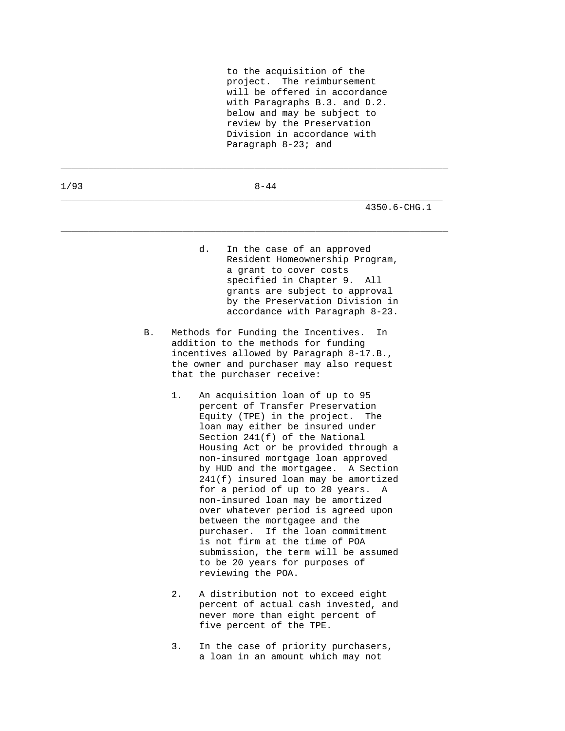to the acquisition of the project. The reimbursement will be offered in accordance with Paragraphs B.3. and D.2. below and may be subject to review by the Preservation Division in accordance with Paragraph 8-23; and

d. In the case of an approved Resident Homeownership Program, a grant to cover costs specified in Chapter 9. All grants are subject to approval by the Preservation Division in accordance with Paragraph 8-23.

B. Methods for Funding the Incentives. In addition to the methods for funding incentives allowed by Paragraph 8-17.B., the owner and purchaser may also request that the purchaser receive:

1. An acquisition loan of up to 95 percent of Transfer Preservation Equity (TPE) in the project. The loan may either be insured under Section 241(f) of the National Housing Act or be provided through a non-insured mortgage loan approved by HUD and the mortgagee. A Section 241(f) insured loan may be amortized for a period of up to 20 years. A non-insured loan may be amortized over whatever period is agreed upon between the mortgagee and the purchaser. If the loan commitment is not firm at the time of POA submission, the term will be assumed to be 20 years for purposes of reviewing the POA.

2. A distribution not to exceed eight percent of actual cash invested, and never more than eight percent of five percent of the TPE.

3. In the case of priority purchasers, a loan in an amount which may not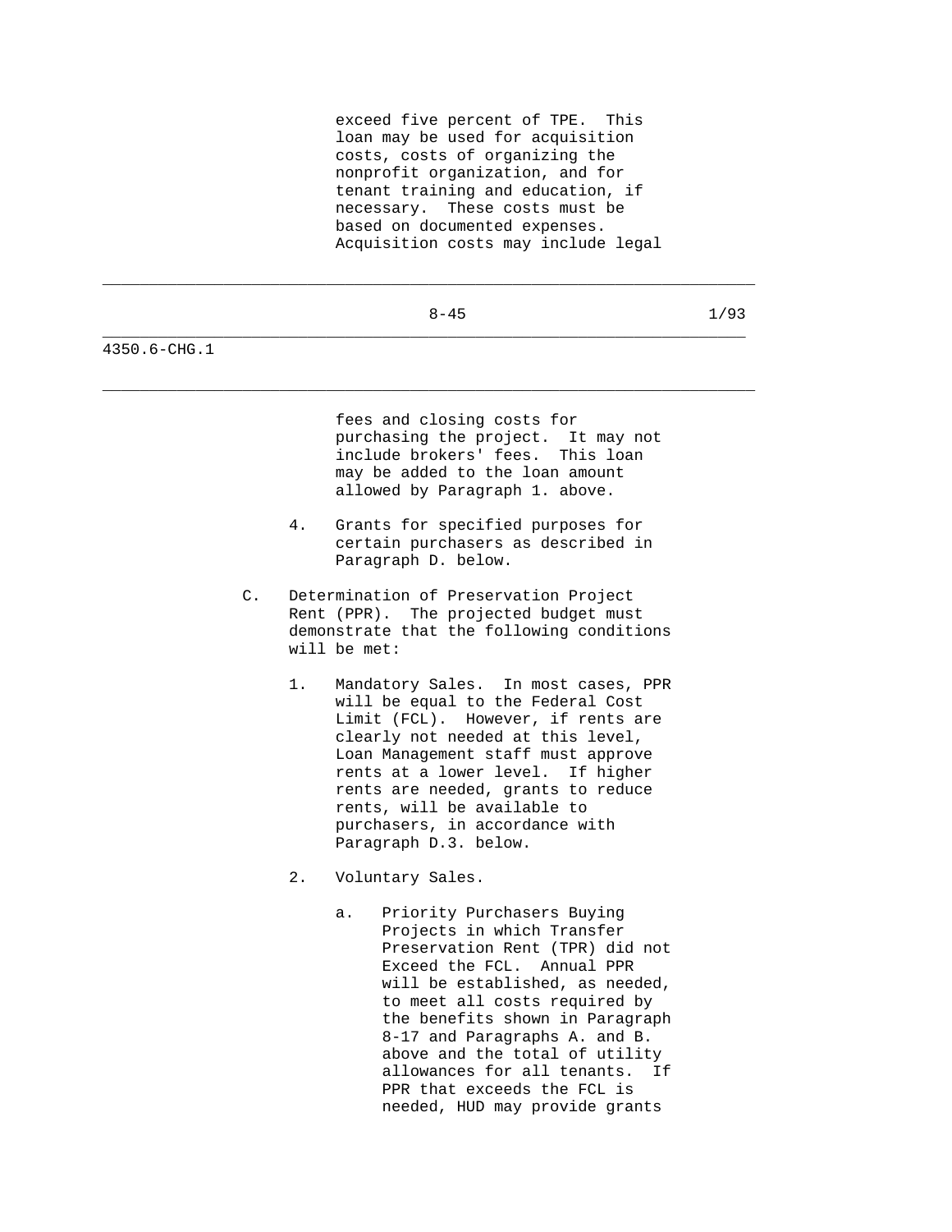exceed five percent of TPE. This loan may be used for acquisition costs, costs of organizing the nonprofit organization, and for tenant training and education, if necessary. These costs must be based on documented expenses. Acquisition costs may include legal fees and closing costs for purchasing the project. It may not include brokers' fees. This loan may be added to the loan amount allowed by Paragraph 1. above.

4. Grants for specified purposes for certain purchasers as described in Paragraph D. below.

C. Determination of Preservation Project Rent (PPR). The projected budget must demonstrate that the following conditions will be met:

1. Mandatory Sales. In most cases, PPR will be equal to the Federal Cost Limit (FCL). However, if rents are clearly not needed at this level, Loan Management staff must approve rents at a lower level. If higher rents are needed, grants to reduce rents, will be available to purchasers, in accordance with Paragraph D.3. below.

2. Voluntary Sales.

   a. Priority Purchasers Buying Projects in which Transfer Preservation Rent (TPR) did not Exceed the FCL. Annual PPR will be established, as needed, to meet all costs required by the benefits shown in Paragraph 8-17 and Paragraphs A. and B. above and the total of utility allowances for all tenants. If PPR that exceeds the FCL is needed, HUD may provide grants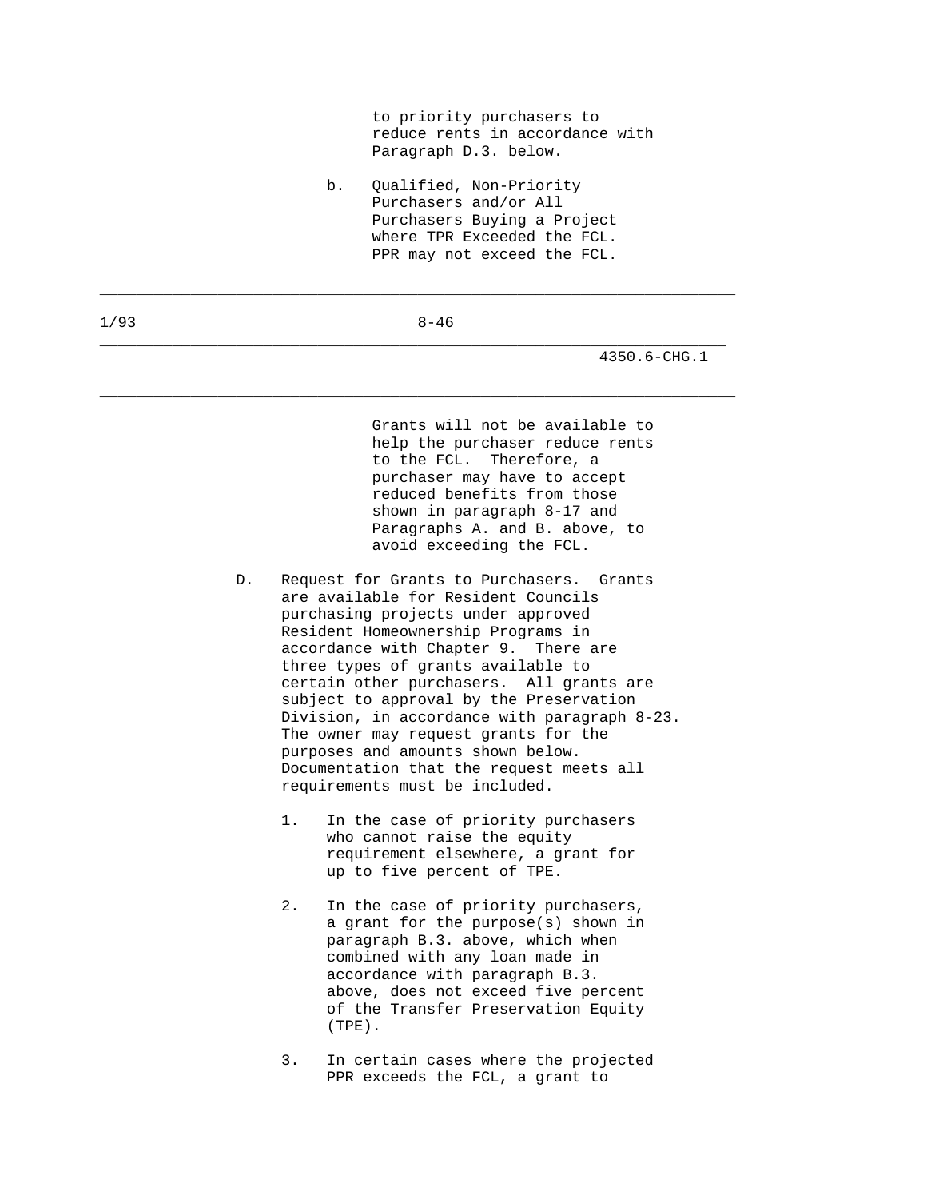to priority purchasers to reduce rents in accordance with Paragraph D.3. below.

b. Qualified, Non-Priority Purchasers and/or All Purchasers Buying a Project where TPR Exceeded the FCL. PPR may not exceed the FCL. Grants will not be available to help the purchaser reduce rents to the FCL. Therefore, a purchaser may have to accept reduced benefits from those shown in paragraph 8-17 and Paragraphs A. and B. above, to avoid exceeding the FCL.

D. Request for Grants to Purchasers. Grants are available for Resident Councils purchasing projects under approved Resident Homeownership Programs in accordance with Chapter 9. There are three types of grants available to certain other purchasers. All grants are subject to approval by the Preservation Division, in accordance with paragraph 8-23. The owner may request grants for the purposes and amounts shown below. Documentation that the request meets all requirements must be included.

1. In the case of priority purchasers who cannot raise the equity requirement elsewhere, a grant for up to five percent of TPE.

2. In the case of priority purchasers, a grant for the purpose(s) shown in paragraph B.3. above, which when combined with any loan made in accordance with paragraph B.3. above, does not exceed five percent of the Transfer Preservation Equity (TPE).

3. In certain cases where the projected PPR exceeds the FCL, a grant to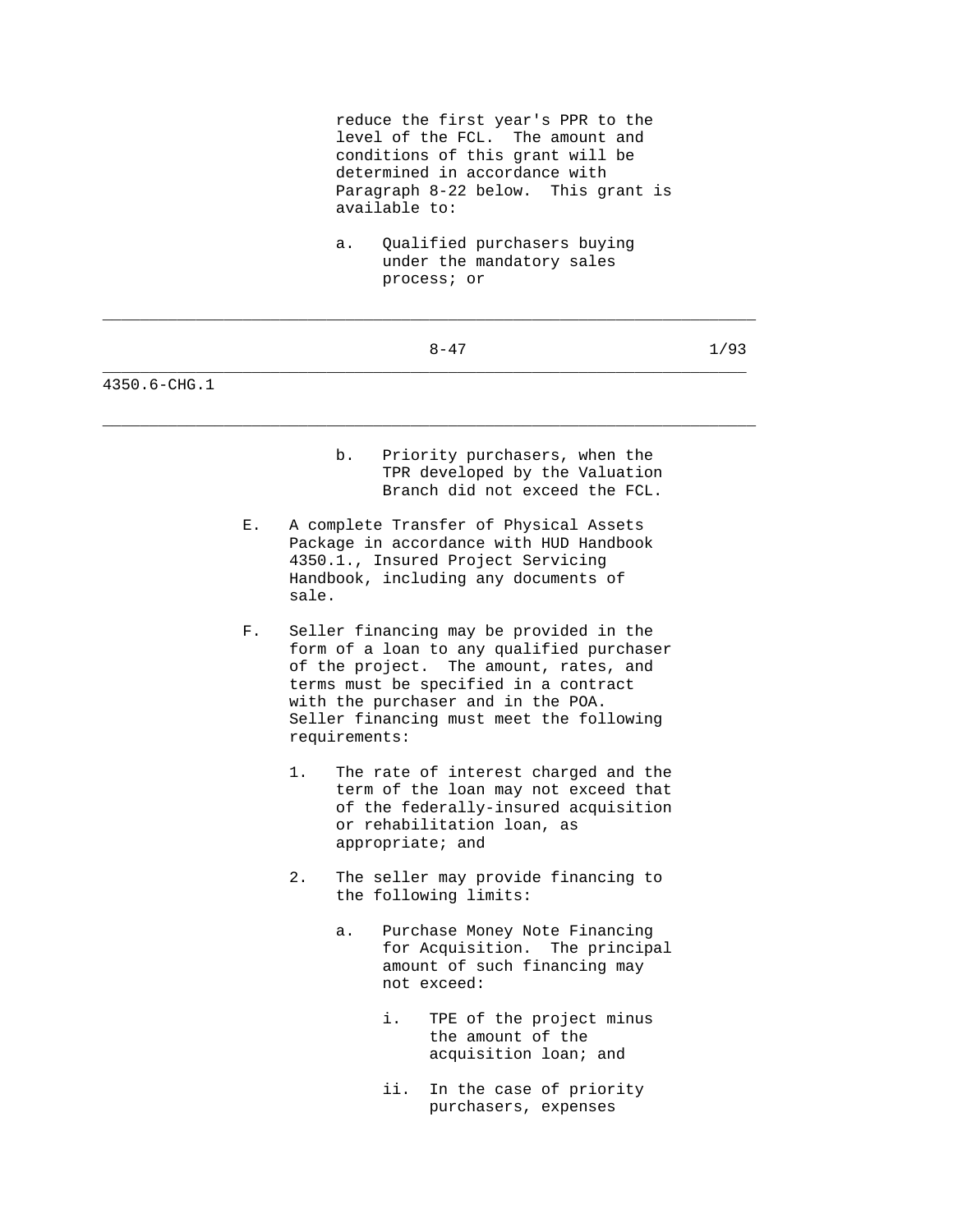reduce the first year's PPR to the level of the FCL. The amount and conditions of this grant will be determined in accordance with Paragraph 8-22 below. This grant is available to:

a. Qualified purchasers buying under the mandatory sales process; or

b. Priority purchasers, when the TPR developed by the Valuation Branch did not exceed the FCL.

E. A complete Transfer of Physical Assets Package in accordance with HUD Handbook 4350.1., Insured Project Servicing Handbook, including any documents of sale.

F. Seller financing may be provided in the form of a loan to any qualified purchaser of the project. The amount, rates, and terms must be specified in a contract with the purchaser and in the POA. Seller financing must meet the following requirements:

1. The rate of interest charged and the term of the loan may not exceed that of the federally-insured acquisition or rehabilitation loan, as appropriate; and

2. The seller may provide financing to the following limits:

   a. Purchase Money Note Financing for Acquisition. The principal amount of such financing may not exceed:

      i. TPE of the project minus the amount of the acquisition loan; and

      ii. In the case of priority purchasers, expenses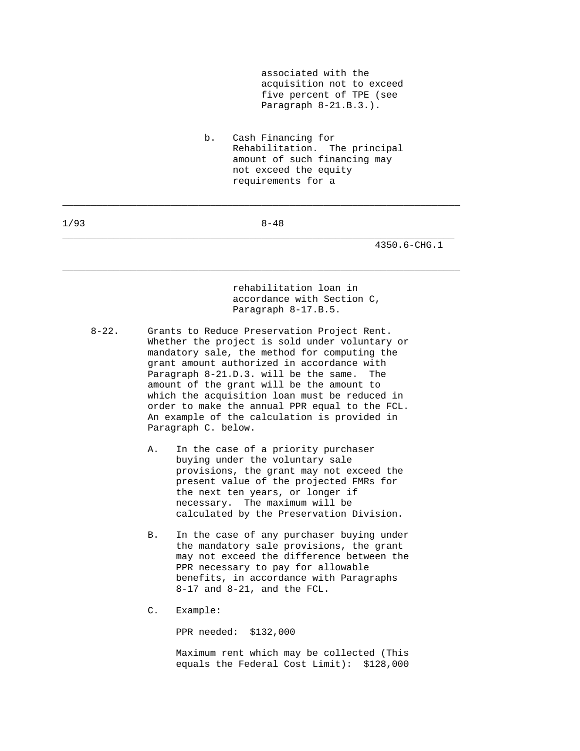associated with the acquisition not to exceed five percent of TPE (see Paragraph 8-21.B.3.).

b. Cash Financing for Rehabilitation. The principal amount of such financing may not exceed the equity requirements for a rehabilitation loan in accordance with Section C, Paragraph 8-17.B.5.

8-22. Grants to Reduce Preservation Project Rent. Whether the project is sold under voluntary or mandatory sale, the method for computing the grant amount authorized in accordance with Paragraph 8-21.D.3. will be the same. The amount of the grant will be the amount to which the acquisition loan must be reduced in order to make the annual PPR equal to the FCL. An example of the calculation is provided in Paragraph C. below.

A. In the case of a priority purchaser buying under the voluntary sale provisions, the grant may not exceed the present value of the projected FMRs for the next ten years, or longer if necessary. The maximum will be calculated by the Preservation Division.

B. In the case of any purchaser buying under the mandatory sale provisions, the grant may not exceed the difference between the PPR necessary to pay for allowable benefits, in accordance with Paragraphs 8-17 and 8-21, and the FCL.

C. Example:

PPR needed: $132,000

Maximum rent which may be collected (This equals the Federal Cost Limit): $128,000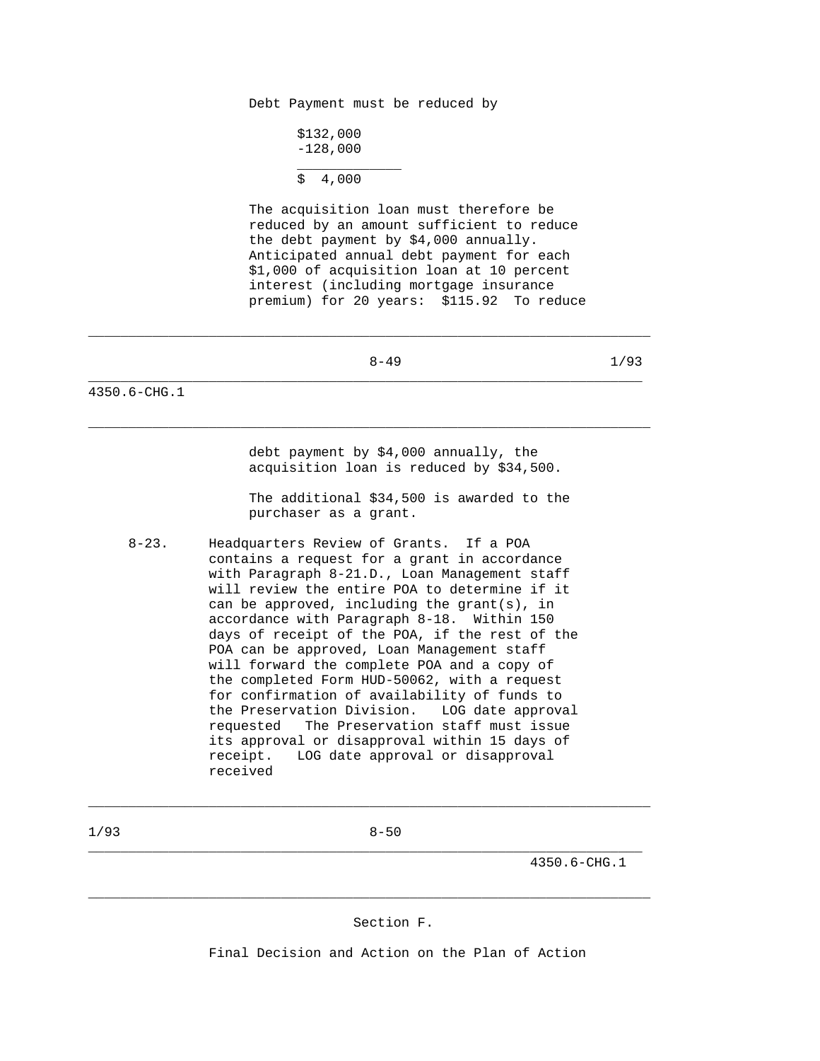Debt Payment must be reduced by

```
$132,000
-128,000
____________
$  4,000
```

The acquisition loan must therefore be reduced by an amount sufficient to reduce the debt payment by $4,000 annually. Anticipated annual debt payment for each $1,000 of acquisition loan at 10 percent interest (including mortgage insurance premium) for 20 years: $115.92 To reduce debt payment by $4,000 annually, the acquisition loan is reduced by $34,500.

The additional $34,500 is awarded to the purchaser as a grant.

8-23. Headquarters Review of Grants. If a POA contains a request for a grant in accordance with Paragraph 8-21.D., Loan Management staff will review the entire POA to determine if it can be approved, including the grant(s), in accordance with Paragraph 8-18. Within 150 days of receipt of the POA, if the rest of the POA can be approved, Loan Management staff will forward the complete POA and a copy of the completed Form HUD-50062, with a request for confirmation of availability of funds to the Preservation Division. LOG date approval requested The Preservation staff must issue its approval or disapproval within 15 days of receipt. LOG date approval or disapproval received

## Section F.

## Final Decision and Action on the Plan of Action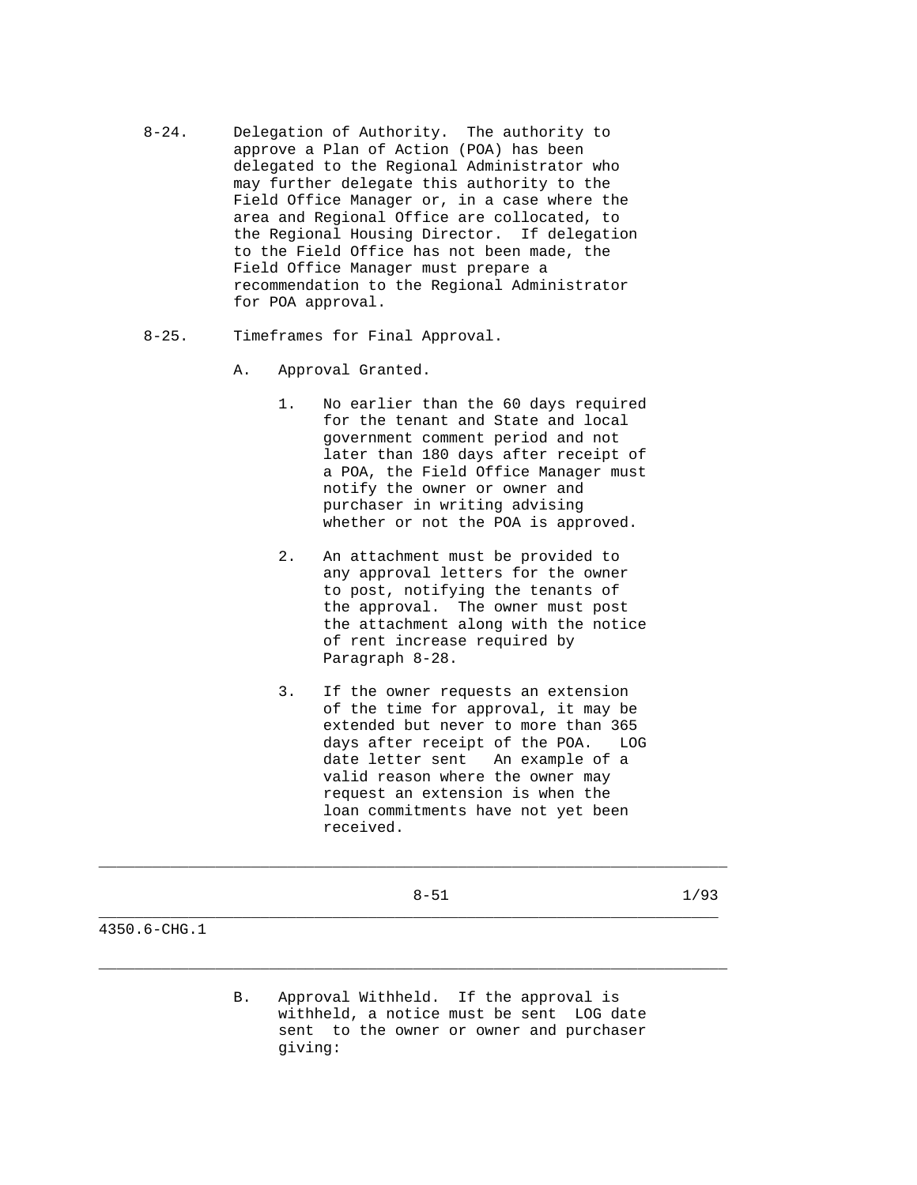8-24. Delegation of Authority. The authority to approve a Plan of Action (POA) has been delegated to the Regional Administrator who may further delegate this authority to the Field Office Manager or, in a case where the area and Regional Office are collocated, to the Regional Housing Director. If delegation to the Field Office has not been made, the Field Office Manager must prepare a recommendation to the Regional Administrator for POA approval.

8-25. Timeframes for Final Approval.

A. Approval Granted.

1. No earlier than the 60 days required for the tenant and State and local government comment period and not later than 180 days after receipt of a POA, the Field Office Manager must notify the owner or owner and purchaser in writing advising whether or not the POA is approved.

2. An attachment must be provided to any approval letters for the owner to post, notifying the tenants of the approval. The owner must post the attachment along with the notice of rent increase required by Paragraph 8-28.

3. If the owner requests an extension of the time for approval, it may be extended but never to more than 365 days after receipt of the POA. LOG date letter sent An example of a valid reason where the owner may request an extension is when the loan commitments have not yet been received.

B. Approval Withheld. If the approval is withheld, a notice must be sent LOG date sent to the owner or owner and purchaser giving: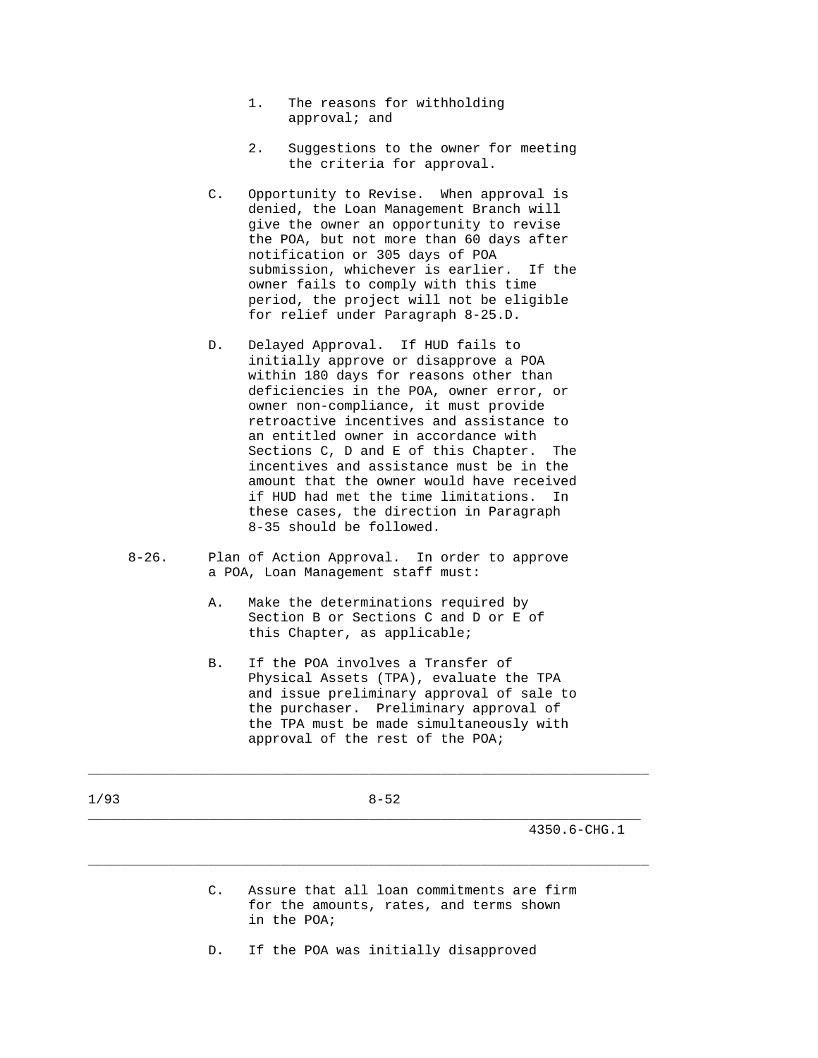1. The reasons for withholding approval; and

2. Suggestions to the owner for meeting the criteria for approval.

C. Opportunity to Revise. When approval is denied, the Loan Management Branch will give the owner an opportunity to revise the POA, but not more than 60 days after notification or 305 days of POA submission, whichever is earlier. If the owner fails to comply with this time period, the project will not be eligible for relief under Paragraph 8-25.D.

D. Delayed Approval. If HUD fails to initially approve or disapprove a POA within 180 days for reasons other than deficiencies in the POA, owner error, or owner non-compliance, it must provide retroactive incentives and assistance to an entitled owner in accordance with Sections C, D and E of this Chapter. The incentives and assistance must be in the amount that the owner would have received if HUD had met the time limitations. In these cases, the direction in Paragraph 8-35 should be followed.

8-26. Plan of Action Approval. In order to approve a POA, Loan Management staff must:

A. Make the determinations required by Section B or Sections C and D or E of this Chapter, as applicable;

B. If the POA involves a Transfer of Physical Assets (TPA), evaluate the TPA and issue preliminary approval of sale to the purchaser. Preliminary approval of the TPA must be made simultaneously with approval of the rest of the POA;

C. Assure that all loan commitments are firm for the amounts, rates, and terms shown in the POA;

D. If the POA was initially disapproved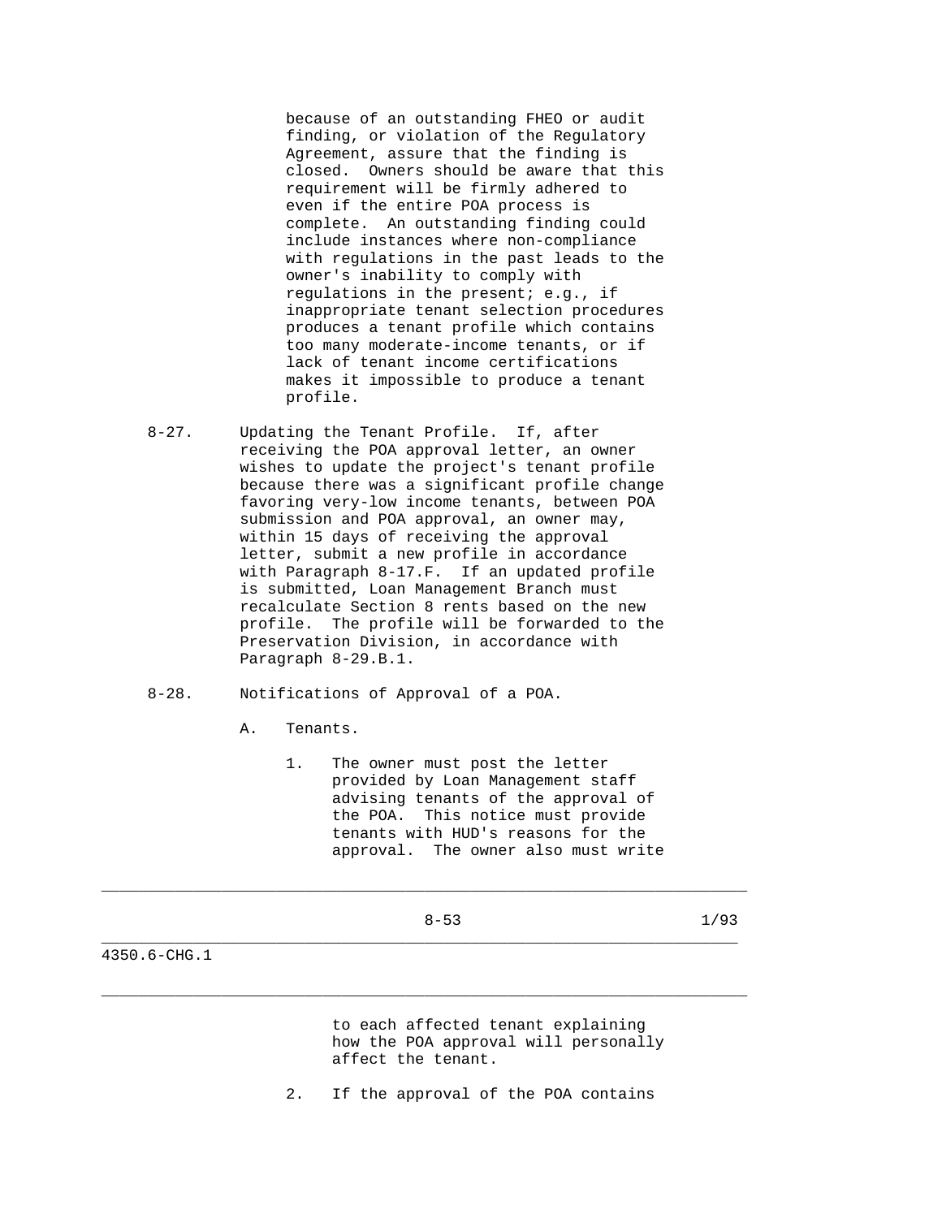because of an outstanding FHEO or audit finding, or violation of the Regulatory Agreement, assure that the finding is closed. Owners should be aware that this requirement will be firmly adhered to even if the entire POA process is complete. An outstanding finding could include instances where non-compliance with regulations in the past leads to the owner's inability to comply with regulations in the present; e.g., if inappropriate tenant selection procedures produces a tenant profile which contains too many moderate-income tenants, or if lack of tenant income certifications makes it impossible to produce a tenant profile.

8-27. Updating the Tenant Profile. If, after receiving the POA approval letter, an owner wishes to update the project's tenant profile because there was a significant profile change favoring very-low income tenants, between POA submission and POA approval, an owner may, within 15 days of receiving the approval letter, submit a new profile in accordance with Paragraph 8-17.F. If an updated profile is submitted, Loan Management Branch must recalculate Section 8 rents based on the new profile. The profile will be forwarded to the Preservation Division, in accordance with Paragraph 8-29.B.1.

8-28. Notifications of Approval of a POA.

A. Tenants.

1. The owner must post the letter provided by Loan Management staff advising tenants of the approval of the POA. This notice must provide tenants with HUD's reasons for the approval. The owner also must write to each affected tenant explaining how the POA approval will personally affect the tenant.

2. If the approval of the POA contains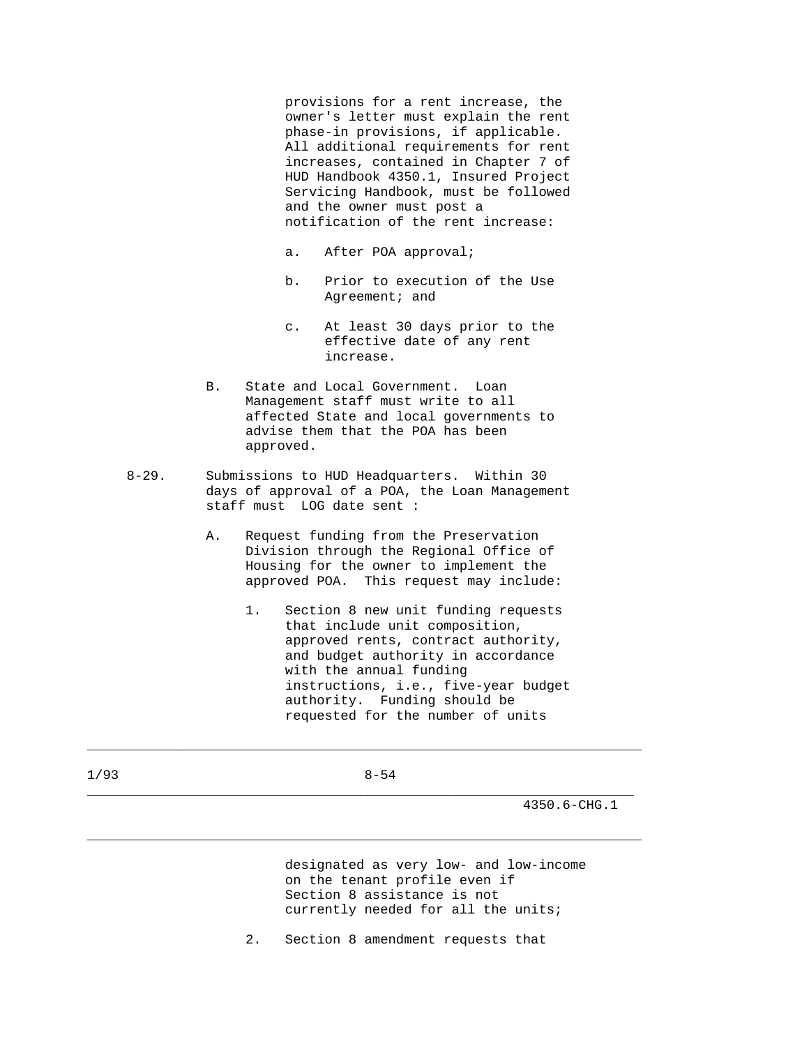provisions for a rent increase, the owner's letter must explain the rent phase-in provisions, if applicable. All additional requirements for rent increases, contained in Chapter 7 of HUD Handbook 4350.1, Insured Project Servicing Handbook, must be followed and the owner must post a notification of the rent increase:

a. After POA approval;

b. Prior to execution of the Use Agreement; and

c. At least 30 days prior to the effective date of any rent increase.

B. State and Local Government. Loan Management staff must write to all affected State and local governments to advise them that the POA has been approved.

8-29. Submissions to HUD Headquarters. Within 30 days of approval of a POA, the Loan Management staff must LOG date sent :

A. Request funding from the Preservation Division through the Regional Office of Housing for the owner to implement the approved POA. This request may include:

1. Section 8 new unit funding requests that include unit composition, approved rents, contract authority, and budget authority in accordance with the annual funding instructions, i.e., five-year budget authority. Funding should be requested for the number of units designated as very low- and low-income on the tenant profile even if Section 8 assistance is not currently needed for all the units;

2. Section 8 amendment requests that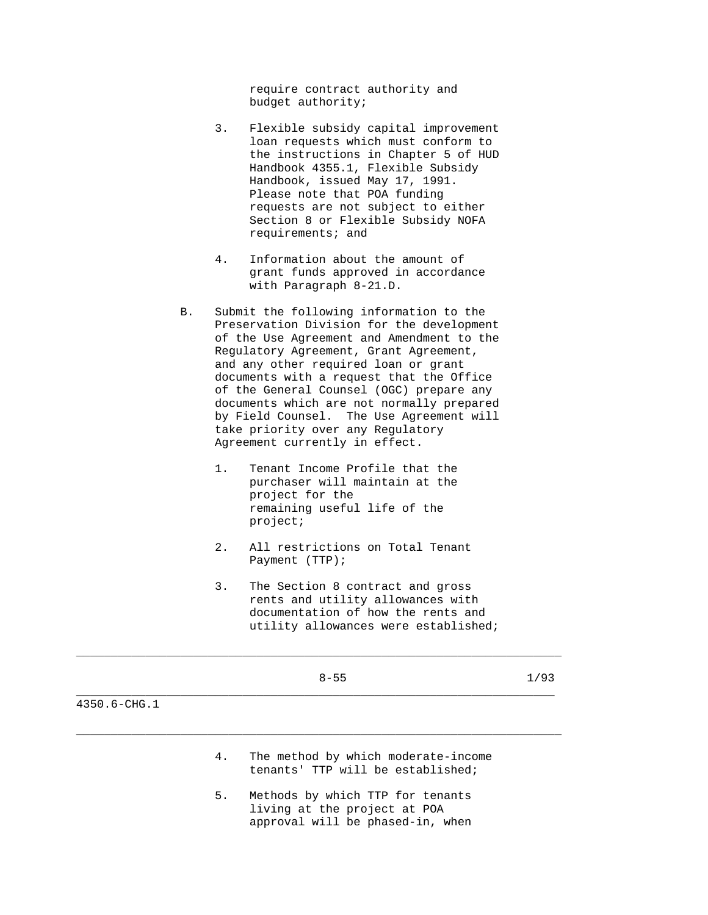require contract authority and budget authority;

3. Flexible subsidy capital improvement loan requests which must conform to the instructions in Chapter 5 of HUD Handbook 4355.1, Flexible Subsidy Handbook, issued May 17, 1991. Please note that POA funding requests are not subject to either Section 8 or Flexible Subsidy NOFA requirements; and

4. Information about the amount of grant funds approved in accordance with Paragraph 8-21.D.

B. Submit the following information to the Preservation Division for the development of the Use Agreement and Amendment to the Regulatory Agreement, Grant Agreement, and any other required loan or grant documents with a request that the Office of the General Counsel (OGC) prepare any documents which are not normally prepared by Field Counsel. The Use Agreement will take priority over any Regulatory Agreement currently in effect.

1. Tenant Income Profile that the purchaser will maintain at the project for the remaining useful life of the project;

2. All restrictions on Total Tenant Payment (TTP);

3. The Section 8 contract and gross rents and utility allowances with documentation of how the rents and utility allowances were established;

4. The method by which moderate-income tenants' TTP will be established;

5. Methods by which TTP for tenants living at the project at POA approval will be phased-in, when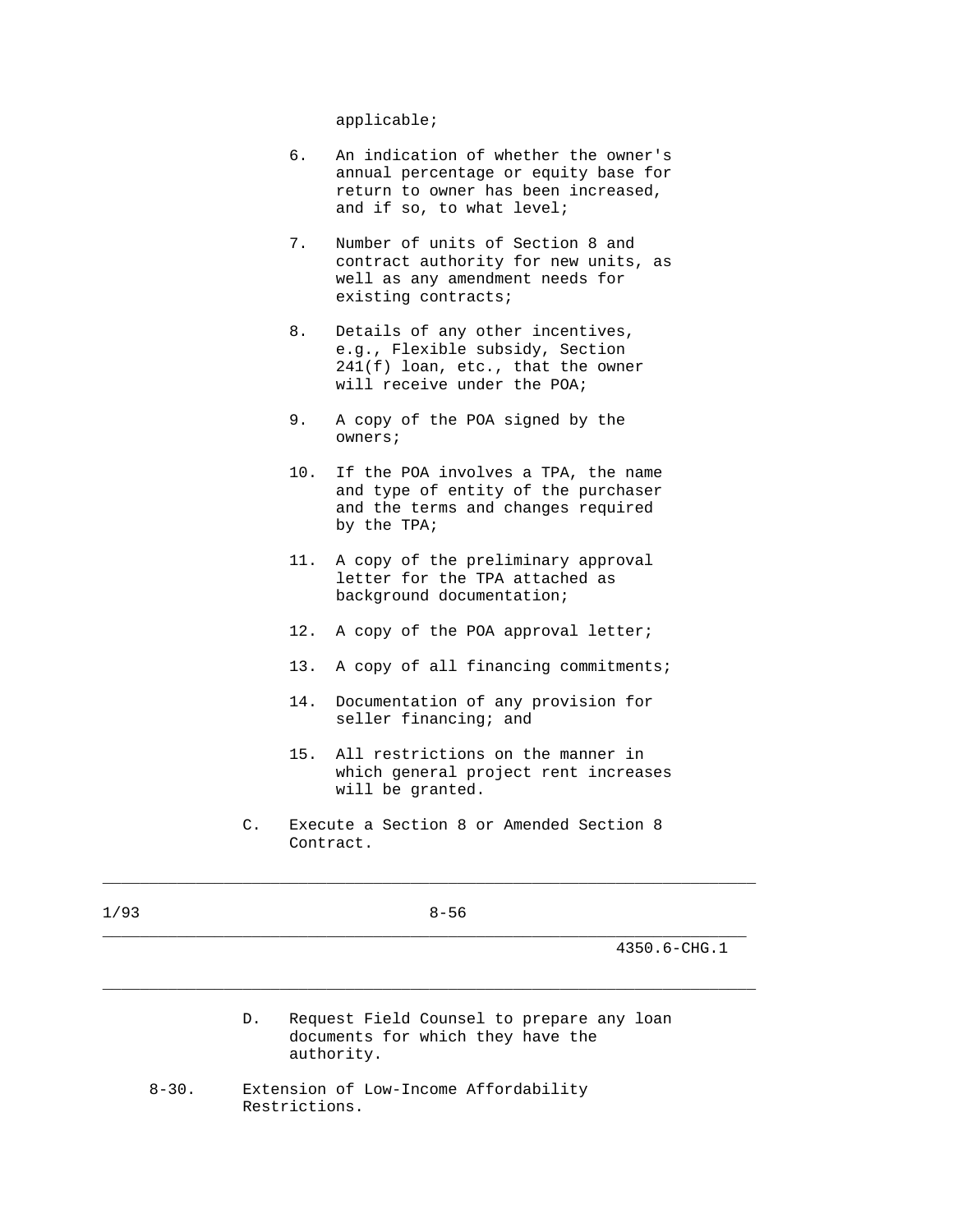applicable;

6. An indication of whether the owner's annual percentage or equity base for return to owner has been increased, and if so, to what level;

7. Number of units of Section 8 and contract authority for new units, as well as any amendment needs for existing contracts;

8. Details of any other incentives, e.g., Flexible subsidy, Section 241(f) loan, etc., that the owner will receive under the POA;

9. A copy of the POA signed by the owners;

10. If the POA involves a TPA, the name and type of entity of the purchaser and the terms and changes required by the TPA;

11. A copy of the preliminary approval letter for the TPA attached as background documentation;

12. A copy of the POA approval letter;

13. A copy of all financing commitments;

14. Documentation of any provision for seller financing; and

15. All restrictions on the manner in which general project rent increases will be granted.

C. Execute a Section 8 or Amended Section 8 Contract.

D. Request Field Counsel to prepare any loan documents for which they have the authority.

8-30. Extension of Low-Income Affordability Restrictions.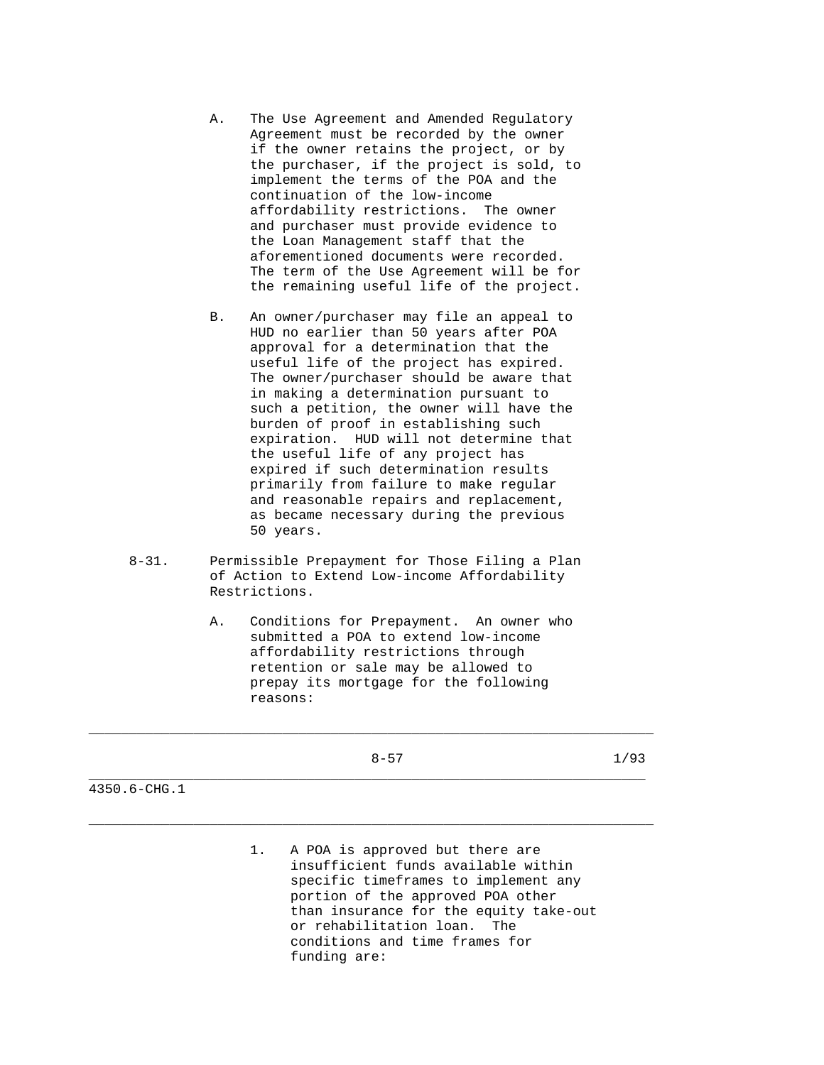A. The Use Agreement and Amended Regulatory Agreement must be recorded by the owner if the owner retains the project, or by the purchaser, if the project is sold, to implement the terms of the POA and the continuation of the low-income affordability restrictions. The owner and purchaser must provide evidence to the Loan Management staff that the aforementioned documents were recorded. The term of the Use Agreement will be for the remaining useful life of the project.

B. An owner/purchaser may file an appeal to HUD no earlier than 50 years after POA approval for a determination that the useful life of the project has expired. The owner/purchaser should be aware that in making a determination pursuant to such a petition, the owner will have the burden of proof in establishing such expiration. HUD will not determine that the useful life of any project has expired if such determination results primarily from failure to make regular and reasonable repairs and replacement, as became necessary during the previous 50 years.

## 8-31. Permissible Prepayment for Those Filing a Plan of Action to Extend Low-income Affordability Restrictions.

A. Conditions for Prepayment. An owner who submitted a POA to extend low-income affordability restrictions through retention or sale may be allowed to prepay its mortgage for the following reasons:

1. A POA is approved but there are insufficient funds available within specific timeframes to implement any portion of the approved POA other than insurance for the equity take-out or rehabilitation loan. The conditions and time frames for funding are: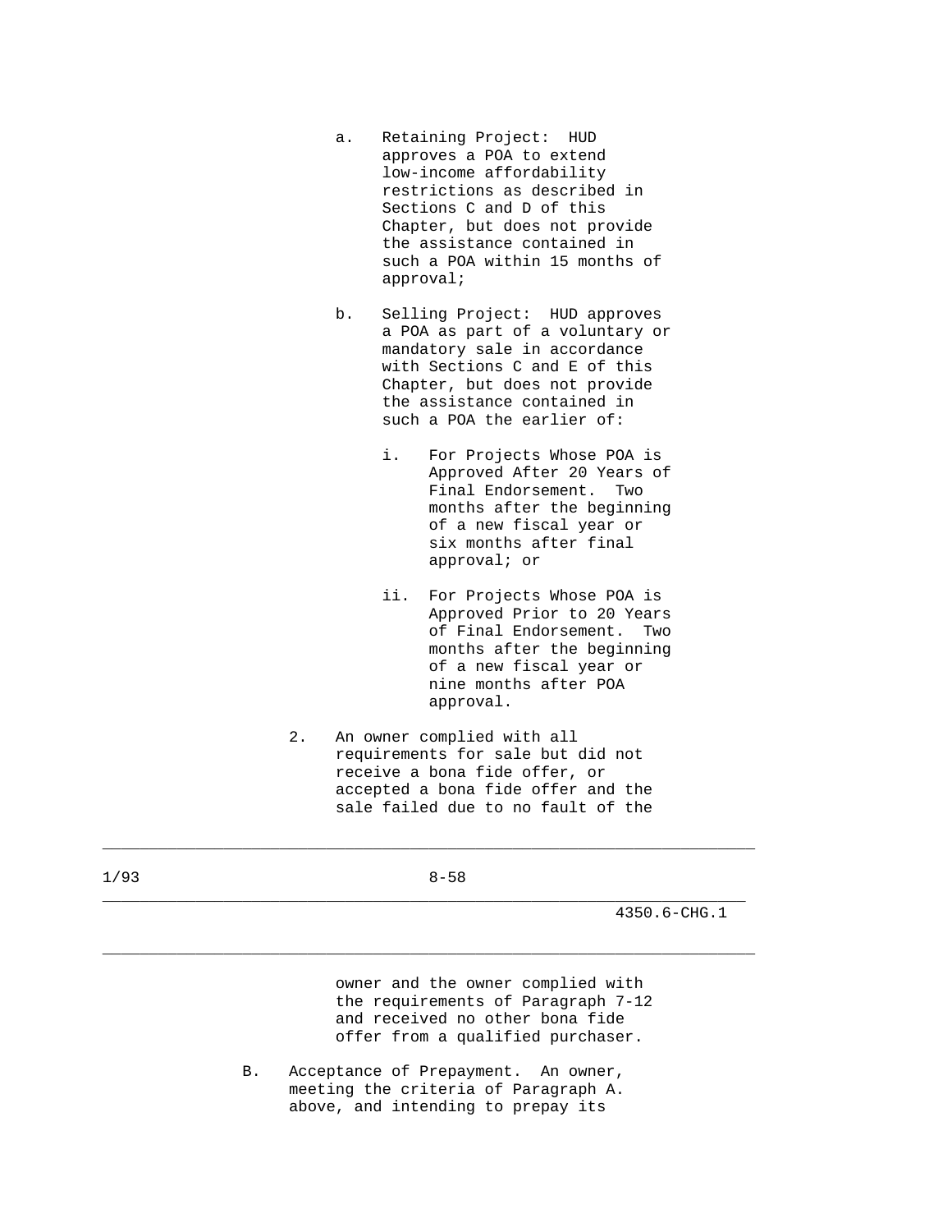a. Retaining Project: HUD approves a POA to extend low-income affordability restrictions as described in Sections C and D of this Chapter, but does not provide the assistance contained in such a POA within 15 months of approval;

b. Selling Project: HUD approves a POA as part of a voluntary or mandatory sale in accordance with Sections C and E of this Chapter, but does not provide the assistance contained in such a POA the earlier of:

   i. For Projects Whose POA is Approved After 20 Years of Final Endorsement. Two months after the beginning of a new fiscal year or six months after final approval; or

   ii. For Projects Whose POA is Approved Prior to 20 Years of Final Endorsement. Two months after the beginning of a new fiscal year or nine months after POA approval.

2. An owner complied with all requirements for sale but did not receive a bona fide offer, or accepted a bona fide offer and the sale failed due to no fault of the owner and the owner complied with the requirements of Paragraph 7-12 and received no other bona fide offer from a qualified purchaser.

B. Acceptance of Prepayment. An owner, meeting the criteria of Paragraph A. above, and intending to prepay its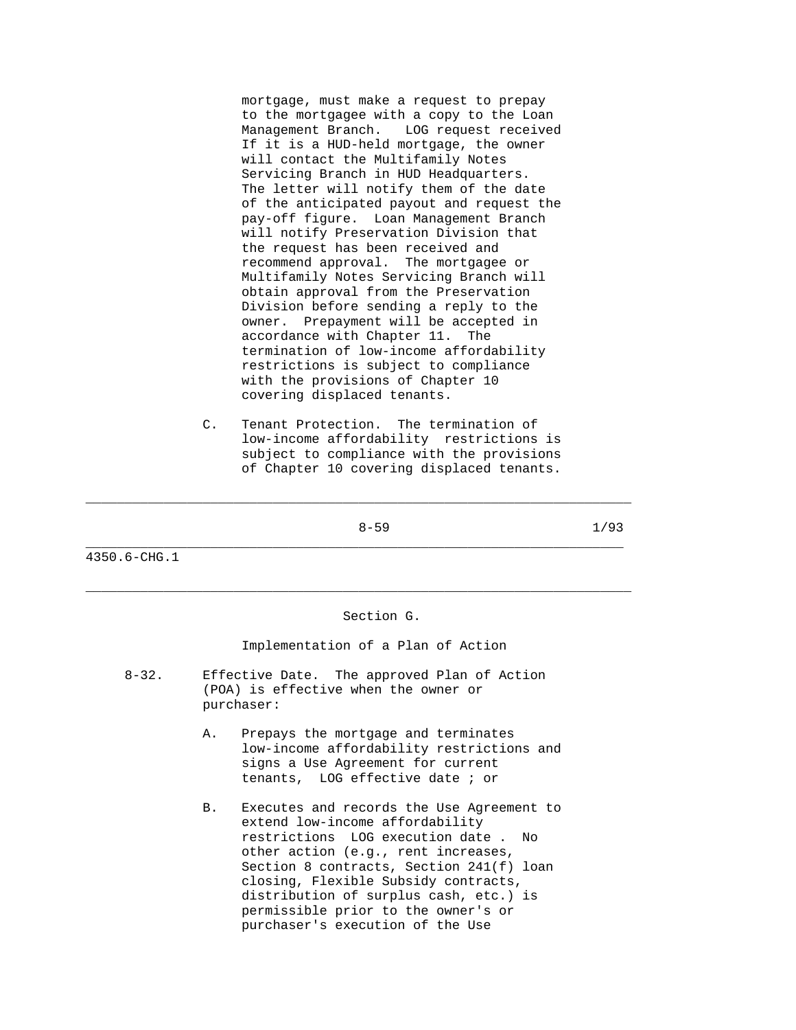mortgage, must make a request to prepay to the mortgagee with a copy to the Loan Management Branch. LOG request received If it is a HUD-held mortgage, the owner will contact the Multifamily Notes Servicing Branch in HUD Headquarters. The letter will notify them of the date of the anticipated payout and request the pay-off figure. Loan Management Branch will notify Preservation Division that the request has been received and recommend approval. The mortgagee or Multifamily Notes Servicing Branch will obtain approval from the Preservation Division before sending a reply to the owner. Prepayment will be accepted in accordance with Chapter 11. The termination of low-income affordability restrictions is subject to compliance with the provisions of Chapter 10 covering displaced tenants.

C. Tenant Protection. The termination of low-income affordability restrictions is subject to compliance with the provisions of Chapter 10 covering displaced tenants.

## Section G.

### Implementation of a Plan of Action

8-32. Effective Date. The approved Plan of Action (POA) is effective when the owner or purchaser:

A. Prepays the mortgage and terminates low-income affordability restrictions and signs a Use Agreement for current tenants, LOG effective date ; or

B. Executes and records the Use Agreement to extend low-income affordability restrictions LOG execution date . No other action (e.g., rent increases, Section 8 contracts, Section 241(f) loan closing, Flexible Subsidy contracts, distribution of surplus cash, etc.) is permissible prior to the owner's or purchaser's execution of the Use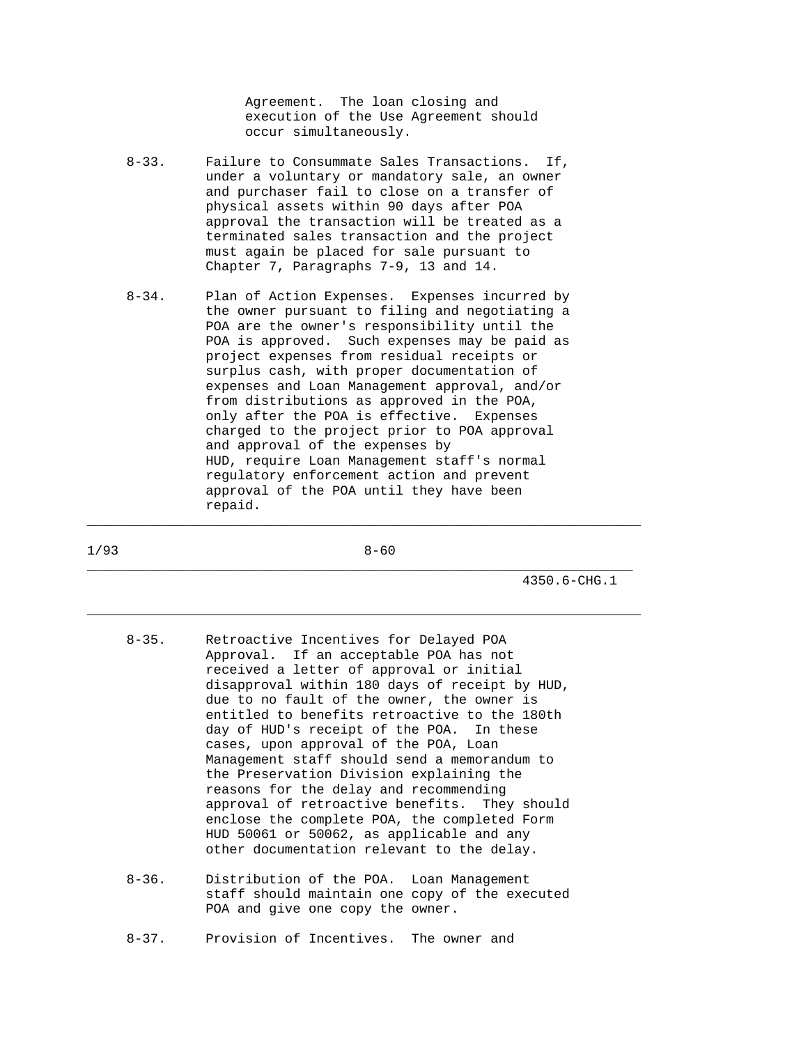Agreement. The loan closing and execution of the Use Agreement should occur simultaneously.

8-33. Failure to Consummate Sales Transactions. If, under a voluntary or mandatory sale, an owner and purchaser fail to close on a transfer of physical assets within 90 days after POA approval the transaction will be treated as a terminated sales transaction and the project must again be placed for sale pursuant to Chapter 7, Paragraphs 7-9, 13 and 14.

8-34. Plan of Action Expenses. Expenses incurred by the owner pursuant to filing and negotiating a POA are the owner's responsibility until the POA is approved. Such expenses may be paid as project expenses from residual receipts or surplus cash, with proper documentation of expenses and Loan Management approval, and/or from distributions as approved in the POA, only after the POA is effective. Expenses charged to the project prior to POA approval and approval of the expenses by HUD, require Loan Management staff's normal regulatory enforcement action and prevent approval of the POA until they have been repaid.

8-35. Retroactive Incentives for Delayed POA Approval. If an acceptable POA has not received a letter of approval or initial disapproval within 180 days of receipt by HUD, due to no fault of the owner, the owner is entitled to benefits retroactive to the 180th day of HUD's receipt of the POA. In these cases, upon approval of the POA, Loan Management staff should send a memorandum to the Preservation Division explaining the reasons for the delay and recommending approval of retroactive benefits. They should enclose the complete POA, the completed Form HUD 50061 or 50062, as applicable and any other documentation relevant to the delay.

8-36. Distribution of the POA. Loan Management staff should maintain one copy of the executed POA and give one copy the owner.

8-37. Provision of Incentives. The owner and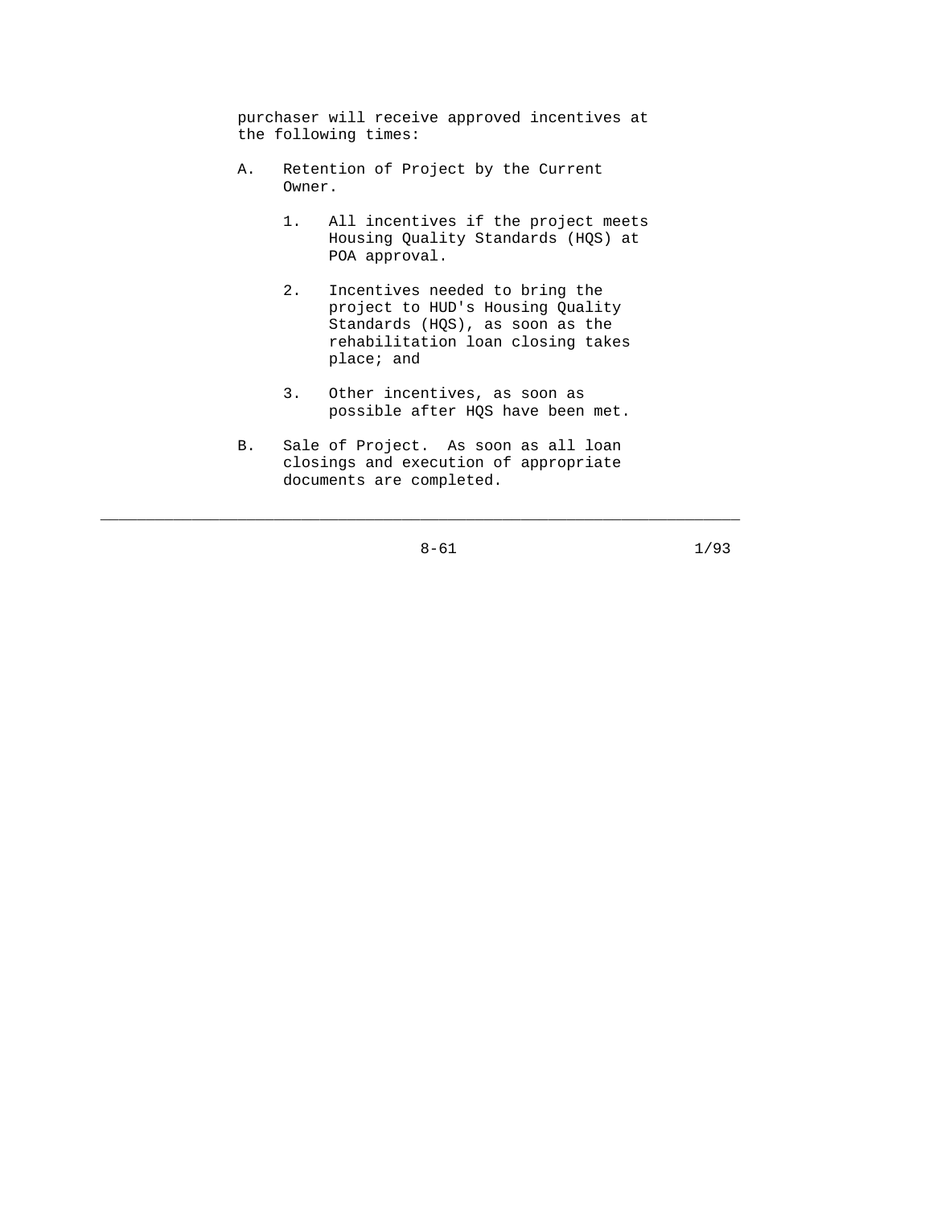purchaser will receive approved incentives at the following times:

A. Retention of Project by the Current Owner.

   1. All incentives if the project meets Housing Quality Standards (HQS) at POA approval.

   2. Incentives needed to bring the project to HUD's Housing Quality Standards (HQS), as soon as the rehabilitation loan closing takes place; and

   3. Other incentives, as soon as possible after HQS have been met.

B. Sale of Project. As soon as all loan closings and execution of appropriate documents are completed.